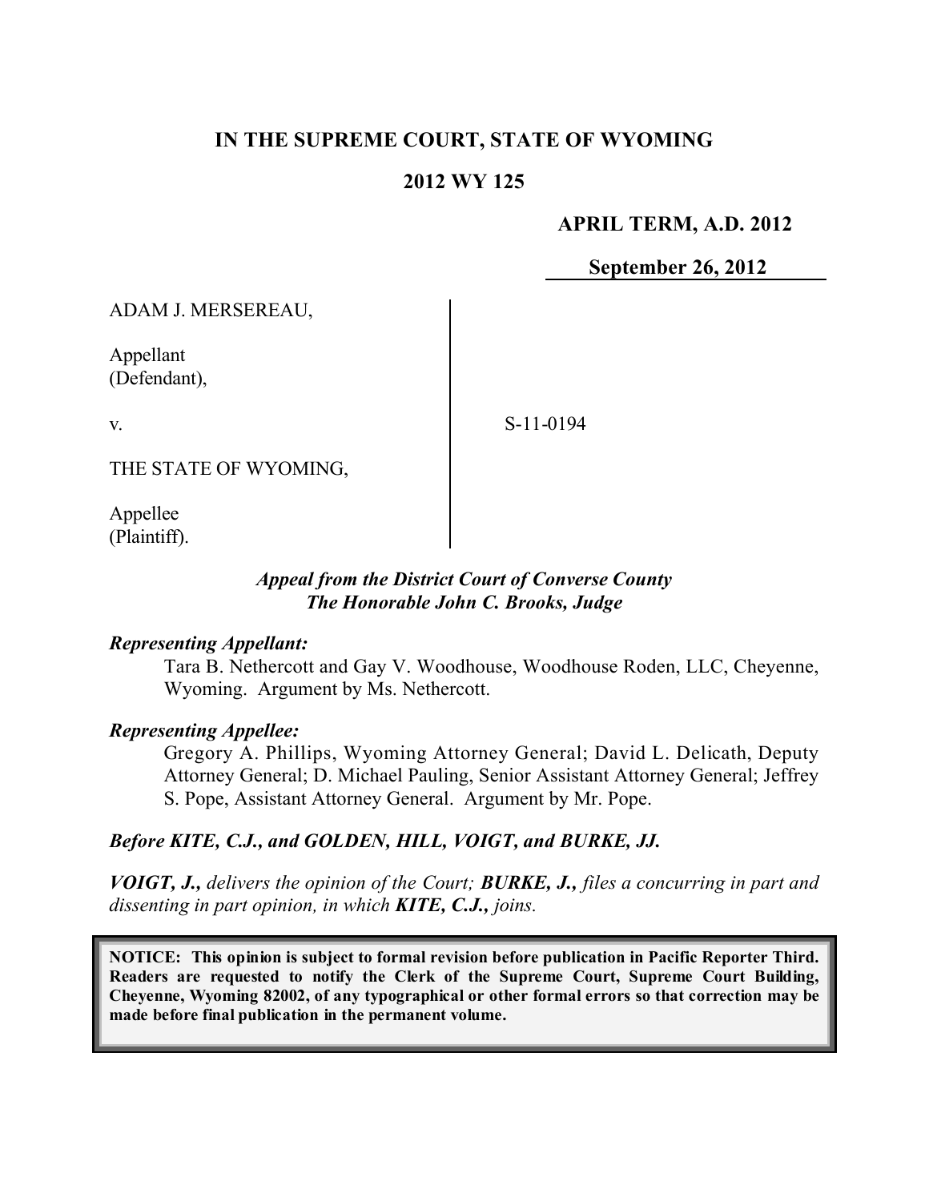# IN THE SUPREME COURT, STATE OF WYOMING

## 2012 WY 125

**APRIL TERM, A.D. 2012**

**September 26, 2012**

ADAM J. MERSEREAU,

Appellant
(Defendant),

v.

S-11-0194

THE STATE OF WYOMING,

Appellee
(Plaintiff).

*Appeal from the District Court of Converse County*
*The Honorable John C. Brooks, Judge*

***Representing Appellant:***

Tara B. Nethercott and Gay V. Woodhouse, Woodhouse Roden, LLC, Cheyenne, Wyoming. Argument by Ms. Nethercott.

***Representing Appellee:***

Gregory A. Phillips, Wyoming Attorney General; David L. Delicath, Deputy Attorney General; D. Michael Pauling, Senior Assistant Attorney General; Jeffrey S. Pope, Assistant Attorney General. Argument by Mr. Pope.

***Before KITE, C.J., and GOLDEN, HILL, VOIGT, and BURKE, JJ.***

***VOIGT, J.,*** *delivers the opinion of the Court;* ***BURKE, J.,*** *files a concurring in part and dissenting in part opinion, in which* ***KITE, C.J.,*** *joins.*

**NOTICE: This opinion is subject to formal revision before publication in Pacific Reporter Third. Readers are requested to notify the Clerk of the Supreme Court, Supreme Court Building, Cheyenne, Wyoming 82002, of any typographical or other formal errors so that correction may be made before final publication in the permanent volume.**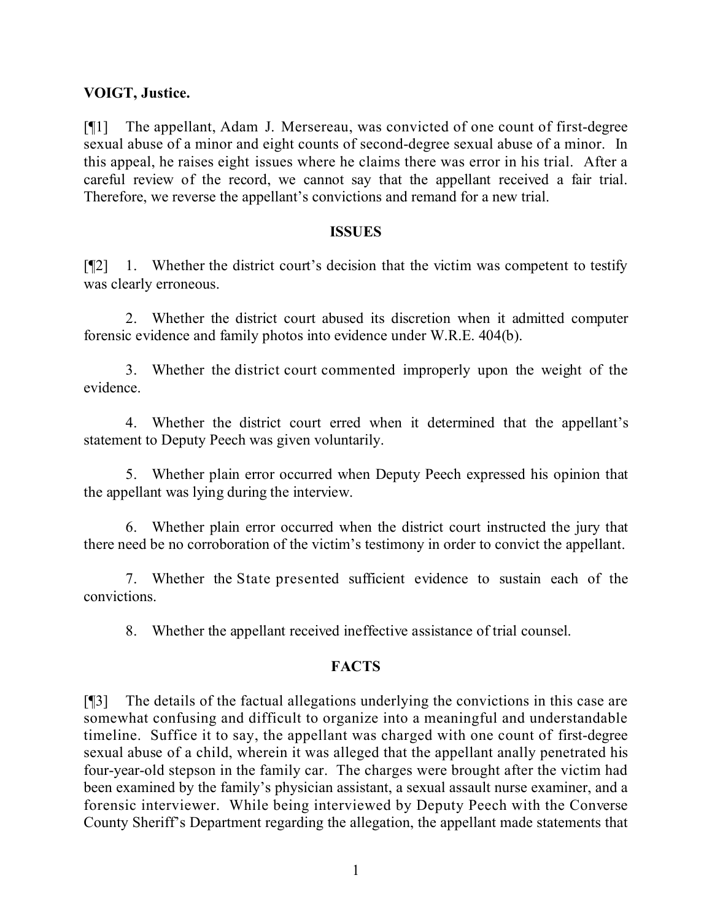**VOIGT, Justice.**

[¶1] The appellant, Adam J. Mersereau, was convicted of one count of first-degree sexual abuse of a minor and eight counts of second-degree sexual abuse of a minor. In this appeal, he raises eight issues where he claims there was error in his trial. After a careful review of the record, we cannot say that the appellant received a fair trial. Therefore, we reverse the appellant's convictions and remand for a new trial.

## ISSUES

[¶2] 1. Whether the district court's decision that the victim was competent to testify was clearly erroneous.

2. Whether the district court abused its discretion when it admitted computer forensic evidence and family photos into evidence under W.R.E. 404(b).

3. Whether the district court commented improperly upon the weight of the evidence.

4. Whether the district court erred when it determined that the appellant's statement to Deputy Peech was given voluntarily.

5. Whether plain error occurred when Deputy Peech expressed his opinion that the appellant was lying during the interview.

6. Whether plain error occurred when the district court instructed the jury that there need be no corroboration of the victim's testimony in order to convict the appellant.

7. Whether the State presented sufficient evidence to sustain each of the convictions.

8. Whether the appellant received ineffective assistance of trial counsel.

## FACTS

[¶3] The details of the factual allegations underlying the convictions in this case are somewhat confusing and difficult to organize into a meaningful and understandable timeline. Suffice it to say, the appellant was charged with one count of first-degree sexual abuse of a child, wherein it was alleged that the appellant anally penetrated his four-year-old stepson in the family car. The charges were brought after the victim had been examined by the family's physician assistant, a sexual assault nurse examiner, and a forensic interviewer. While being interviewed by Deputy Peech with the Converse County Sheriff's Department regarding the allegation, the appellant made statements that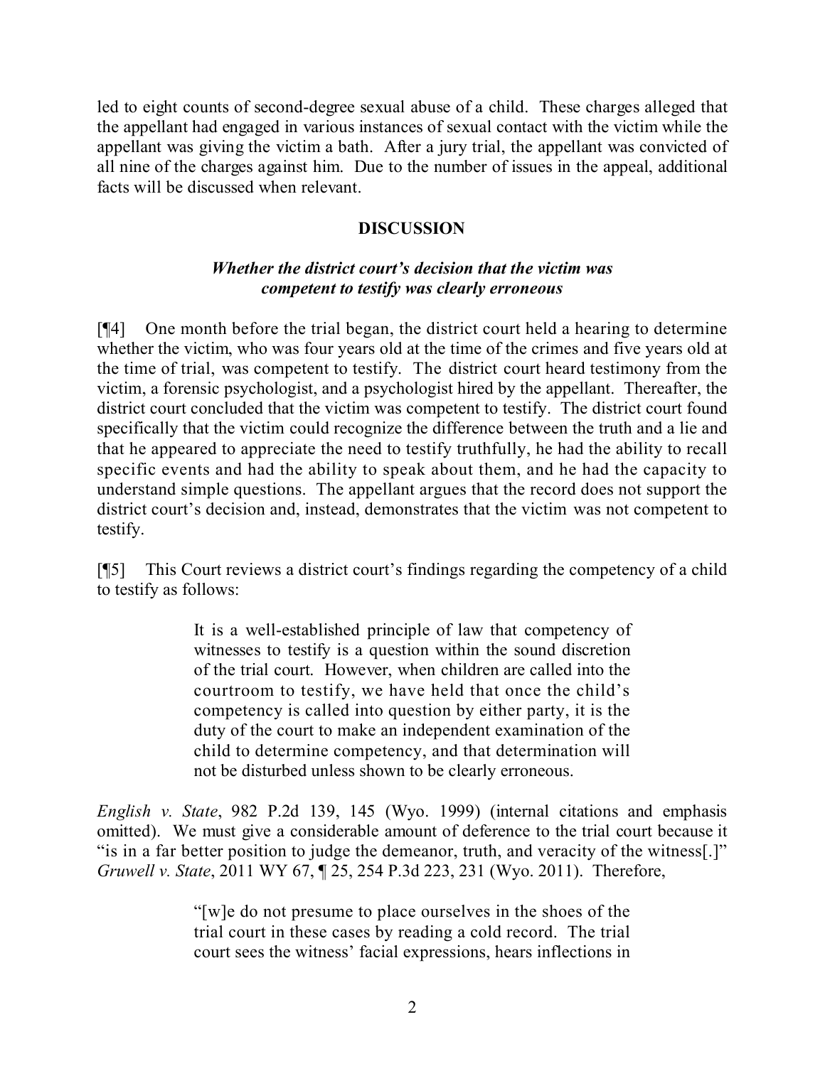led to eight counts of second-degree sexual abuse of a child. These charges alleged that the appellant had engaged in various instances of sexual contact with the victim while the appellant was giving the victim a bath. After a jury trial, the appellant was convicted of all nine of the charges against him. Due to the number of issues in the appeal, additional facts will be discussed when relevant.

## DISCUSSION

### *Whether the district court's decision that the victim was competent to testify was clearly erroneous*

[¶4] One month before the trial began, the district court held a hearing to determine whether the victim, who was four years old at the time of the crimes and five years old at the time of trial, was competent to testify. The district court heard testimony from the victim, a forensic psychologist, and a psychologist hired by the appellant. Thereafter, the district court concluded that the victim was competent to testify. The district court found specifically that the victim could recognize the difference between the truth and a lie and that he appeared to appreciate the need to testify truthfully, he had the ability to recall specific events and had the ability to speak about them, and he had the capacity to understand simple questions. The appellant argues that the record does not support the district court's decision and, instead, demonstrates that the victim was not competent to testify.

[¶5] This Court reviews a district court's findings regarding the competency of a child to testify as follows:

> It is a well-established principle of law that competency of witnesses to testify is a question within the sound discretion of the trial court. However, when children are called into the courtroom to testify, we have held that once the child's competency is called into question by either party, it is the duty of the court to make an independent examination of the child to determine competency, and that determination will not be disturbed unless shown to be clearly erroneous.

*English v. State*, 982 P.2d 139, 145 (Wyo. 1999) (internal citations and emphasis omitted). We must give a considerable amount of deference to the trial court because it "is in a far better position to judge the demeanor, truth, and veracity of the witness[.]" *Gruwell v. State*, 2011 WY 67, ¶ 25, 254 P.3d 223, 231 (Wyo. 2011). Therefore,

> "[w]e do not presume to place ourselves in the shoes of the trial court in these cases by reading a cold record. The trial court sees the witness' facial expressions, hears inflections in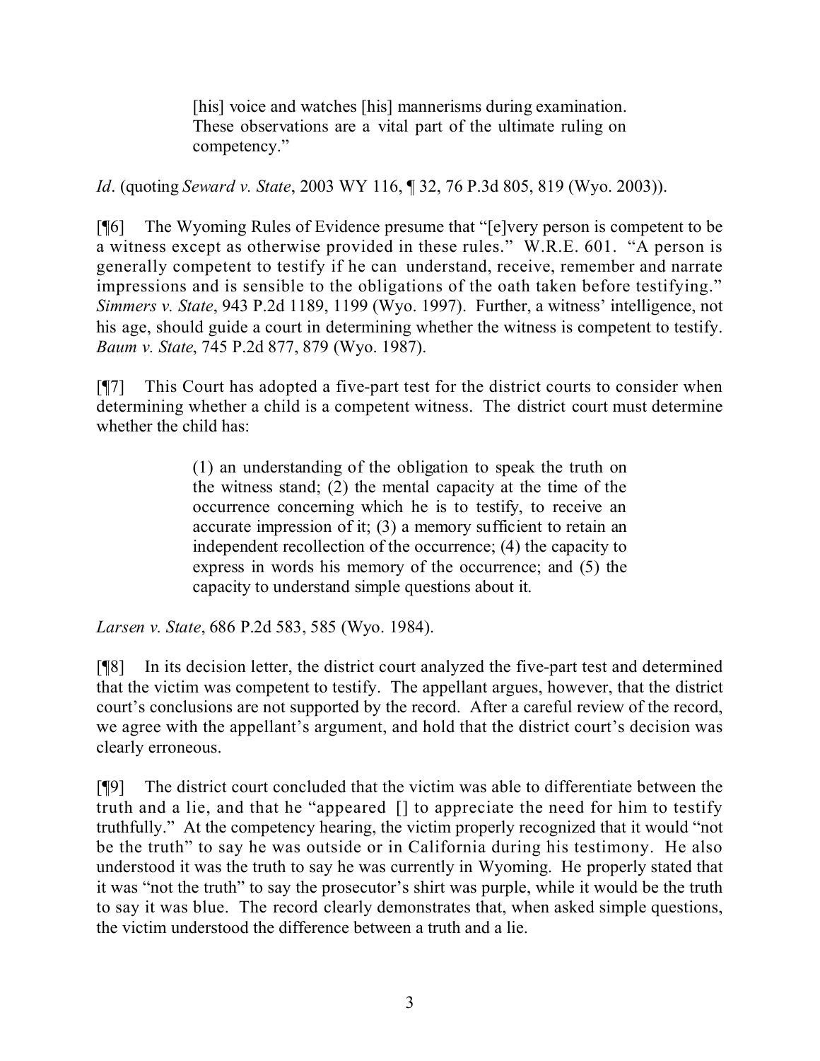> [his] voice and watches [his] mannerisms during examination. These observations are a vital part of the ultimate ruling on competency."

*Id*. (quoting *Seward v. State*, 2003 WY 116, ¶ 32, 76 P.3d 805, 819 (Wyo. 2003)).

[¶6] The Wyoming Rules of Evidence presume that "[e]very person is competent to be a witness except as otherwise provided in these rules." W.R.E. 601. "A person is generally competent to testify if he can understand, receive, remember and narrate impressions and is sensible to the obligations of the oath taken before testifying." *Simmers v. State*, 943 P.2d 1189, 1199 (Wyo. 1997). Further, a witness' intelligence, not his age, should guide a court in determining whether the witness is competent to testify. *Baum v. State*, 745 P.2d 877, 879 (Wyo. 1987).

[¶7] This Court has adopted a five-part test for the district courts to consider when determining whether a child is a competent witness. The district court must determine whether the child has:

> (1) an understanding of the obligation to speak the truth on the witness stand; (2) the mental capacity at the time of the occurrence concerning which he is to testify, to receive an accurate impression of it; (3) a memory sufficient to retain an independent recollection of the occurrence; (4) the capacity to express in words his memory of the occurrence; and (5) the capacity to understand simple questions about it.

*Larsen v. State*, 686 P.2d 583, 585 (Wyo. 1984).

[¶8] In its decision letter, the district court analyzed the five-part test and determined that the victim was competent to testify. The appellant argues, however, that the district court's conclusions are not supported by the record. After a careful review of the record, we agree with the appellant's argument, and hold that the district court's decision was clearly erroneous.

[¶9] The district court concluded that the victim was able to differentiate between the truth and a lie, and that he "appeared [] to appreciate the need for him to testify truthfully." At the competency hearing, the victim properly recognized that it would "not be the truth" to say he was outside or in California during his testimony. He also understood it was the truth to say he was currently in Wyoming. He properly stated that it was "not the truth" to say the prosecutor's shirt was purple, while it would be the truth to say it was blue. The record clearly demonstrates that, when asked simple questions, the victim understood the difference between a truth and a lie.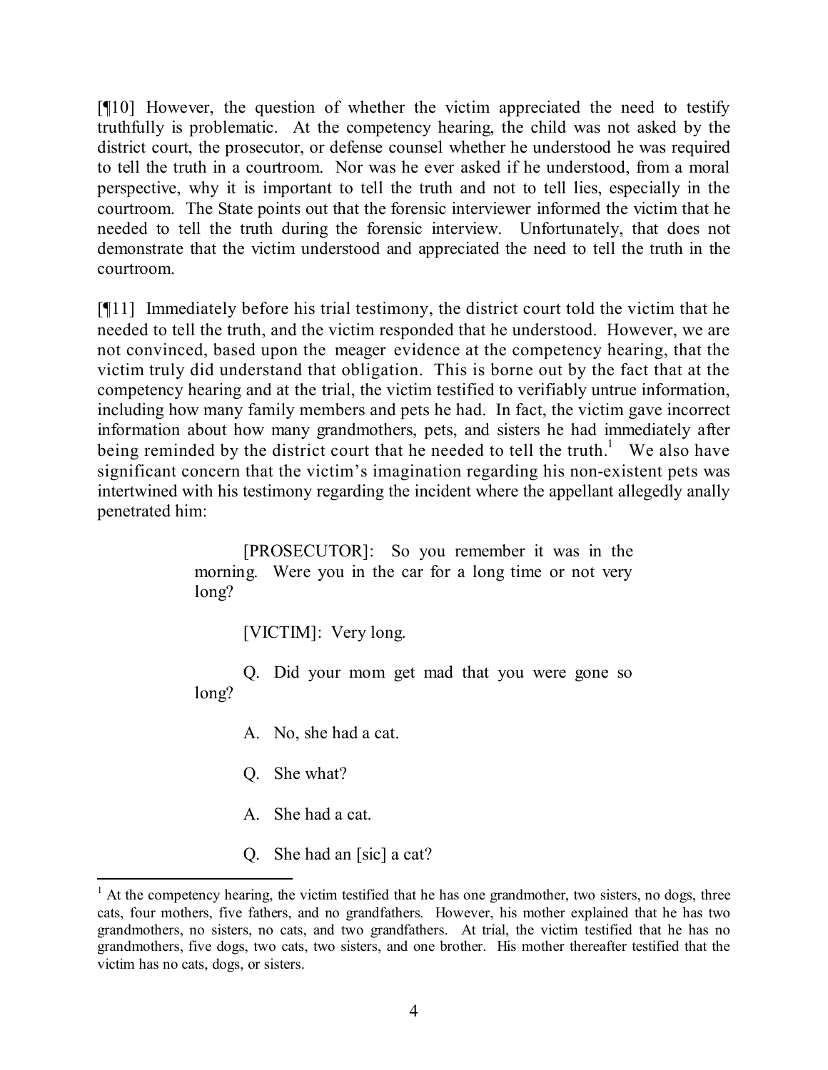[¶10] However, the question of whether the victim appreciated the need to testify truthfully is problematic. At the competency hearing, the child was not asked by the district court, the prosecutor, or defense counsel whether he understood he was required to tell the truth in a courtroom. Nor was he ever asked if he understood, from a moral perspective, why it is important to tell the truth and not to tell lies, especially in the courtroom. The State points out that the forensic interviewer informed the victim that he needed to tell the truth during the forensic interview. Unfortunately, that does not demonstrate that the victim understood and appreciated the need to tell the truth in the courtroom.

[¶11] Immediately before his trial testimony, the district court told the victim that he needed to tell the truth, and the victim responded that he understood. However, we are not convinced, based upon the meager evidence at the competency hearing, that the victim truly did understand that obligation. This is borne out by the fact that at the competency hearing and at the trial, the victim testified to verifiably untrue information, including how many family members and pets he had. In fact, the victim gave incorrect information about how many grandmothers, pets, and sisters he had immediately after being reminded by the district court that he needed to tell the truth.[1] We also have significant concern that the victim's imagination regarding his non-existent pets was intertwined with his testimony regarding the incident where the appellant allegedly anally penetrated him:

> [PROSECUTOR]: So you remember it was in the morning. Were you in the car for a long time or not very long?
>
> [VICTIM]: Very long.
>
> Q. Did your mom get mad that you were gone so long?
>
> A. No, she had a cat.
>
> Q. She what?
>
> A. She had a cat.
>
> Q. She had an [sic] a cat?

[1] At the competency hearing, the victim testified that he has one grandmother, two sisters, no dogs, three cats, four mothers, five fathers, and no grandfathers. However, his mother explained that he has two grandmothers, no sisters, no cats, and two grandfathers. At trial, the victim testified that he has no grandmothers, five dogs, two cats, two sisters, and one brother. His mother thereafter testified that the victim has no cats, dogs, or sisters.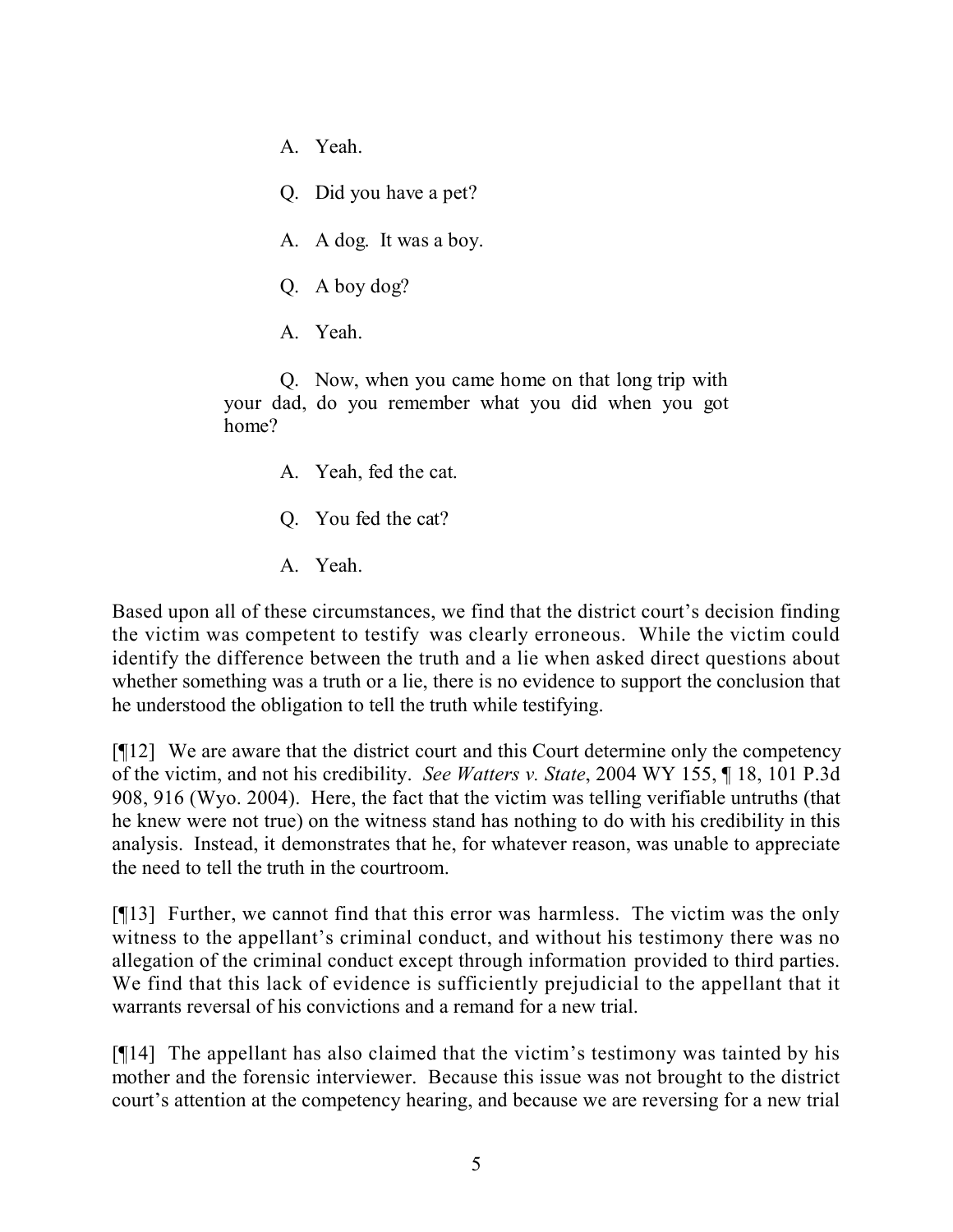> A. Yeah.
>
> Q. Did you have a pet?
>
> A. A dog. It was a boy.
>
> Q. A boy dog?
>
> A. Yeah.
>
> Q. Now, when you came home on that long trip with your dad, do you remember what you did when you got home?
>
> A. Yeah, fed the cat.
>
> Q. You fed the cat?
>
> A. Yeah.

Based upon all of these circumstances, we find that the district court's decision finding the victim was competent to testify was clearly erroneous. While the victim could identify the difference between the truth and a lie when asked direct questions about whether something was a truth or a lie, there is no evidence to support the conclusion that he understood the obligation to tell the truth while testifying.

[¶12] We are aware that the district court and this Court determine only the competency of the victim, and not his credibility. *See Watters v. State*, 2004 WY 155, ¶ 18, 101 P.3d 908, 916 (Wyo. 2004). Here, the fact that the victim was telling verifiable untruths (that he knew were not true) on the witness stand has nothing to do with his credibility in this analysis. Instead, it demonstrates that he, for whatever reason, was unable to appreciate the need to tell the truth in the courtroom.

[¶13] Further, we cannot find that this error was harmless. The victim was the only witness to the appellant's criminal conduct, and without his testimony there was no allegation of the criminal conduct except through information provided to third parties. We find that this lack of evidence is sufficiently prejudicial to the appellant that it warrants reversal of his convictions and a remand for a new trial.

[¶14] The appellant has also claimed that the victim's testimony was tainted by his mother and the forensic interviewer. Because this issue was not brought to the district court's attention at the competency hearing, and because we are reversing for a new trial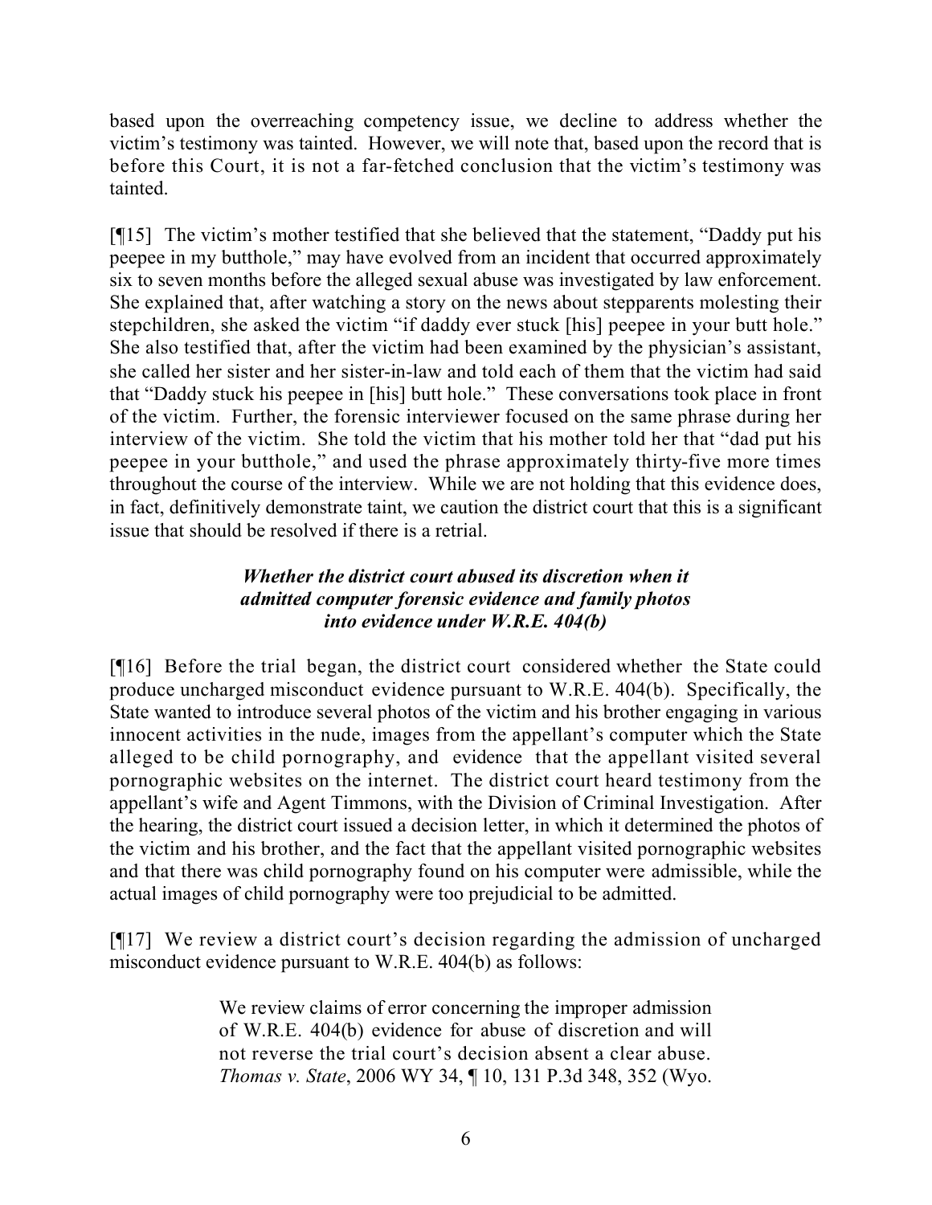based upon the overreaching competency issue, we decline to address whether the victim's testimony was tainted. However, we will note that, based upon the record that is before this Court, it is not a far-fetched conclusion that the victim's testimony was tainted.

[¶15] The victim's mother testified that she believed that the statement, "Daddy put his peepee in my butthole," may have evolved from an incident that occurred approximately six to seven months before the alleged sexual abuse was investigated by law enforcement. She explained that, after watching a story on the news about stepparents molesting their stepchildren, she asked the victim "if daddy ever stuck [his] peepee in your butt hole." She also testified that, after the victim had been examined by the physician's assistant, she called her sister and her sister-in-law and told each of them that the victim had said that "Daddy stuck his peepee in [his] butt hole." These conversations took place in front of the victim. Further, the forensic interviewer focused on the same phrase during her interview of the victim. She told the victim that his mother told her that "dad put his peepee in your butthole," and used the phrase approximately thirty-five more times throughout the course of the interview. While we are not holding that this evidence does, in fact, definitively demonstrate taint, we caution the district court that this is a significant issue that should be resolved if there is a retrial.

### *Whether the district court abused its discretion when it admitted computer forensic evidence and family photos into evidence under W.R.E. 404(b)*

[¶16] Before the trial began, the district court considered whether the State could produce uncharged misconduct evidence pursuant to W.R.E. 404(b). Specifically, the State wanted to introduce several photos of the victim and his brother engaging in various innocent activities in the nude, images from the appellant's computer which the State alleged to be child pornography, and evidence that the appellant visited several pornographic websites on the internet. The district court heard testimony from the appellant's wife and Agent Timmons, with the Division of Criminal Investigation. After the hearing, the district court issued a decision letter, in which it determined the photos of the victim and his brother, and the fact that the appellant visited pornographic websites and that there was child pornography found on his computer were admissible, while the actual images of child pornography were too prejudicial to be admitted.

[¶17] We review a district court's decision regarding the admission of uncharged misconduct evidence pursuant to W.R.E. 404(b) as follows:

> We review claims of error concerning the improper admission of W.R.E. 404(b) evidence for abuse of discretion and will not reverse the trial court's decision absent a clear abuse. *Thomas v. State*, 2006 WY 34, ¶ 10, 131 P.3d 348, 352 (Wyo.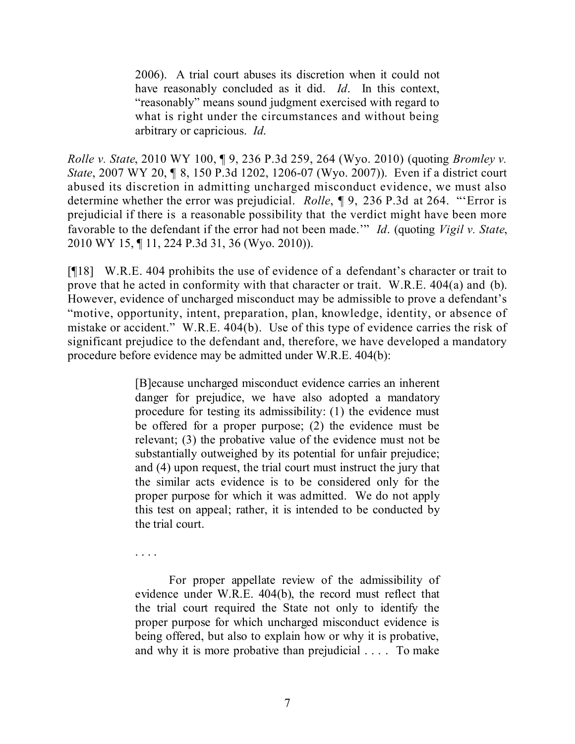> 2006). A trial court abuses its discretion when it could not have reasonably concluded as it did. *Id*. In this context, "reasonably" means sound judgment exercised with regard to what is right under the circumstances and without being arbitrary or capricious. *Id*.

*Rolle v. State*, 2010 WY 100, ¶ 9, 236 P.3d 259, 264 (Wyo. 2010) (quoting *Bromley v. State*, 2007 WY 20, ¶ 8, 150 P.3d 1202, 1206-07 (Wyo. 2007)). Even if a district court abused its discretion in admitting uncharged misconduct evidence, we must also determine whether the error was prejudicial. *Rolle*, ¶ 9, 236 P.3d at 264. "'Error is prejudicial if there is a reasonable possibility that the verdict might have been more favorable to the defendant if the error had not been made.'" *Id*. (quoting *Vigil v. State*, 2010 WY 15, ¶ 11, 224 P.3d 31, 36 (Wyo. 2010)).

[¶18] W.R.E. 404 prohibits the use of evidence of a defendant's character or trait to prove that he acted in conformity with that character or trait. W.R.E. 404(a) and (b). However, evidence of uncharged misconduct may be admissible to prove a defendant's "motive, opportunity, intent, preparation, plan, knowledge, identity, or absence of mistake or accident." W.R.E. 404(b). Use of this type of evidence carries the risk of significant prejudice to the defendant and, therefore, we have developed a mandatory procedure before evidence may be admitted under W.R.E. 404(b):

> [B]ecause uncharged misconduct evidence carries an inherent danger for prejudice, we have also adopted a mandatory procedure for testing its admissibility: (1) the evidence must be offered for a proper purpose; (2) the evidence must be relevant; (3) the probative value of the evidence must not be substantially outweighed by its potential for unfair prejudice; and (4) upon request, the trial court must instruct the jury that the similar acts evidence is to be considered only for the proper purpose for which it was admitted. We do not apply this test on appeal; rather, it is intended to be conducted by the trial court.
>
> . . . .
>
> For proper appellate review of the admissibility of evidence under W.R.E. 404(b), the record must reflect that the trial court required the State not only to identify the proper purpose for which uncharged misconduct evidence is being offered, but also to explain how or why it is probative, and why it is more probative than prejudicial . . . . To make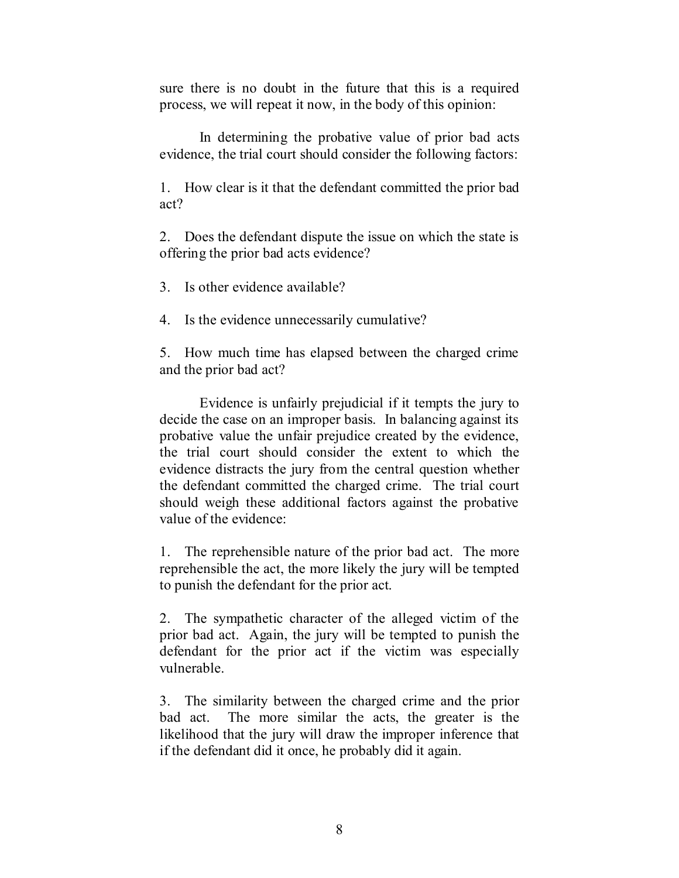sure there is no doubt in the future that this is a required process, we will repeat it now, in the body of this opinion:

In determining the probative value of prior bad acts evidence, the trial court should consider the following factors:

1. How clear is it that the defendant committed the prior bad act?

2. Does the defendant dispute the issue on which the state is offering the prior bad acts evidence?

3. Is other evidence available?

4. Is the evidence unnecessarily cumulative?

5. How much time has elapsed between the charged crime and the prior bad act?

Evidence is unfairly prejudicial if it tempts the jury to decide the case on an improper basis. In balancing against its probative value the unfair prejudice created by the evidence, the trial court should consider the extent to which the evidence distracts the jury from the central question whether the defendant committed the charged crime. The trial court should weigh these additional factors against the probative value of the evidence:

1. The reprehensible nature of the prior bad act. The more reprehensible the act, the more likely the jury will be tempted to punish the defendant for the prior act.

2. The sympathetic character of the alleged victim of the prior bad act. Again, the jury will be tempted to punish the defendant for the prior act if the victim was especially vulnerable.

3. The similarity between the charged crime and the prior bad act. The more similar the acts, the greater is the likelihood that the jury will draw the improper inference that if the defendant did it once, he probably did it again.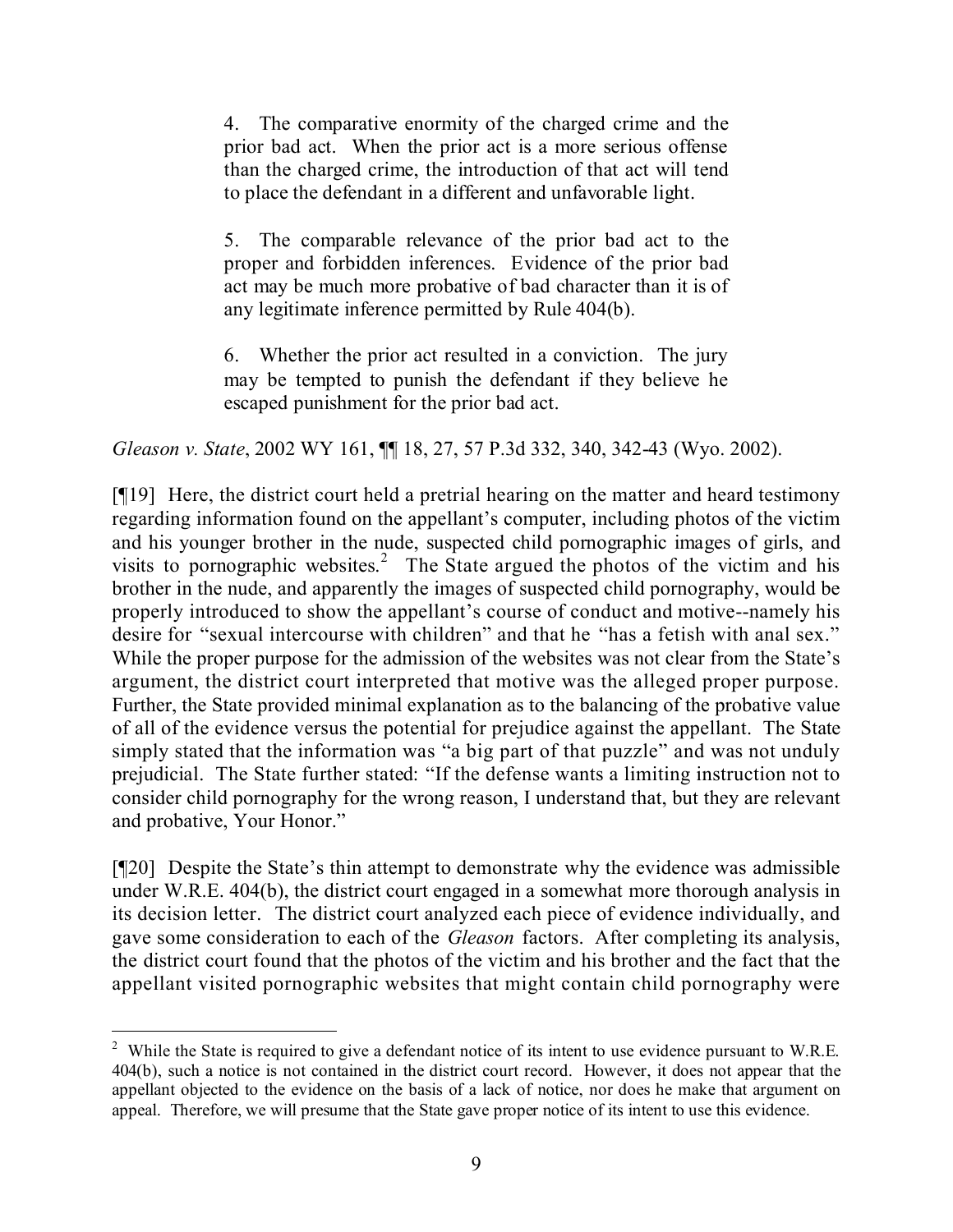> 4. The comparative enormity of the charged crime and the prior bad act. When the prior act is a more serious offense than the charged crime, the introduction of that act will tend to place the defendant in a different and unfavorable light.
>
> 5. The comparable relevance of the prior bad act to the proper and forbidden inferences. Evidence of the prior bad act may be much more probative of bad character than it is of any legitimate inference permitted by Rule 404(b).
>
> 6. Whether the prior act resulted in a conviction. The jury may be tempted to punish the defendant if they believe he escaped punishment for the prior bad act.

*Gleason v. State*, 2002 WY 161, ¶¶ 18, 27, 57 P.3d 332, 340, 342-43 (Wyo. 2002).

[¶19] Here, the district court held a pretrial hearing on the matter and heard testimony regarding information found on the appellant's computer, including photos of the victim and his younger brother in the nude, suspected child pornographic images of girls, and visits to pornographic websites.[2] The State argued the photos of the victim and his brother in the nude, and apparently the images of suspected child pornography, would be properly introduced to show the appellant's course of conduct and motive--namely his desire for "sexual intercourse with children" and that he "has a fetish with anal sex." While the proper purpose for the admission of the websites was not clear from the State's argument, the district court interpreted that motive was the alleged proper purpose. Further, the State provided minimal explanation as to the balancing of the probative value of all of the evidence versus the potential for prejudice against the appellant. The State simply stated that the information was "a big part of that puzzle" and was not unduly prejudicial. The State further stated: "If the defense wants a limiting instruction not to consider child pornography for the wrong reason, I understand that, but they are relevant and probative, Your Honor."

[¶20] Despite the State's thin attempt to demonstrate why the evidence was admissible under W.R.E. 404(b), the district court engaged in a somewhat more thorough analysis in its decision letter. The district court analyzed each piece of evidence individually, and gave some consideration to each of the *Gleason* factors. After completing its analysis, the district court found that the photos of the victim and his brother and the fact that the appellant visited pornographic websites that might contain child pornography were

---

[2] While the State is required to give a defendant notice of its intent to use evidence pursuant to W.R.E. 404(b), such a notice is not contained in the district court record. However, it does not appear that the appellant objected to the evidence on the basis of a lack of notice, nor does he make that argument on appeal. Therefore, we will presume that the State gave proper notice of its intent to use this evidence.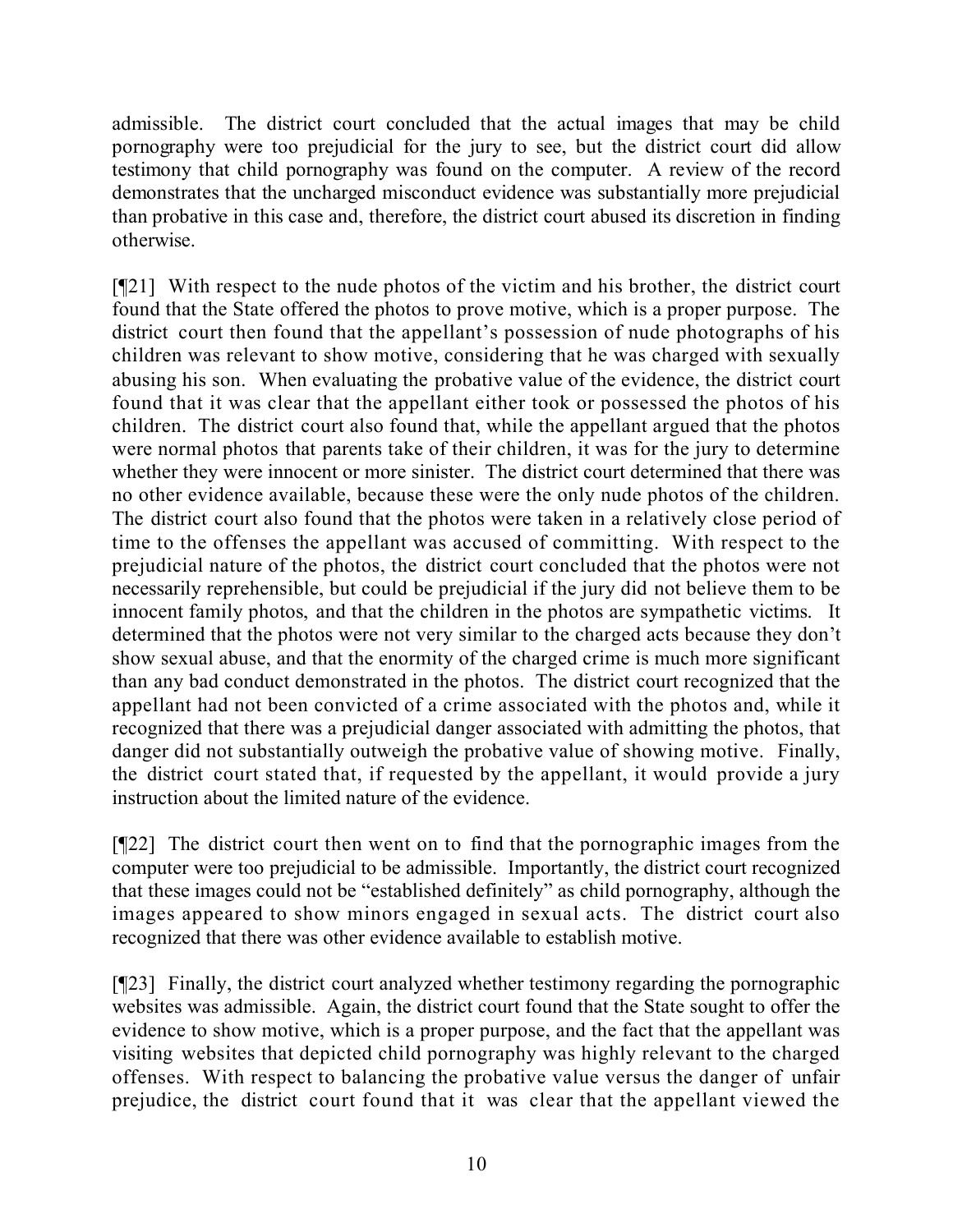admissible. The district court concluded that the actual images that may be child pornography were too prejudicial for the jury to see, but the district court did allow testimony that child pornography was found on the computer. A review of the record demonstrates that the uncharged misconduct evidence was substantially more prejudicial than probative in this case and, therefore, the district court abused its discretion in finding otherwise.

[¶21] With respect to the nude photos of the victim and his brother, the district court found that the State offered the photos to prove motive, which is a proper purpose. The district court then found that the appellant's possession of nude photographs of his children was relevant to show motive, considering that he was charged with sexually abusing his son. When evaluating the probative value of the evidence, the district court found that it was clear that the appellant either took or possessed the photos of his children. The district court also found that, while the appellant argued that the photos were normal photos that parents take of their children, it was for the jury to determine whether they were innocent or more sinister. The district court determined that there was no other evidence available, because these were the only nude photos of the children. The district court also found that the photos were taken in a relatively close period of time to the offenses the appellant was accused of committing. With respect to the prejudicial nature of the photos, the district court concluded that the photos were not necessarily reprehensible, but could be prejudicial if the jury did not believe them to be innocent family photos, and that the children in the photos are sympathetic victims. It determined that the photos were not very similar to the charged acts because they don't show sexual abuse, and that the enormity of the charged crime is much more significant than any bad conduct demonstrated in the photos. The district court recognized that the appellant had not been convicted of a crime associated with the photos and, while it recognized that there was a prejudicial danger associated with admitting the photos, that danger did not substantially outweigh the probative value of showing motive. Finally, the district court stated that, if requested by the appellant, it would provide a jury instruction about the limited nature of the evidence.

[¶22] The district court then went on to find that the pornographic images from the computer were too prejudicial to be admissible. Importantly, the district court recognized that these images could not be "established definitely" as child pornography, although the images appeared to show minors engaged in sexual acts. The district court also recognized that there was other evidence available to establish motive.

[¶23] Finally, the district court analyzed whether testimony regarding the pornographic websites was admissible. Again, the district court found that the State sought to offer the evidence to show motive, which is a proper purpose, and the fact that the appellant was visiting websites that depicted child pornography was highly relevant to the charged offenses. With respect to balancing the probative value versus the danger of unfair prejudice, the district court found that it was clear that the appellant viewed the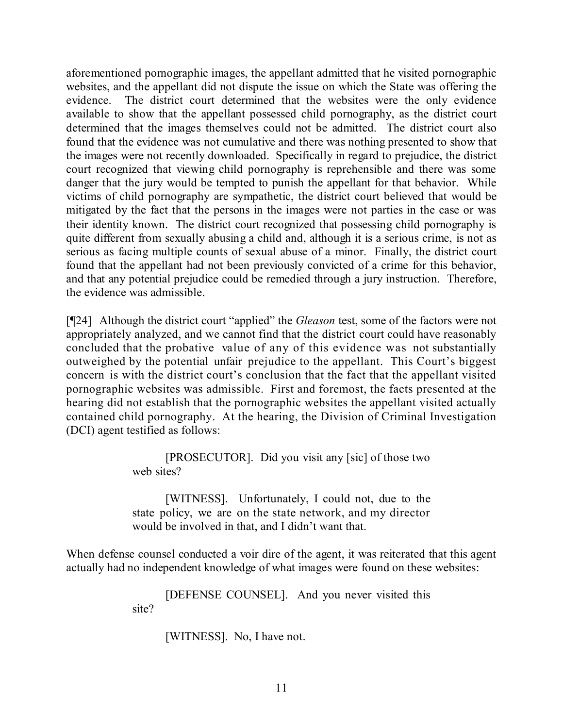aforementioned pornographic images, the appellant admitted that he visited pornographic websites, and the appellant did not dispute the issue on which the State was offering the evidence. The district court determined that the websites were the only evidence available to show that the appellant possessed child pornography, as the district court determined that the images themselves could not be admitted. The district court also found that the evidence was not cumulative and there was nothing presented to show that the images were not recently downloaded. Specifically in regard to prejudice, the district court recognized that viewing child pornography is reprehensible and there was some danger that the jury would be tempted to punish the appellant for that behavior. While victims of child pornography are sympathetic, the district court believed that would be mitigated by the fact that the persons in the images were not parties in the case or was their identity known. The district court recognized that possessing child pornography is quite different from sexually abusing a child and, although it is a serious crime, is not as serious as facing multiple counts of sexual abuse of a minor. Finally, the district court found that the appellant had not been previously convicted of a crime for this behavior, and that any potential prejudice could be remedied through a jury instruction. Therefore, the evidence was admissible.

[¶24] Although the district court "applied" the *Gleason* test, some of the factors were not appropriately analyzed, and we cannot find that the district court could have reasonably concluded that the probative value of any of this evidence was not substantially outweighed by the potential unfair prejudice to the appellant. This Court's biggest concern is with the district court's conclusion that the fact that the appellant visited pornographic websites was admissible. First and foremost, the facts presented at the hearing did not establish that the pornographic websites the appellant visited actually contained child pornography. At the hearing, the Division of Criminal Investigation (DCI) agent testified as follows:

> [PROSECUTOR]. Did you visit any [sic] of those two web sites?
>
> [WITNESS]. Unfortunately, I could not, due to the state policy, we are on the state network, and my director would be involved in that, and I didn't want that.

When defense counsel conducted a voir dire of the agent, it was reiterated that this agent actually had no independent knowledge of what images were found on these websites:

> [DEFENSE COUNSEL]. And you never visited this site?
>
> [WITNESS]. No, I have not.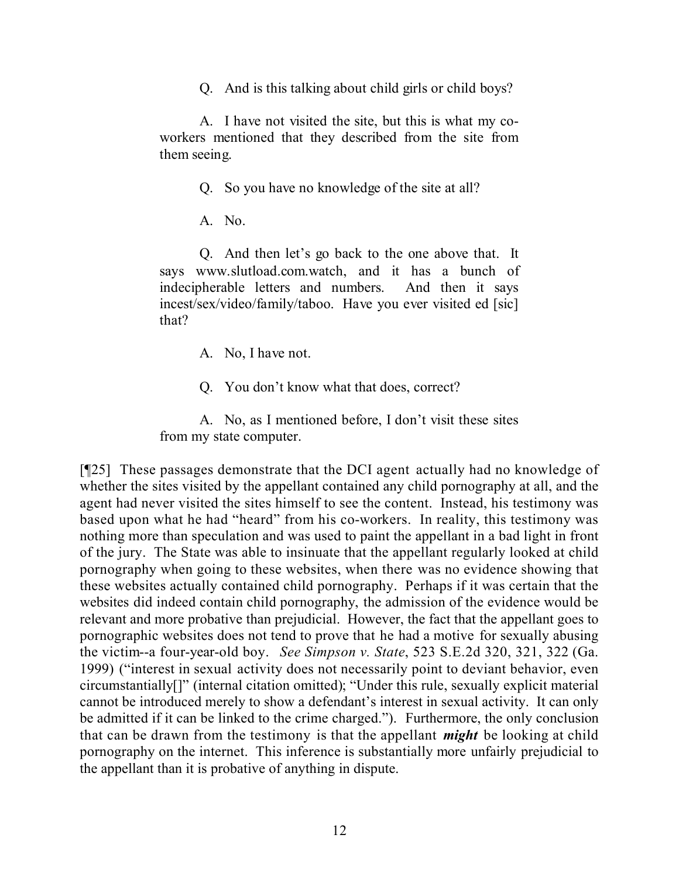> Q. And is this talking about child girls or child boys?
>
> A. I have not visited the site, but this is what my co-workers mentioned that they described from the site from them seeing.
>
> Q. So you have no knowledge of the site at all?
>
> A. No.
>
> Q. And then let's go back to the one above that. It says www.slutload.com.watch, and it has a bunch of indecipherable letters and numbers. And then it says incest/sex/video/family/taboo. Have you ever visited ed [sic] that?
>
> A. No, I have not.
>
> Q. You don't know what that does, correct?
>
> A. No, as I mentioned before, I don't visit these sites from my state computer.

[¶25] These passages demonstrate that the DCI agent actually had no knowledge of whether the sites visited by the appellant contained any child pornography at all, and the agent had never visited the sites himself to see the content. Instead, his testimony was based upon what he had "heard" from his co-workers. In reality, this testimony was nothing more than speculation and was used to paint the appellant in a bad light in front of the jury. The State was able to insinuate that the appellant regularly looked at child pornography when going to these websites, when there was no evidence showing that these websites actually contained child pornography. Perhaps if it was certain that the websites did indeed contain child pornography, the admission of the evidence would be relevant and more probative than prejudicial. However, the fact that the appellant goes to pornographic websites does not tend to prove that he had a motive for sexually abusing the victim--a four-year-old boy. *See Simpson v. State*, 523 S.E.2d 320, 321, 322 (Ga. 1999) ("interest in sexual activity does not necessarily point to deviant behavior, even circumstantially[]" (internal citation omitted); "Under this rule, sexually explicit material cannot be introduced merely to show a defendant's interest in sexual activity. It can only be admitted if it can be linked to the crime charged."). Furthermore, the only conclusion that can be drawn from the testimony is that the appellant ***might*** be looking at child pornography on the internet. This inference is substantially more unfairly prejudicial to the appellant than it is probative of anything in dispute.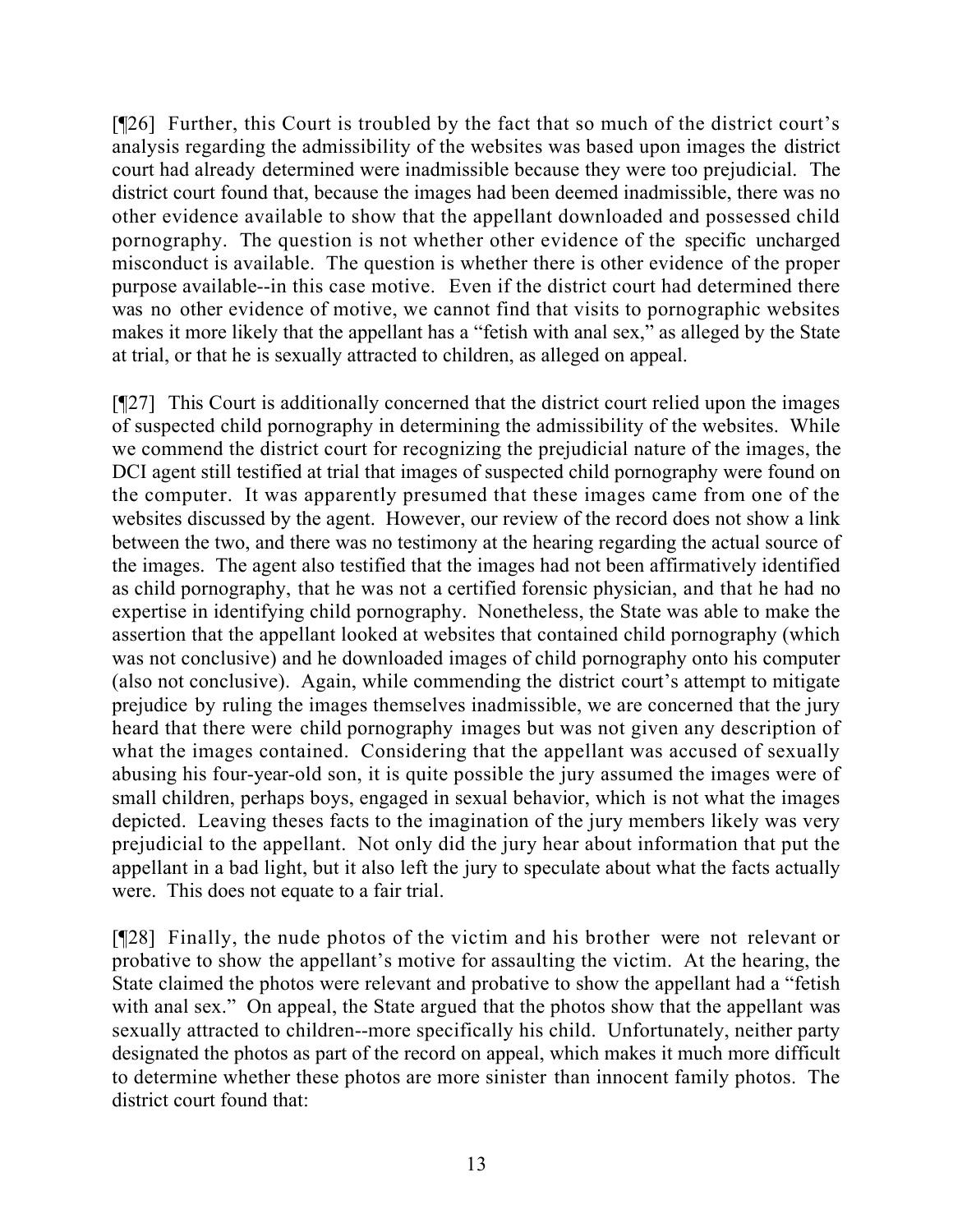[¶26] Further, this Court is troubled by the fact that so much of the district court's analysis regarding the admissibility of the websites was based upon images the district court had already determined were inadmissible because they were too prejudicial. The district court found that, because the images had been deemed inadmissible, there was no other evidence available to show that the appellant downloaded and possessed child pornography. The question is not whether other evidence of the specific uncharged misconduct is available. The question is whether there is other evidence of the proper purpose available--in this case motive. Even if the district court had determined there was no other evidence of motive, we cannot find that visits to pornographic websites makes it more likely that the appellant has a "fetish with anal sex," as alleged by the State at trial, or that he is sexually attracted to children, as alleged on appeal.

[¶27] This Court is additionally concerned that the district court relied upon the images of suspected child pornography in determining the admissibility of the websites. While we commend the district court for recognizing the prejudicial nature of the images, the DCI agent still testified at trial that images of suspected child pornography were found on the computer. It was apparently presumed that these images came from one of the websites discussed by the agent. However, our review of the record does not show a link between the two, and there was no testimony at the hearing regarding the actual source of the images. The agent also testified that the images had not been affirmatively identified as child pornography, that he was not a certified forensic physician, and that he had no expertise in identifying child pornography. Nonetheless, the State was able to make the assertion that the appellant looked at websites that contained child pornography (which was not conclusive) and he downloaded images of child pornography onto his computer (also not conclusive). Again, while commending the district court's attempt to mitigate prejudice by ruling the images themselves inadmissible, we are concerned that the jury heard that there were child pornography images but was not given any description of what the images contained. Considering that the appellant was accused of sexually abusing his four-year-old son, it is quite possible the jury assumed the images were of small children, perhaps boys, engaged in sexual behavior, which is not what the images depicted. Leaving theses facts to the imagination of the jury members likely was very prejudicial to the appellant. Not only did the jury hear about information that put the appellant in a bad light, but it also left the jury to speculate about what the facts actually were. This does not equate to a fair trial.

[¶28] Finally, the nude photos of the victim and his brother were not relevant or probative to show the appellant's motive for assaulting the victim. At the hearing, the State claimed the photos were relevant and probative to show the appellant had a "fetish with anal sex." On appeal, the State argued that the photos show that the appellant was sexually attracted to children--more specifically his child. Unfortunately, neither party designated the photos as part of the record on appeal, which makes it much more difficult to determine whether these photos are more sinister than innocent family photos. The district court found that: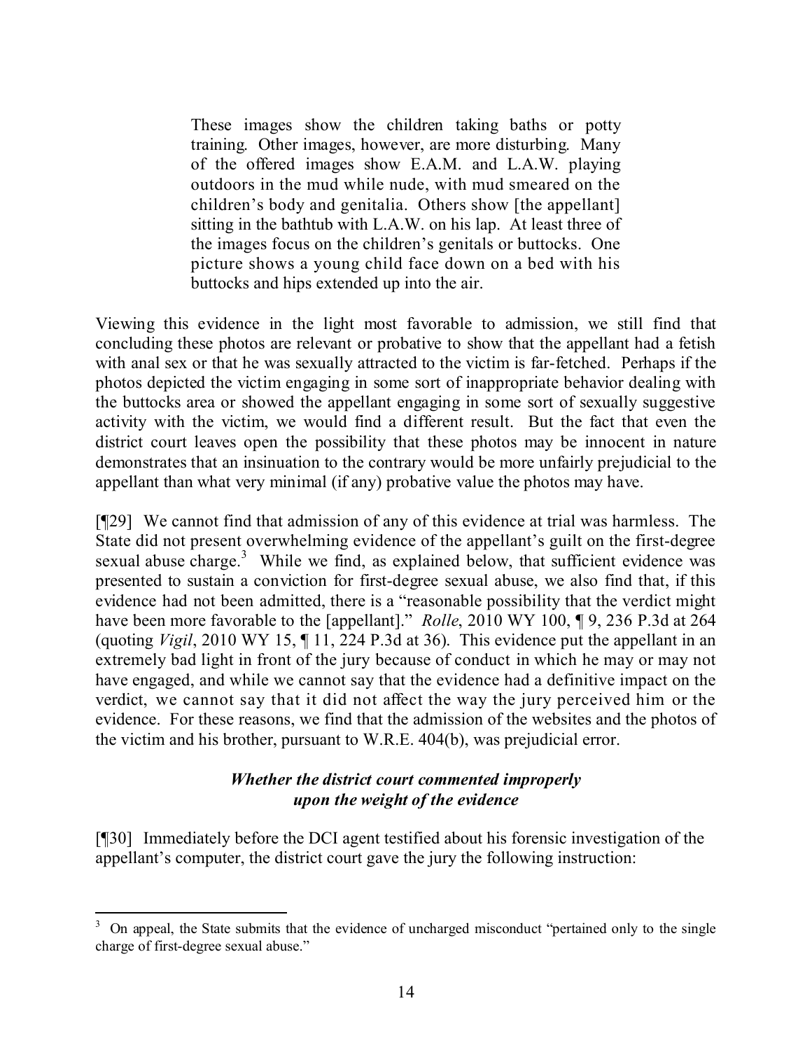> These images show the children taking baths or potty training. Other images, however, are more disturbing. Many of the offered images show E.A.M. and L.A.W. playing outdoors in the mud while nude, with mud smeared on the children's body and genitalia. Others show [the appellant] sitting in the bathtub with L.A.W. on his lap. At least three of the images focus on the children's genitals or buttocks. One picture shows a young child face down on a bed with his buttocks and hips extended up into the air.

Viewing this evidence in the light most favorable to admission, we still find that concluding these photos are relevant or probative to show that the appellant had a fetish with anal sex or that he was sexually attracted to the victim is far-fetched. Perhaps if the photos depicted the victim engaging in some sort of inappropriate behavior dealing with the buttocks area or showed the appellant engaging in some sort of sexually suggestive activity with the victim, we would find a different result. But the fact that even the district court leaves open the possibility that these photos may be innocent in nature demonstrates that an insinuation to the contrary would be more unfairly prejudicial to the appellant than what very minimal (if any) probative value the photos may have.

[¶29] We cannot find that admission of any of this evidence at trial was harmless. The State did not present overwhelming evidence of the appellant's guilt on the first-degree sexual abuse charge.[3] While we find, as explained below, that sufficient evidence was presented to sustain a conviction for first-degree sexual abuse, we also find that, if this evidence had not been admitted, there is a "reasonable possibility that the verdict might have been more favorable to the [appellant]." *Rolle*, 2010 WY 100, ¶ 9, 236 P.3d at 264 (quoting *Vigil*, 2010 WY 15, ¶ 11, 224 P.3d at 36). This evidence put the appellant in an extremely bad light in front of the jury because of conduct in which he may or may not have engaged, and while we cannot say that the evidence had a definitive impact on the verdict, we cannot say that it did not affect the way the jury perceived him or the evidence. For these reasons, we find that the admission of the websites and the photos of the victim and his brother, pursuant to W.R.E. 404(b), was prejudicial error.

### *Whether the district court commented improperly upon the weight of the evidence*

[¶30] Immediately before the DCI agent testified about his forensic investigation of the appellant's computer, the district court gave the jury the following instruction:

---

[3] On appeal, the State submits that the evidence of uncharged misconduct "pertained only to the single charge of first-degree sexual abuse."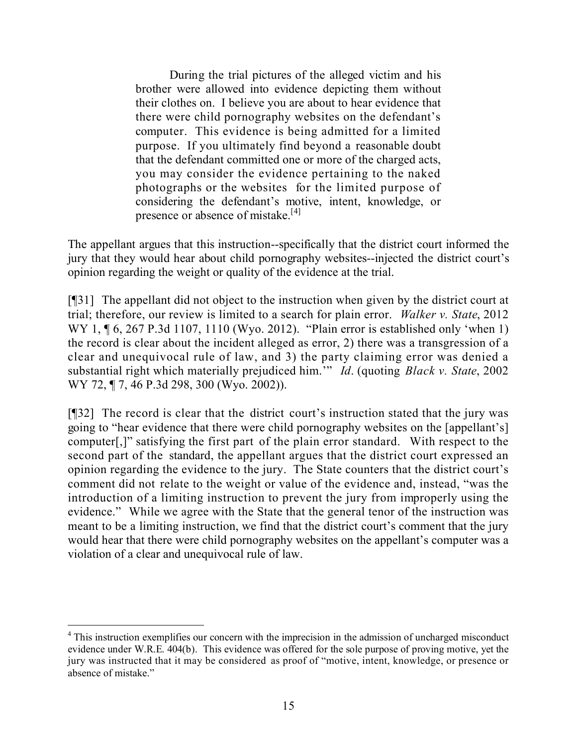> During the trial pictures of the alleged victim and his brother were allowed into evidence depicting them without their clothes on. I believe you are about to hear evidence that there were child pornography websites on the defendant's computer. This evidence is being admitted for a limited purpose. If you ultimately find beyond a reasonable doubt that the defendant committed one or more of the charged acts, you may consider the evidence pertaining to the naked photographs or the websites for the limited purpose of considering the defendant's motive, intent, knowledge, or presence or absence of mistake.[4]

The appellant argues that this instruction--specifically that the district court informed the jury that they would hear about child pornography websites--injected the district court's opinion regarding the weight or quality of the evidence at the trial.

[¶31] The appellant did not object to the instruction when given by the district court at trial; therefore, our review is limited to a search for plain error. *Walker v. State*, 2012 WY 1, ¶ 6, 267 P.3d 1107, 1110 (Wyo. 2012). "Plain error is established only 'when 1) the record is clear about the incident alleged as error, 2) there was a transgression of a clear and unequivocal rule of law, and 3) the party claiming error was denied a substantial right which materially prejudiced him.'" *Id*. (quoting *Black v. State*, 2002 WY 72, ¶ 7, 46 P.3d 298, 300 (Wyo. 2002)).

[¶32] The record is clear that the district court's instruction stated that the jury was going to "hear evidence that there were child pornography websites on the [appellant's] computer[,]" satisfying the first part of the plain error standard. With respect to the second part of the standard, the appellant argues that the district court expressed an opinion regarding the evidence to the jury. The State counters that the district court's comment did not relate to the weight or value of the evidence and, instead, "was the introduction of a limiting instruction to prevent the jury from improperly using the evidence." While we agree with the State that the general tenor of the instruction was meant to be a limiting instruction, we find that the district court's comment that the jury would hear that there were child pornography websites on the appellant's computer was a violation of a clear and unequivocal rule of law.

---

[4] This instruction exemplifies our concern with the imprecision in the admission of uncharged misconduct evidence under W.R.E. 404(b). This evidence was offered for the sole purpose of proving motive, yet the jury was instructed that it may be considered as proof of "motive, intent, knowledge, or presence or absence of mistake."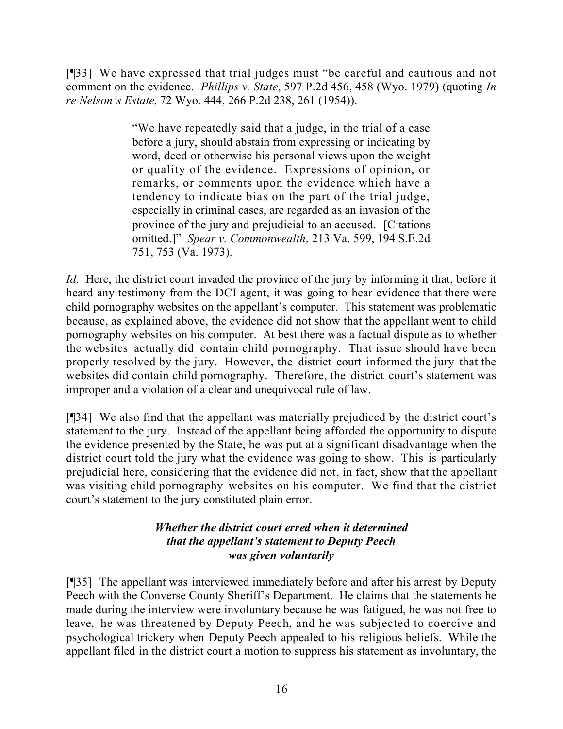[¶33] We have expressed that trial judges must "be careful and cautious and not comment on the evidence. *Phillips v. State*, 597 P.2d 456, 458 (Wyo. 1979) (quoting *In re Nelson's Estate*, 72 Wyo. 444, 266 P.2d 238, 261 (1954)).

> "We have repeatedly said that a judge, in the trial of a case before a jury, should abstain from expressing or indicating by word, deed or otherwise his personal views upon the weight or quality of the evidence. Expressions of opinion, or remarks, or comments upon the evidence which have a tendency to indicate bias on the part of the trial judge, especially in criminal cases, are regarded as an invasion of the province of the jury and prejudicial to an accused. [Citations omitted.]" *Spear v. Commonwealth*, 213 Va. 599, 194 S.E.2d 751, 753 (Va. 1973).

*Id.* Here, the district court invaded the province of the jury by informing it that, before it heard any testimony from the DCI agent, it was going to hear evidence that there were child pornography websites on the appellant's computer. This statement was problematic because, as explained above, the evidence did not show that the appellant went to child pornography websites on his computer. At best there was a factual dispute as to whether the websites actually did contain child pornography. That issue should have been properly resolved by the jury. However, the district court informed the jury that the websites did contain child pornography. Therefore, the district court's statement was improper and a violation of a clear and unequivocal rule of law.

[¶34] We also find that the appellant was materially prejudiced by the district court's statement to the jury. Instead of the appellant being afforded the opportunity to dispute the evidence presented by the State, he was put at a significant disadvantage when the district court told the jury what the evidence was going to show. This is particularly prejudicial here, considering that the evidence did not, in fact, show that the appellant was visiting child pornography websites on his computer. We find that the district court's statement to the jury constituted plain error.

### *Whether the district court erred when it determined that the appellant's statement to Deputy Peech was given voluntarily*

[¶35] The appellant was interviewed immediately before and after his arrest by Deputy Peech with the Converse County Sheriff's Department. He claims that the statements he made during the interview were involuntary because he was fatigued, he was not free to leave, he was threatened by Deputy Peech, and he was subjected to coercive and psychological trickery when Deputy Peech appealed to his religious beliefs. While the appellant filed in the district court a motion to suppress his statement as involuntary, the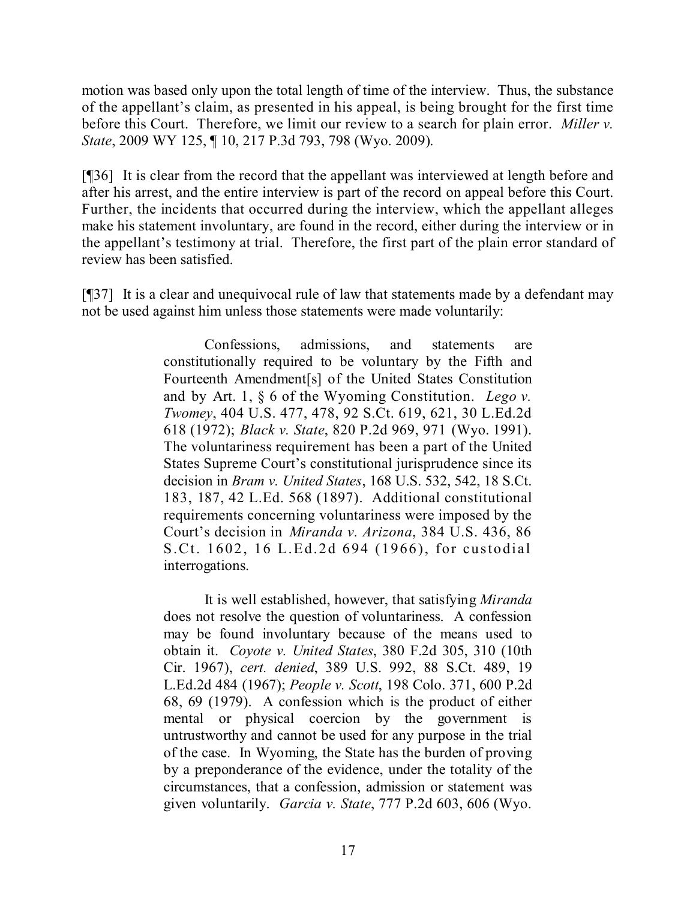motion was based only upon the total length of time of the interview. Thus, the substance of the appellant's claim, as presented in his appeal, is being brought for the first time before this Court. Therefore, we limit our review to a search for plain error. *Miller v. State*, 2009 WY 125, ¶ 10, 217 P.3d 793, 798 (Wyo. 2009).

[¶36] It is clear from the record that the appellant was interviewed at length before and after his arrest, and the entire interview is part of the record on appeal before this Court. Further, the incidents that occurred during the interview, which the appellant alleges make his statement involuntary, are found in the record, either during the interview or in the appellant's testimony at trial. Therefore, the first part of the plain error standard of review has been satisfied.

[¶37] It is a clear and unequivocal rule of law that statements made by a defendant may not be used against him unless those statements were made voluntarily:

> Confessions, admissions, and statements are constitutionally required to be voluntary by the Fifth and Fourteenth Amendment[s] of the United States Constitution and by Art. 1, § 6 of the Wyoming Constitution. *Lego v. Twomey*, 404 U.S. 477, 478, 92 S.Ct. 619, 621, 30 L.Ed.2d 618 (1972); *Black v. State*, 820 P.2d 969, 971 (Wyo. 1991). The voluntariness requirement has been a part of the United States Supreme Court's constitutional jurisprudence since its decision in *Bram v. United States*, 168 U.S. 532, 542, 18 S.Ct. 183, 187, 42 L.Ed. 568 (1897). Additional constitutional requirements concerning voluntariness were imposed by the Court's decision in *Miranda v. Arizona*, 384 U.S. 436, 86 S.Ct. 1602, 16 L.Ed.2d 694 (1966), for custodial interrogations.
>
> It is well established, however, that satisfying *Miranda* does not resolve the question of voluntariness. A confession may be found involuntary because of the means used to obtain it. *Coyote v. United States*, 380 F.2d 305, 310 (10th Cir. 1967), *cert. denied*, 389 U.S. 992, 88 S.Ct. 489, 19 L.Ed.2d 484 (1967); *People v. Scott*, 198 Colo. 371, 600 P.2d 68, 69 (1979). A confession which is the product of either mental or physical coercion by the government is untrustworthy and cannot be used for any purpose in the trial of the case. In Wyoming, the State has the burden of proving by a preponderance of the evidence, under the totality of the circumstances, that a confession, admission or statement was given voluntarily. *Garcia v. State*, 777 P.2d 603, 606 (Wyo.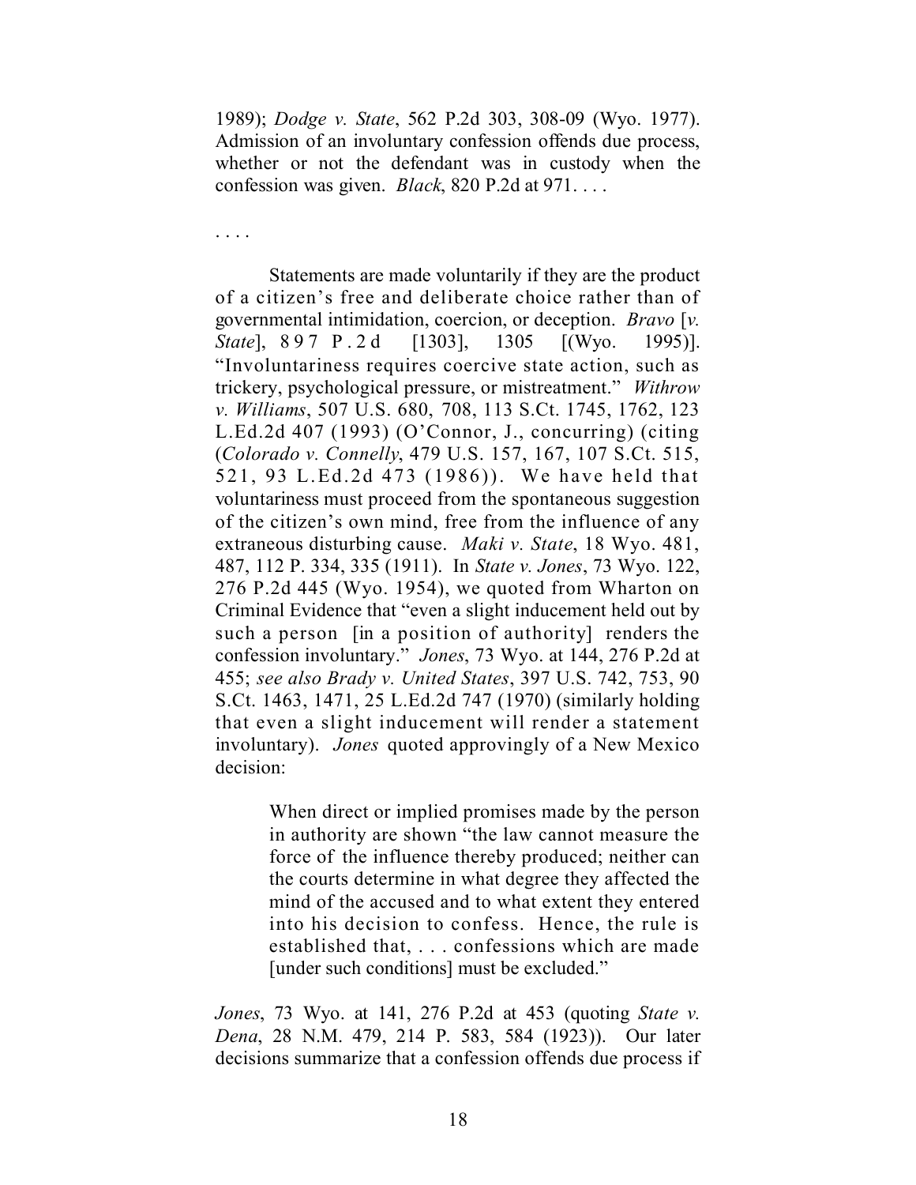1989); *Dodge v. State*, 562 P.2d 303, 308-09 (Wyo. 1977). Admission of an involuntary confession offends due process, whether or not the defendant was in custody when the confession was given. *Black*, 820 P.2d at 971. . . .

. . . .

Statements are made voluntarily if they are the product of a citizen's free and deliberate choice rather than of governmental intimidation, coercion, or deception. *Bravo* [*v. State*], 897 P.2d [1303], 1305 [(Wyo. 1995)]. "Involuntariness requires coercive state action, such as trickery, psychological pressure, or mistreatment." *Withrow v. Williams*, 507 U.S. 680, 708, 113 S.Ct. 1745, 1762, 123 L.Ed.2d 407 (1993) (O'Connor, J., concurring) (citing (*Colorado v. Connelly*, 479 U.S. 157, 167, 107 S.Ct. 515, 521, 93 L.Ed.2d 473 (1986)). We have held that voluntariness must proceed from the spontaneous suggestion of the citizen's own mind, free from the influence of any extraneous disturbing cause. *Maki v. State*, 18 Wyo. 481, 487, 112 P. 334, 335 (1911). In *State v. Jones*, 73 Wyo. 122, 276 P.2d 445 (Wyo. 1954), we quoted from Wharton on Criminal Evidence that "even a slight inducement held out by such a person [in a position of authority] renders the confession involuntary." *Jones*, 73 Wyo. at 144, 276 P.2d at 455; *see also Brady v. United States*, 397 U.S. 742, 753, 90 S.Ct. 1463, 1471, 25 L.Ed.2d 747 (1970) (similarly holding that even a slight inducement will render a statement involuntary). *Jones* quoted approvingly of a New Mexico decision:

> When direct or implied promises made by the person in authority are shown "the law cannot measure the force of the influence thereby produced; neither can the courts determine in what degree they affected the mind of the accused and to what extent they entered into his decision to confess. Hence, the rule is established that, . . . confessions which are made [under such conditions] must be excluded."

*Jones*, 73 Wyo. at 141, 276 P.2d at 453 (quoting *State v. Dena*, 28 N.M. 479, 214 P. 583, 584 (1923)). Our later decisions summarize that a confession offends due process if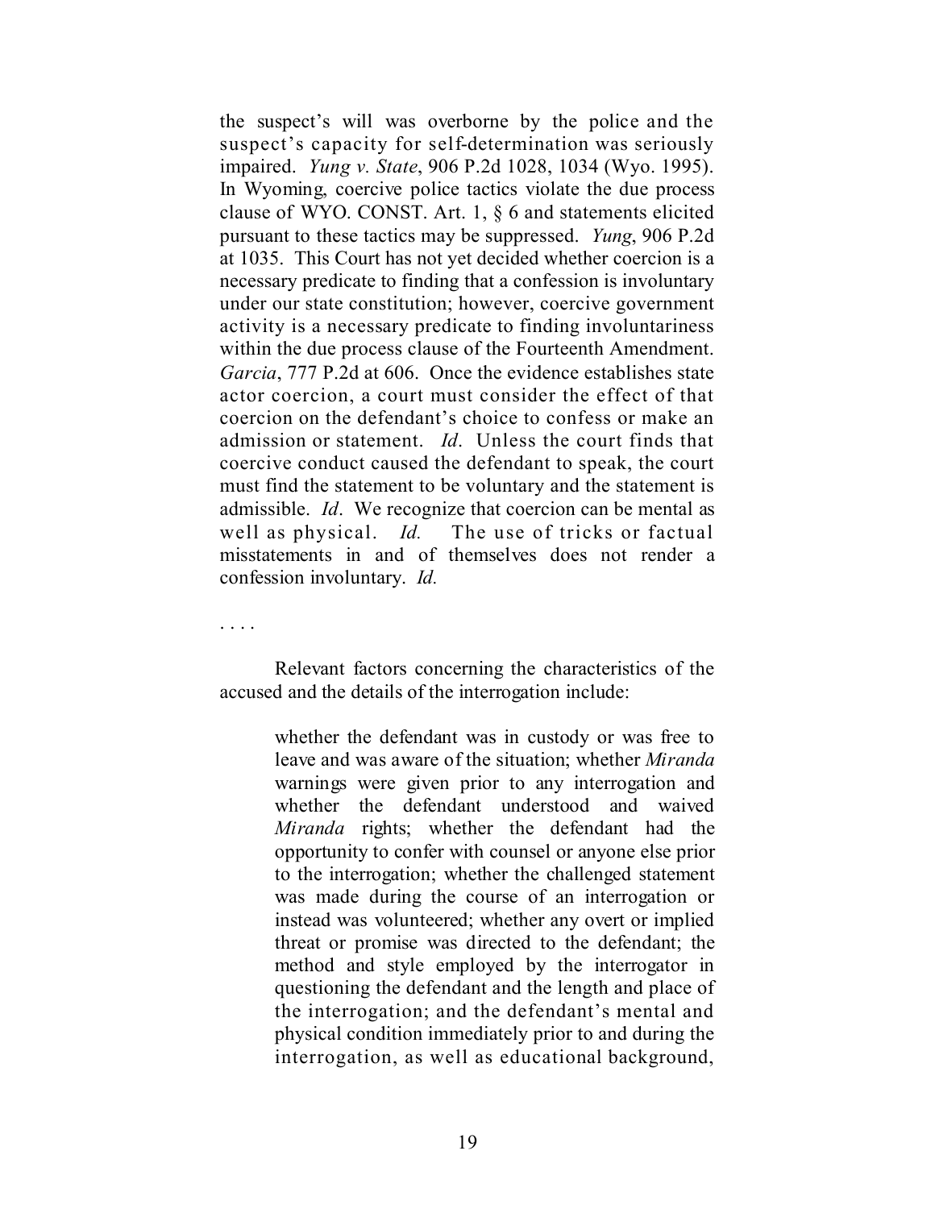the suspect's will was overborne by the police and the suspect's capacity for self-determination was seriously impaired. *Yung v. State*, 906 P.2d 1028, 1034 (Wyo. 1995). In Wyoming, coercive police tactics violate the due process clause of WYO. CONST. Art. 1, § 6 and statements elicited pursuant to these tactics may be suppressed. *Yung*, 906 P.2d at 1035. This Court has not yet decided whether coercion is a necessary predicate to finding that a confession is involuntary under our state constitution; however, coercive government activity is a necessary predicate to finding involuntariness within the due process clause of the Fourteenth Amendment. *Garcia*, 777 P.2d at 606. Once the evidence establishes state actor coercion, a court must consider the effect of that coercion on the defendant's choice to confess or make an admission or statement. *Id*. Unless the court finds that coercive conduct caused the defendant to speak, the court must find the statement to be voluntary and the statement is admissible. *Id*. We recognize that coercion can be mental as well as physical. *Id.* The use of tricks or factual misstatements in and of themselves does not render a confession involuntary. *Id.*

. . . .

Relevant factors concerning the characteristics of the accused and the details of the interrogation include:

> whether the defendant was in custody or was free to leave and was aware of the situation; whether *Miranda* warnings were given prior to any interrogation and whether the defendant understood and waived *Miranda* rights; whether the defendant had the opportunity to confer with counsel or anyone else prior to the interrogation; whether the challenged statement was made during the course of an interrogation or instead was volunteered; whether any overt or implied threat or promise was directed to the defendant; the method and style employed by the interrogator in questioning the defendant and the length and place of the interrogation; and the defendant's mental and physical condition immediately prior to and during the interrogation, as well as educational background,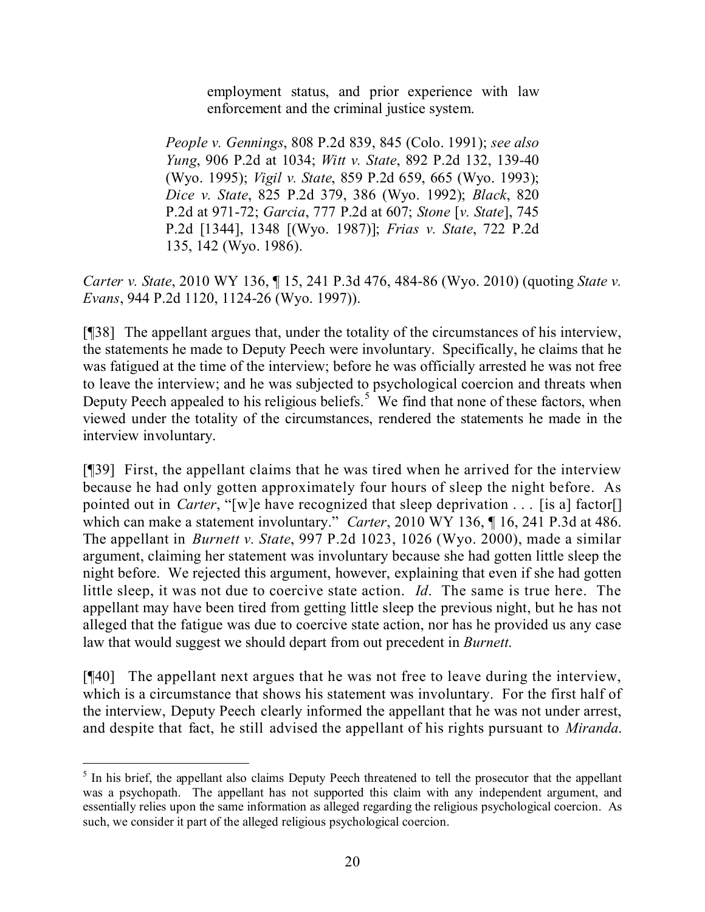> employment status, and prior experience with law enforcement and the criminal justice system.
>
> *People v. Gennings*, 808 P.2d 839, 845 (Colo. 1991); *see also Yung*, 906 P.2d at 1034; *Witt v. State*, 892 P.2d 132, 139-40 (Wyo. 1995); *Vigil v. State*, 859 P.2d 659, 665 (Wyo. 1993); *Dice v. State*, 825 P.2d 379, 386 (Wyo. 1992); *Black*, 820 P.2d at 971-72; *Garcia*, 777 P.2d at 607; *Stone* [*v. State*], 745 P.2d [1344], 1348 [(Wyo. 1987)]; *Frias v. State*, 722 P.2d 135, 142 (Wyo. 1986).

*Carter v. State*, 2010 WY 136, ¶ 15, 241 P.3d 476, 484-86 (Wyo. 2010) (quoting *State v. Evans*, 944 P.2d 1120, 1124-26 (Wyo. 1997)).

[¶38] The appellant argues that, under the totality of the circumstances of his interview, the statements he made to Deputy Peech were involuntary. Specifically, he claims that he was fatigued at the time of the interview; before he was officially arrested he was not free to leave the interview; and he was subjected to psychological coercion and threats when Deputy Peech appealed to his religious beliefs.[5] We find that none of these factors, when viewed under the totality of the circumstances, rendered the statements he made in the interview involuntary.

[¶39] First, the appellant claims that he was tired when he arrived for the interview because he had only gotten approximately four hours of sleep the night before. As pointed out in *Carter*, "[w]e have recognized that sleep deprivation . . . [is a] factor[] which can make a statement involuntary." *Carter*, 2010 WY 136, ¶ 16, 241 P.3d at 486. The appellant in *Burnett v. State*, 997 P.2d 1023, 1026 (Wyo. 2000), made a similar argument, claiming her statement was involuntary because she had gotten little sleep the night before. We rejected this argument, however, explaining that even if she had gotten little sleep, it was not due to coercive state action. *Id*. The same is true here. The appellant may have been tired from getting little sleep the previous night, but he has not alleged that the fatigue was due to coercive state action, nor has he provided us any case law that would suggest we should depart from out precedent in *Burnett*.

[¶40] The appellant next argues that he was not free to leave during the interview, which is a circumstance that shows his statement was involuntary. For the first half of the interview, Deputy Peech clearly informed the appellant that he was not under arrest, and despite that fact, he still advised the appellant of his rights pursuant to *Miranda*.

---

[5] In his brief, the appellant also claims Deputy Peech threatened to tell the prosecutor that the appellant was a psychopath. The appellant has not supported this claim with any independent argument, and essentially relies upon the same information as alleged regarding the religious psychological coercion. As such, we consider it part of the alleged religious psychological coercion.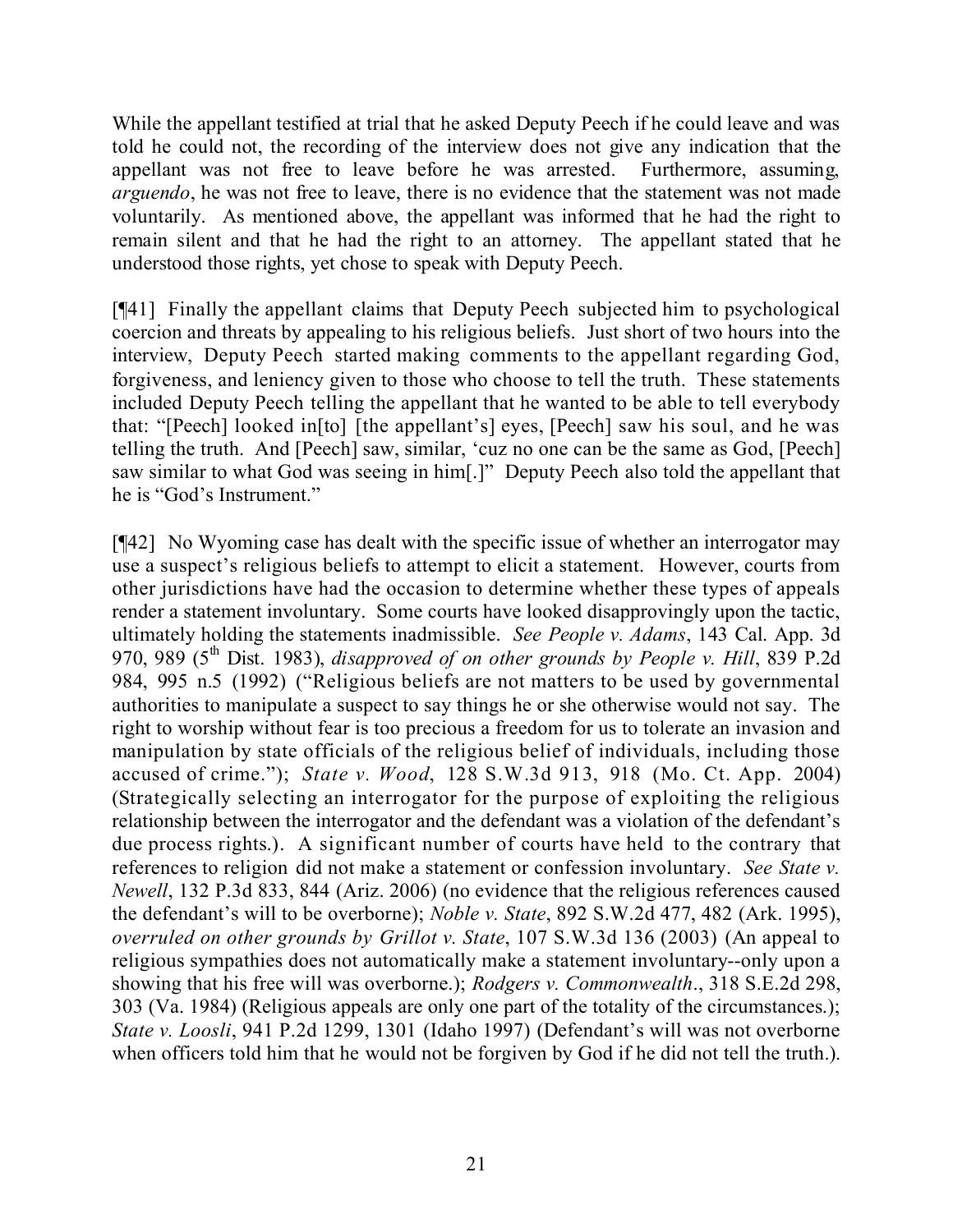While the appellant testified at trial that he asked Deputy Peech if he could leave and was told he could not, the recording of the interview does not give any indication that the appellant was not free to leave before he was arrested. Furthermore, assuming, *arguendo*, he was not free to leave, there is no evidence that the statement was not made voluntarily. As mentioned above, the appellant was informed that he had the right to remain silent and that he had the right to an attorney. The appellant stated that he understood those rights, yet chose to speak with Deputy Peech.

[¶41] Finally the appellant claims that Deputy Peech subjected him to psychological coercion and threats by appealing to his religious beliefs. Just short of two hours into the interview, Deputy Peech started making comments to the appellant regarding God, forgiveness, and leniency given to those who choose to tell the truth. These statements included Deputy Peech telling the appellant that he wanted to be able to tell everybody that: "[Peech] looked in[to] [the appellant's] eyes, [Peech] saw his soul, and he was telling the truth. And [Peech] saw, similar, 'cuz no one can be the same as God, [Peech] saw similar to what God was seeing in him[.]" Deputy Peech also told the appellant that he is "God's Instrument."

[¶42] No Wyoming case has dealt with the specific issue of whether an interrogator may use a suspect's religious beliefs to attempt to elicit a statement. However, courts from other jurisdictions have had the occasion to determine whether these types of appeals render a statement involuntary. Some courts have looked disapprovingly upon the tactic, ultimately holding the statements inadmissible. *See People v. Adams*, 143 Cal. App. 3d 970, 989 (5th Dist. 1983), *disapproved of on other grounds by People v. Hill*, 839 P.2d 984, 995 n.5 (1992) ("Religious beliefs are not matters to be used by governmental authorities to manipulate a suspect to say things he or she otherwise would not say. The right to worship without fear is too precious a freedom for us to tolerate an invasion and manipulation by state officials of the religious belief of individuals, including those accused of crime."); *State v. Wood*, 128 S.W.3d 913, 918 (Mo. Ct. App. 2004) (Strategically selecting an interrogator for the purpose of exploiting the religious relationship between the interrogator and the defendant was a violation of the defendant's due process rights.). A significant number of courts have held to the contrary that references to religion did not make a statement or confession involuntary. *See State v. Newell*, 132 P.3d 833, 844 (Ariz. 2006) (no evidence that the religious references caused the defendant's will to be overborne); *Noble v. State*, 892 S.W.2d 477, 482 (Ark. 1995), *overruled on other grounds by Grillot v. State*, 107 S.W.3d 136 (2003) (An appeal to religious sympathies does not automatically make a statement involuntary--only upon a showing that his free will was overborne.); *Rodgers v. Commonwealth*., 318 S.E.2d 298, 303 (Va. 1984) (Religious appeals are only one part of the totality of the circumstances.); *State v. Loosli*, 941 P.2d 1299, 1301 (Idaho 1997) (Defendant's will was not overborne when officers told him that he would not be forgiven by God if he did not tell the truth.).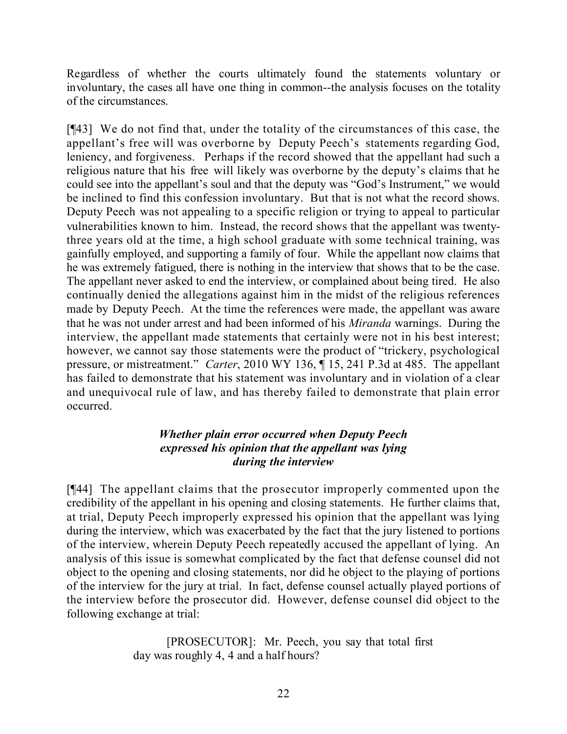Regardless of whether the courts ultimately found the statements voluntary or involuntary, the cases all have one thing in common--the analysis focuses on the totality of the circumstances.

[¶43] We do not find that, under the totality of circumstances of this case, the appellant's free will was overborne by Deputy Peech's statements regarding God, leniency, and forgiveness. Perhaps if the record showed that the appellant had such a religious nature that his free will likely was overborne by the deputy's claims that he could see into the appellant's soul and that the deputy was "God's Instrument," we would be inclined to find this confession involuntary. But that is not what the record shows. Deputy Peech was not appealing to a specific religion or trying to appeal to particular vulnerabilities known to him. Instead, the record shows that the appellant was twenty-three years old at the time, a high school graduate with some technical training, was gainfully employed, and supporting a family of four. While the appellant now claims that he was extremely fatigued, there is nothing in the interview that shows that to be the case. The appellant never asked to end the interview, or complained about being tired. He also continually denied the allegations against him in the midst of the religious references made by Deputy Peech. At the time the references were made, the appellant was aware that he was not under arrest and had been informed of his *Miranda* warnings. During the interview, the appellant made statements that certainly were not in his best interest; however, we cannot say those statements were the product of "trickery, psychological pressure, or mistreatment." *Carter*, 2010 WY 136, ¶ 15, 241 P.3d at 485. The appellant has failed to demonstrate that his statement was involuntary and in violation of a clear and unequivocal rule of law, and has thereby failed to demonstrate that plain error occurred.

### *Whether plain error occurred when Deputy Peech expressed his opinion that the appellant was lying during the interview*

[¶44] The appellant claims that the prosecutor improperly commented upon the credibility of the appellant in his opening and closing statements. He further claims that, at trial, Deputy Peech improperly expressed his opinion that the appellant was lying during the interview, which was exacerbated by the fact that the jury listened to portions of the interview, wherein Deputy Peech repeatedly accused the appellant of lying. An analysis of this issue is somewhat complicated by the fact that defense counsel did not object to the opening and closing statements, nor did he object to the playing of portions of the interview for the jury at trial. In fact, defense counsel actually played portions of the interview before the prosecutor did. However, defense counsel did object to the following exchange at trial:

> [PROSECUTOR]: Mr. Peech, you say that total first day was roughly 4, 4 and a half hours?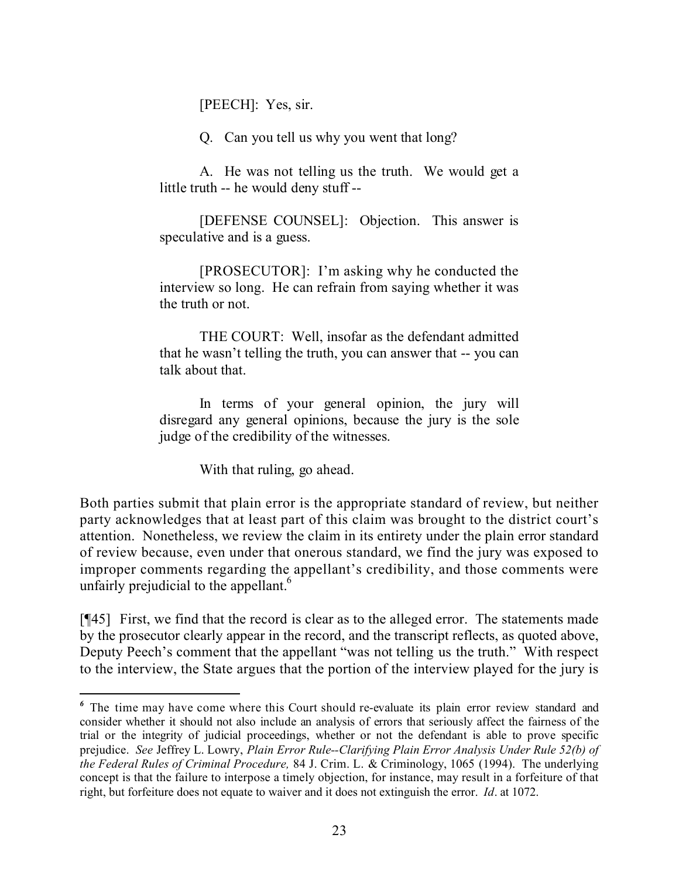[PEECH]: Yes, sir.

Q. Can you tell us why you went that long?

A. He was not telling us the truth. We would get a little truth -- he would deny stuff --

[DEFENSE COUNSEL]: Objection. This answer is speculative and is a guess.

[PROSECUTOR]: I'm asking why he conducted the interview so long. He can refrain from saying whether it was the truth or not.

THE COURT: Well, insofar as the defendant admitted that he wasn't telling the truth, you can answer that -- you can talk about that.

In terms of your general opinion, the jury will disregard any general opinions, because the jury is the sole judge of the credibility of the witnesses.

With that ruling, go ahead.

Both parties submit that plain error is the appropriate standard of review, but neither party acknowledges that at least part of this claim was brought to the district court's attention. Nonetheless, we review the claim in its entirety under the plain error standard of review because, even under that onerous standard, we find the jury was exposed to improper comments regarding the appellant's credibility, and those comments were unfairly prejudicial to the appellant.[6]

[¶45] First, we find that the record is clear as to the alleged error. The statements made by the prosecutor clearly appear in the record, and the transcript reflects, as quoted above, Deputy Peech's comment that the appellant "was not telling us the truth." With respect to the interview, the State argues that the portion of the interview played for the jury is

---

[6] The time may have come where this Court should re-evaluate its plain error review standard and consider whether it should not also include an analysis of errors that seriously affect the fairness of the trial or the integrity of judicial proceedings, whether or not the defendant is able to prove specific prejudice. *See* Jeffrey L. Lowry, *Plain Error Rule--Clarifying Plain Error Analysis Under Rule 52(b) of the Federal Rules of Criminal Procedure,* 84 J. Crim. L. & Criminology, 1065 (1994). The underlying concept is that the failure to interpose a timely objection, for instance, may result in a forfeiture of that right, but forfeiture does not equate to waiver and it does not extinguish the error. *Id*. at 1072.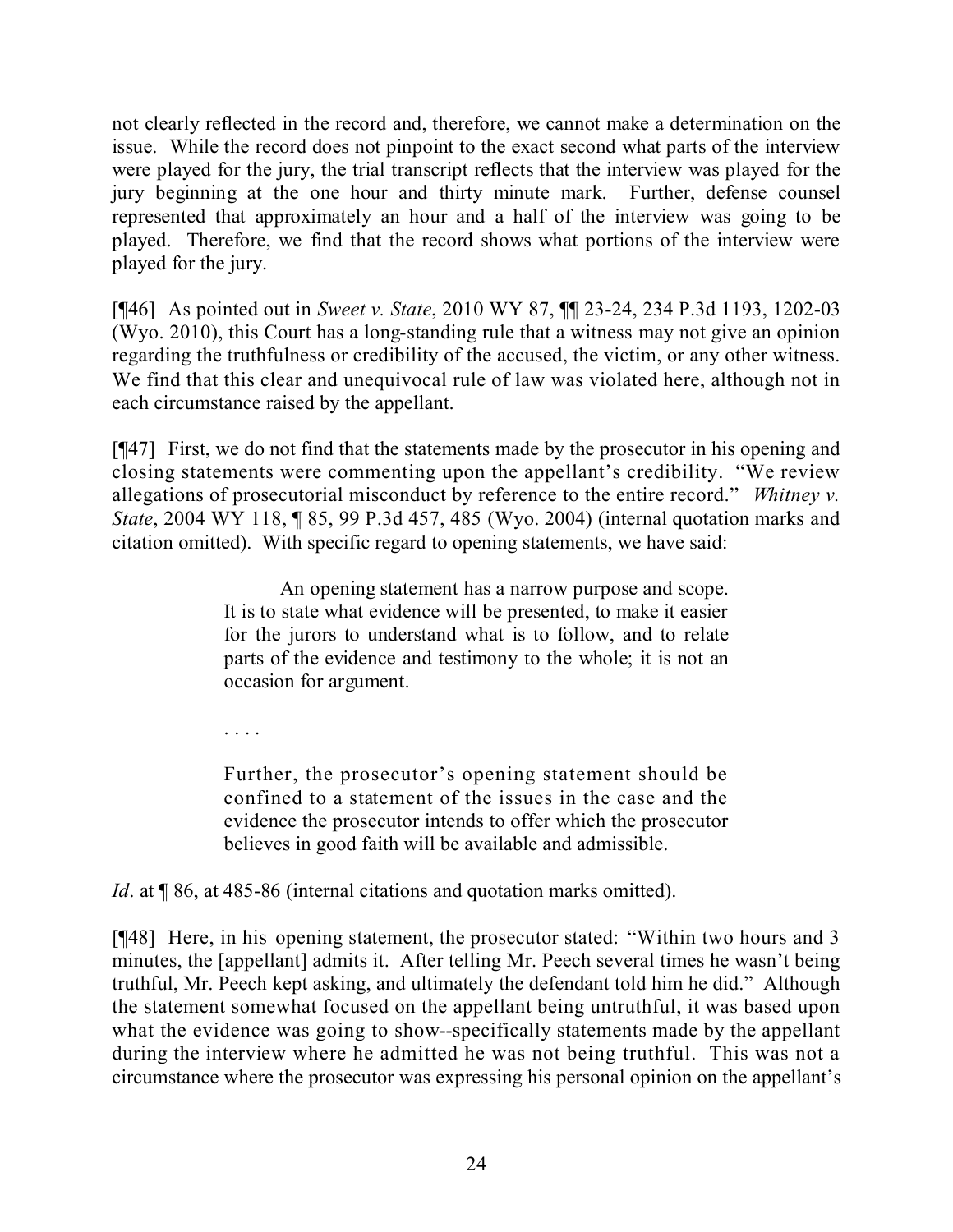not clearly reflected in the record and, therefore, we cannot make a determination on the issue. While the record does not pinpoint to the exact second what parts of the interview were played for the jury, the trial transcript reflects that the interview was played for the jury beginning at the one hour and thirty minute mark. Further, defense counsel represented that approximately an hour and a half of the interview was going to be played. Therefore, we find that the record shows what portions of the interview were played for the jury.

[¶46] As pointed out in *Sweet v. State*, 2010 WY 87, ¶¶ 23-24, 234 P.3d 1193, 1202-03 (Wyo. 2010), this Court has a long-standing rule that a witness may not give an opinion regarding the truthfulness or credibility of the accused, the victim, or any other witness. We find that this clear and unequivocal rule of law was violated here, although not in each circumstance raised by the appellant.

[¶47] First, we do not find that the statements made by the prosecutor in his opening and closing statements were commenting upon the appellant's credibility. "We review allegations of prosecutorial misconduct by reference to the entire record." *Whitney v. State*, 2004 WY 118, ¶ 85, 99 P.3d 457, 485 (Wyo. 2004) (internal quotation marks and citation omitted). With specific regard to opening statements, we have said:

> An opening statement has a narrow purpose and scope. It is to state what evidence will be presented, to make it easier for the jurors to understand what is to follow, and to relate parts of the evidence and testimony to the whole; it is not an occasion for argument.
>
> . . . .
>
> Further, the prosecutor's opening statement should be confined to a statement of the issues in the case and the evidence the prosecutor intends to offer which the prosecutor believes in good faith will be available and admissible.

*Id*. at ¶ 86, at 485-86 (internal citations and quotation marks omitted).

[¶48] Here, in his opening statement, the prosecutor stated: "Within two hours and 3 minutes, the [appellant] admits it. After telling Mr. Peech several times he wasn't being truthful, Mr. Peech kept asking, and ultimately the defendant told him he did." Although the statement somewhat focused on the appellant being untruthful, it was based upon what the evidence was going to show--specifically statements made by the appellant during the interview where he admitted he was not being truthful. This was not a circumstance where the prosecutor was expressing his personal opinion on the appellant's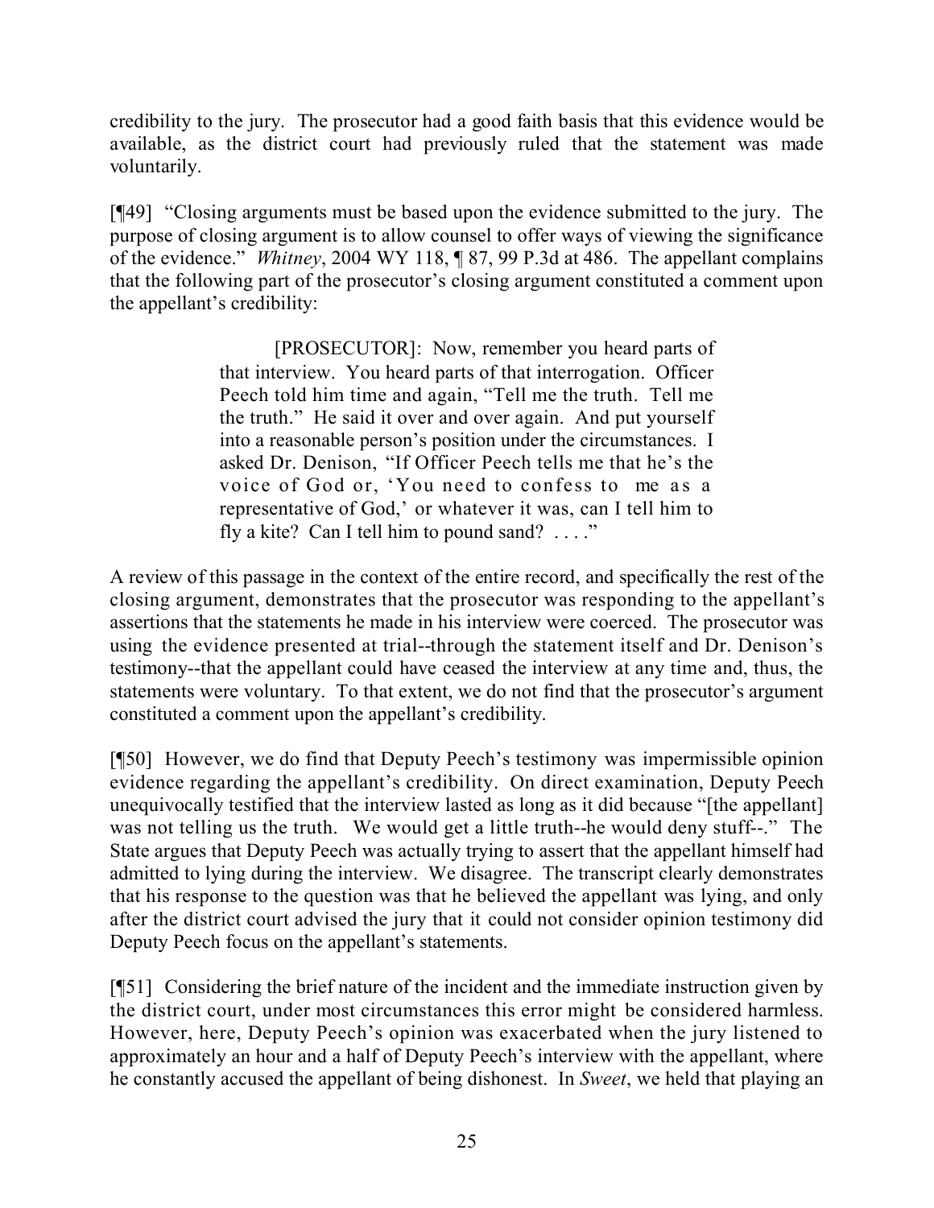credibility to the jury. The prosecutor had a good faith basis that this evidence would be available, as the district court had previously ruled that the statement was made voluntarily.

[¶49] "Closing arguments must be based upon the evidence submitted to the jury. The purpose of closing argument is to allow counsel to offer ways of viewing the significance of the evidence." *Whitney*, 2004 WY 118, ¶ 87, 99 P.3d at 486. The appellant complains that the following part of the prosecutor's closing argument constituted a comment upon the appellant's credibility:

> [PROSECUTOR]: Now, remember you heard parts of that interview. You heard parts of that interrogation. Officer Peech told him time and again, "Tell me the truth. Tell me the truth." He said it over and over again. And put yourself into a reasonable person's position under the circumstances. I asked Dr. Denison, "If Officer Peech tells me that he's the voice of God or, 'You need to confess to me as a representative of God,' or whatever it was, can I tell him to fly a kite? Can I tell him to pound sand? . . . ."

A review of this passage in the context of the entire record, and specifically the rest of the closing argument, demonstrates that the prosecutor was responding to the appellant's assertions that the statements he made in his interview were coerced. The prosecutor was using the evidence presented at trial--through the statement itself and Dr. Denison's testimony--that the appellant could have ceased the interview at any time and, thus, the statements were voluntary. To that extent, we do not find that the prosecutor's argument constituted a comment upon the appellant's credibility.

[¶50] However, we do find that Deputy Peech's testimony was impermissible opinion evidence regarding the appellant's credibility. On direct examination, Deputy Peech unequivocally testified that the interview lasted as long as it did because "[the appellant] was not telling us the truth. We would get a little truth--he would deny stuff--." The State argues that Deputy Peech was actually trying to assert that the appellant himself had admitted to lying during the interview. We disagree. The transcript clearly demonstrates that his response to the question was that he believed the appellant was lying, and only after the district court advised the jury that it could not consider opinion testimony did Deputy Peech focus on the appellant's statements.

[¶51] Considering the brief nature of the incident and the immediate instruction given by the district court, under most circumstances this error might be considered harmless. However, here, Deputy Peech's opinion was exacerbated when the jury listened to approximately an hour and a half of Deputy Peech's interview with the appellant, where he constantly accused the appellant of being dishonest. In *Sweet*, we held that playing an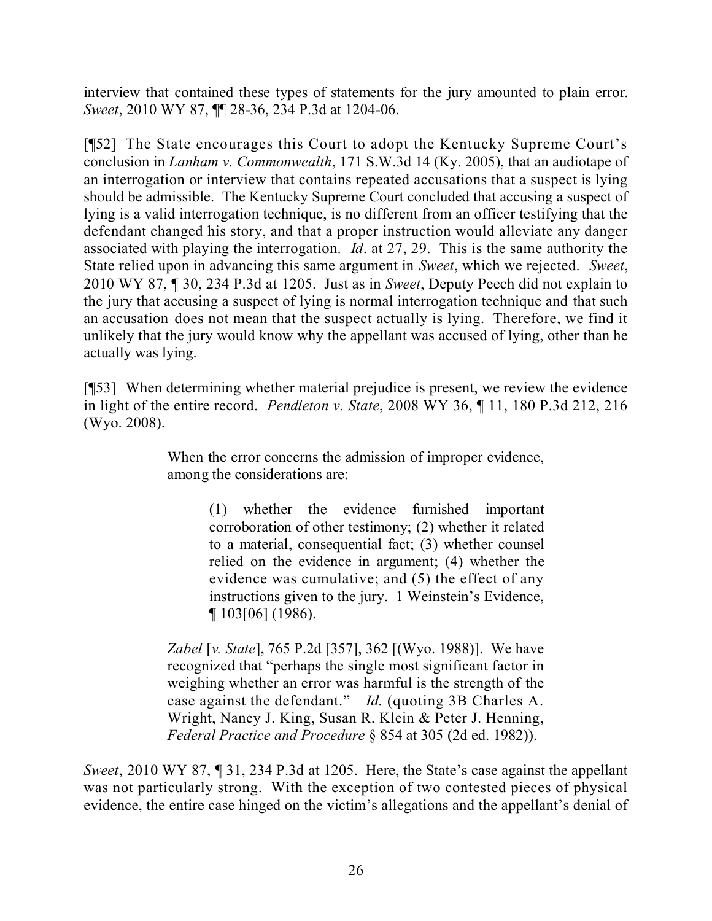interview that contained these types of statements for the jury amounted to plain error. *Sweet*, 2010 WY 87, ¶¶ 28-36, 234 P.3d at 1204-06.

[¶52] The State encourages this Court to adopt the Kentucky Supreme Court's conclusion in *Lanham v. Commonwealth*, 171 S.W.3d 14 (Ky. 2005), that an audiotape of an interrogation or interview that contains repeated accusations that a suspect is lying should be admissible. The Kentucky Supreme Court concluded that accusing a suspect of lying is a valid interrogation technique, is no different from an officer testifying that the defendant changed his story, and that a proper instruction would alleviate any danger associated with playing the interrogation. *Id*. at 27, 29. This is the same authority the State relied upon in advancing this same argument in *Sweet*, which we rejected. *Sweet*, 2010 WY 87, ¶ 30, 234 P.3d at 1205. Just as in *Sweet*, Deputy Peech did not explain to the jury that accusing a suspect of lying is normal interrogation technique and that such an accusation does not mean that the suspect actually is lying. Therefore, we find it unlikely that the jury would know why the appellant was accused of lying, other than he actually was lying.

[¶53] When determining whether material prejudice is present, we review the evidence in light of the entire record. *Pendleton v. State*, 2008 WY 36, ¶ 11, 180 P.3d 212, 216 (Wyo. 2008).

> When the error concerns the admission of improper evidence, among the considerations are:
>
> > (1) whether the evidence furnished important corroboration of other testimony; (2) whether it related to a material, consequential fact; (3) whether counsel relied on the evidence in argument; (4) whether the evidence was cumulative; and (5) the effect of any instructions given to the jury. 1 Weinstein's Evidence, ¶ 103[06] (1986).
>
> *Zabel* [*v. State*], 765 P.2d [357], 362 [(Wyo. 1988)]. We have recognized that "perhaps the single most significant factor in weighing whether an error was harmful is the strength of the case against the defendant." *Id*. (quoting 3B Charles A. Wright, Nancy J. King, Susan R. Klein & Peter J. Henning, *Federal Practice and Procedure* § 854 at 305 (2d ed. 1982)).

*Sweet*, 2010 WY 87, ¶ 31, 234 P.3d at 1205. Here, the State's case against the appellant was not particularly strong. With the exception of two contested pieces of physical evidence, the entire case hinged on the victim's allegations and the appellant's denial of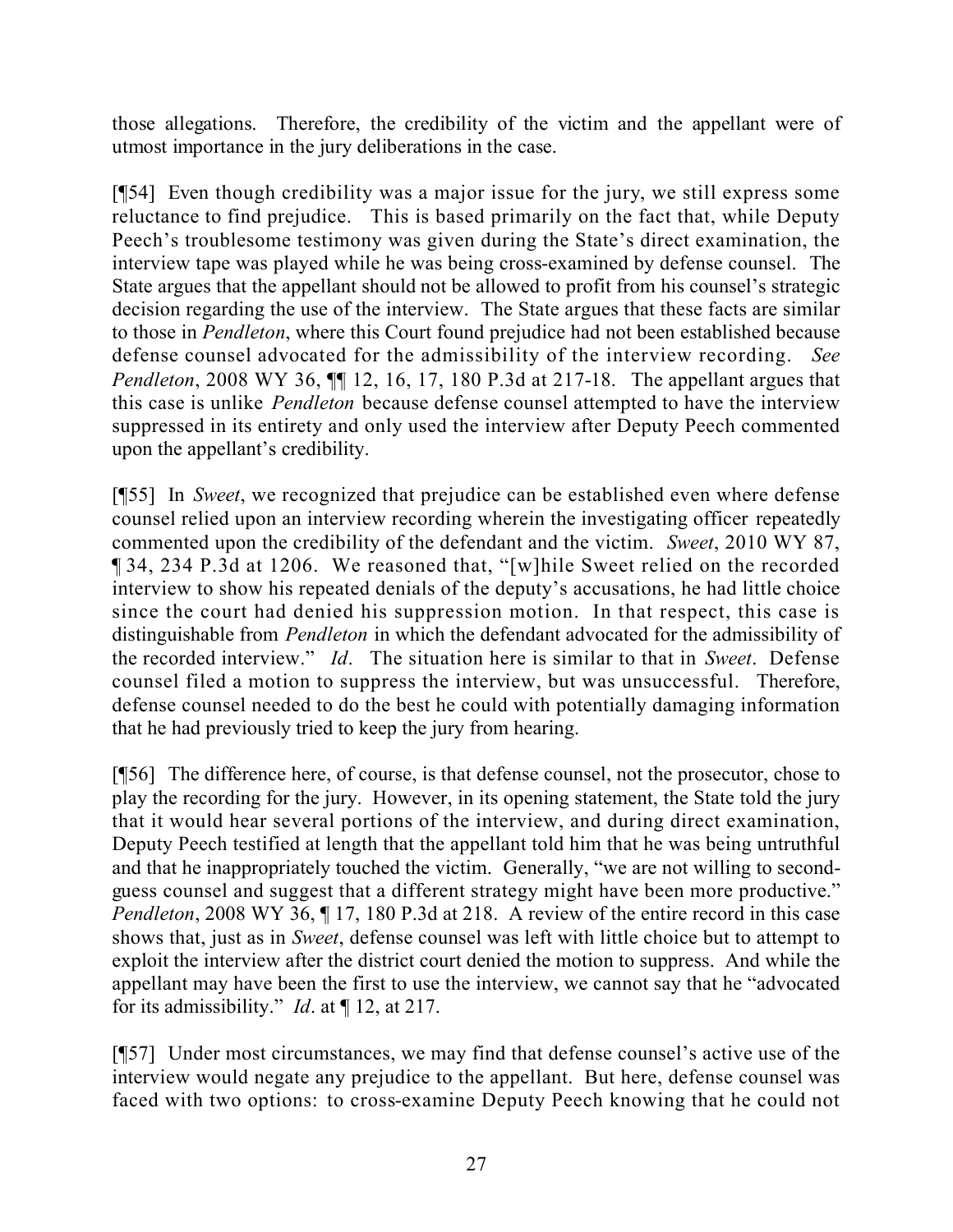those allegations. Therefore, the credibility of the victim and the appellant were of utmost importance in the jury deliberations in the case.

[¶54] Even though credibility was a major issue for the jury, we still express some reluctance to find prejudice. This is based primarily on the fact that, while Deputy Peech's troublesome testimony was given during the State's direct examination, the interview tape was played while he was being cross-examined by defense counsel. The State argues that the appellant should not be allowed to profit from his counsel's strategic decision regarding the use of the interview. The State argues that these facts are similar to those in *Pendleton*, where this Court found prejudice had not been established because defense counsel advocated for the admissibility of the interview recording. *See Pendleton*, 2008 WY 36, ¶¶ 12, 16, 17, 180 P.3d at 217-18. The appellant argues that this case is unlike *Pendleton* because defense counsel attempted to have the interview suppressed in its entirety and only used the interview after Deputy Peech commented upon the appellant's credibility.

[¶55] In *Sweet*, we recognized that prejudice can be established even where defense counsel relied upon an interview recording wherein the investigating officer repeatedly commented upon the credibility of the defendant and the victim. *Sweet*, 2010 WY 87, ¶ 34, 234 P.3d at 1206. We reasoned that, "[w]hile Sweet relied on the recorded interview to show his repeated denials of the deputy's accusations, he had little choice since the court had denied his suppression motion. In that respect, this case is distinguishable from *Pendleton* in which the defendant advocated for the admissibility of the recorded interview." *Id*. The situation here is similar to that in *Sweet*. Defense counsel filed a motion to suppress the interview, but was unsuccessful. Therefore, defense counsel needed to do the best he could with potentially damaging information that he had previously tried to keep the jury from hearing.

[¶56] The difference here, of course, is that defense counsel, not the prosecutor, chose to play the recording for the jury. However, in its opening statement, the State told the jury that it would hear several portions of the interview, and during direct examination, Deputy Peech testified at length that the appellant told him that he was being untruthful and that he inappropriately touched the victim. Generally, "we are not willing to second-guess counsel and suggest that a different strategy might have been more productive." *Pendleton*, 2008 WY 36, ¶ 17, 180 P.3d at 218. A review of the entire record in this case shows that, just as in *Sweet*, defense counsel was left with little choice but to attempt to exploit the interview after the district court denied the motion to suppress. And while the appellant may have been the first to use the interview, we cannot say that he "advocated for its admissibility." *Id*. at ¶ 12, at 217.

[¶57] Under most circumstances, we may find that defense counsel's active use of the interview would negate any prejudice to the appellant. But here, defense counsel was faced with two options: to cross-examine Deputy Peech knowing that he could not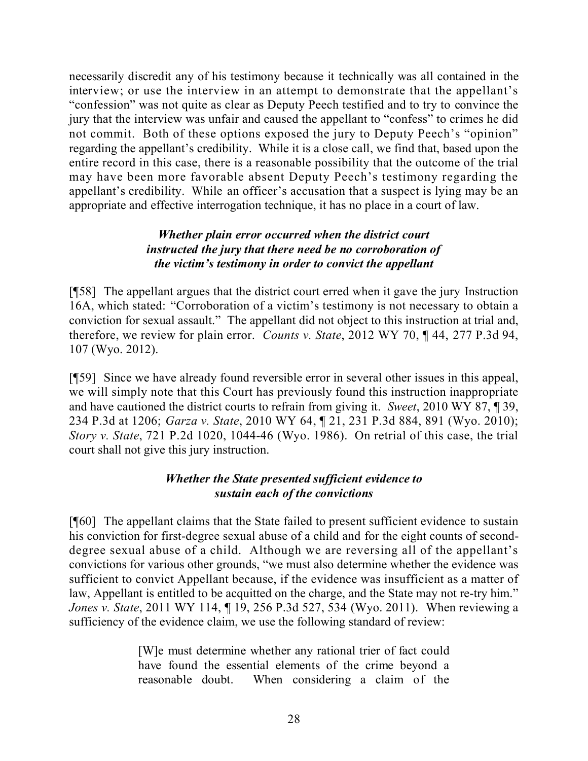necessarily discredit any of his testimony because it technically was all contained in the interview; or use the interview in an attempt to demonstrate that the appellant's "confession" was not quite as clear as Deputy Peech testified and to try to convince the jury that the interview was unfair and caused the appellant to "confess" to crimes he did not commit. Both of these options exposed the jury to Deputy Peech's "opinion" regarding the appellant's credibility. While it is a close call, we find that, based upon the entire record in this case, there is a reasonable possibility that the outcome of the trial may have been more favorable absent Deputy Peech's testimony regarding the appellant's credibility. While an officer's accusation that a suspect is lying may be an appropriate and effective interrogation technique, it has no place in a court of law.

### *Whether plain error occurred when the district court instructed the jury that there need be no corroboration of the victim's testimony in order to convict the appellant*

[¶58] The appellant argues that the district court erred when it gave the jury Instruction 16A, which stated: "Corroboration of a victim's testimony is not necessary to obtain a conviction for sexual assault." The appellant did not object to this instruction at trial and, therefore, we review for plain error. *Counts v. State*, 2012 WY 70, ¶ 44, 277 P.3d 94, 107 (Wyo. 2012).

[¶59] Since we have already found reversible error in several other issues in this appeal, we will simply note that this Court has previously found this instruction inappropriate and have cautioned the district courts to refrain from giving it. *Sweet*, 2010 WY 87, ¶ 39, 234 P.3d at 1206; *Garza v. State*, 2010 WY 64, ¶ 21, 231 P.3d 884, 891 (Wyo. 2010); *Story v. State*, 721 P.2d 1020, 1044-46 (Wyo. 1986). On retrial of this case, the trial court shall not give this jury instruction.

### *Whether the State presented sufficient evidence to sustain each of the convictions*

[¶60] The appellant claims that the State failed to present sufficient evidence to sustain his conviction for first-degree sexual abuse of a child and for the eight counts of second-degree sexual abuse of a child. Although we are reversing all of the appellant's convictions for various other grounds, "we must also determine whether the evidence was sufficient to convict Appellant because, if the evidence was insufficient as a matter of law, Appellant is entitled to be acquitted on the charge, and the State may not re-try him." *Jones v. State*, 2011 WY 114, ¶ 19, 256 P.3d 527, 534 (Wyo. 2011). When reviewing a sufficiency of the evidence claim, we use the following standard of review:

> [W]e must determine whether any rational trier of fact could have found the essential elements of the crime beyond a reasonable doubt. When considering a claim of the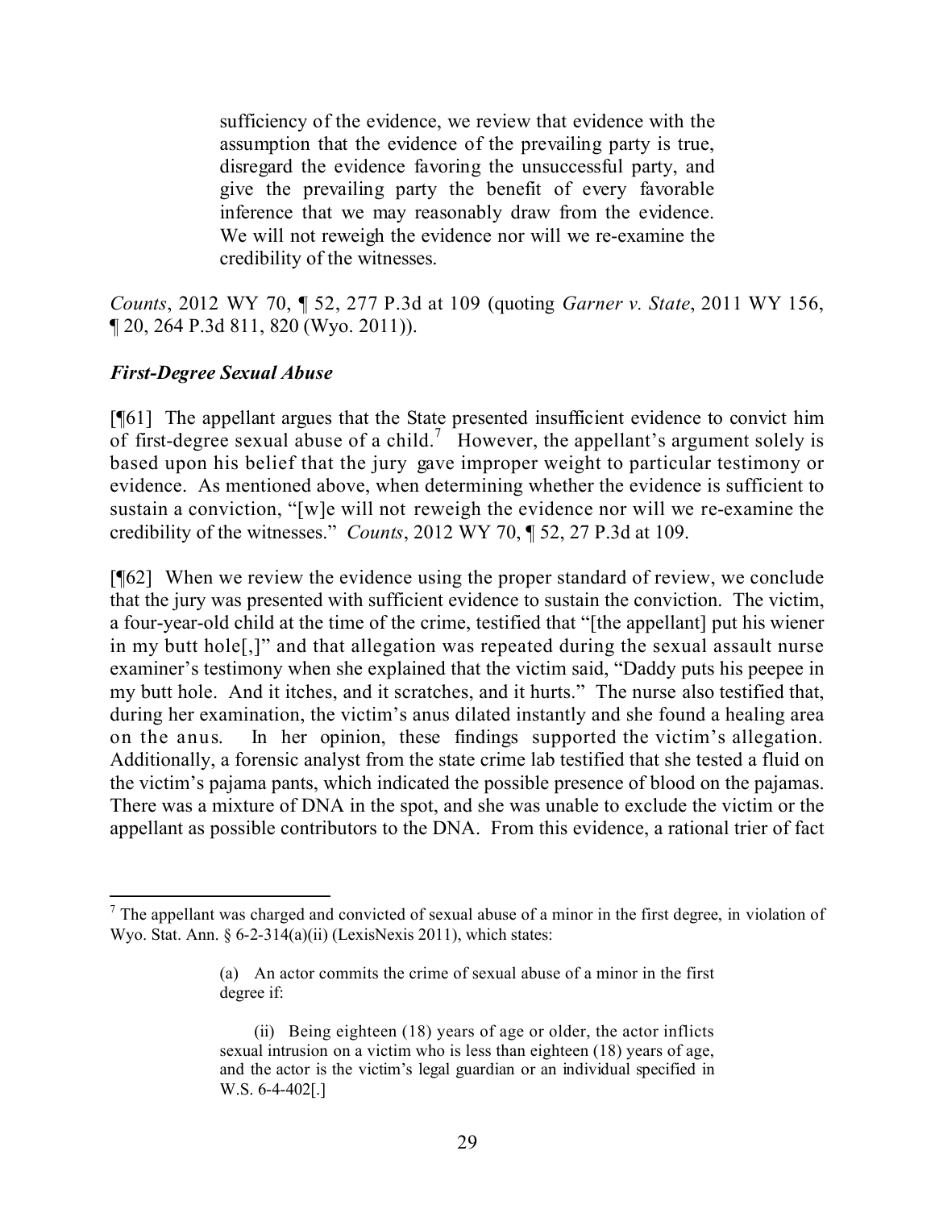> sufficiency of the evidence, we review that evidence with the assumption that the evidence of the prevailing party is true, disregard the evidence favoring the unsuccessful party, and give the prevailing party the benefit of every favorable inference that we may reasonably draw from the evidence. We will not reweigh the evidence nor will we re-examine the credibility of the witnesses.

*Counts*, 2012 WY 70, ¶ 52, 277 P.3d at 109 (quoting *Garner v. State*, 2011 WY 156, ¶ 20, 264 P.3d 811, 820 (Wyo. 2011)).

### *First-Degree Sexual Abuse*

[¶61] The appellant argues that the State presented insufficient evidence to convict him of first-degree sexual abuse of a child.[7] However, the appellant's argument solely is based upon his belief that the jury gave improper weight to particular testimony or evidence. As mentioned above, when determining whether the evidence is sufficient to sustain a conviction, "[w]e will not reweigh the evidence nor will we re-examine the credibility of the witnesses." *Counts*, 2012 WY 70, ¶ 52, 27 P.3d at 109.

[¶62] When we review the evidence using the proper standard of review, we conclude that the jury was presented with sufficient evidence to sustain the conviction. The victim, a four-year-old child at the time of the crime, testified that "[the appellant] put his wiener in my butt hole[,]" and that allegation was repeated during the sexual assault nurse examiner's testimony when she explained that the victim said, "Daddy puts his peepee in my butt hole. And it itches, and it scratches, and it hurts." The nurse also testified that, during her examination, the victim's anus dilated instantly and she found a healing area on the anus. In her opinion, these findings supported the victim's allegation. Additionally, a forensic analyst from the state crime lab testified that she tested a fluid on the victim's pajama pants, which indicated the possible presence of blood on the pajamas. There was a mixture of DNA in the spot, and she was unable to exclude the victim or the appellant as possible contributors to the DNA. From this evidence, a rational trier of fact

---

[7] The appellant was charged and convicted of sexual abuse of a minor in the first degree, in violation of Wyo. Stat. Ann. § 6-2-314(a)(ii) (LexisNexis 2011), which states:

> (a) An actor commits the crime of sexual abuse of a minor in the first degree if:
>
> (ii) Being eighteen (18) years of age or older, the actor inflicts sexual intrusion on a victim who is less than eighteen (18) years of age, and the actor is the victim's legal guardian or an individual specified in W.S. 6-4-402[.]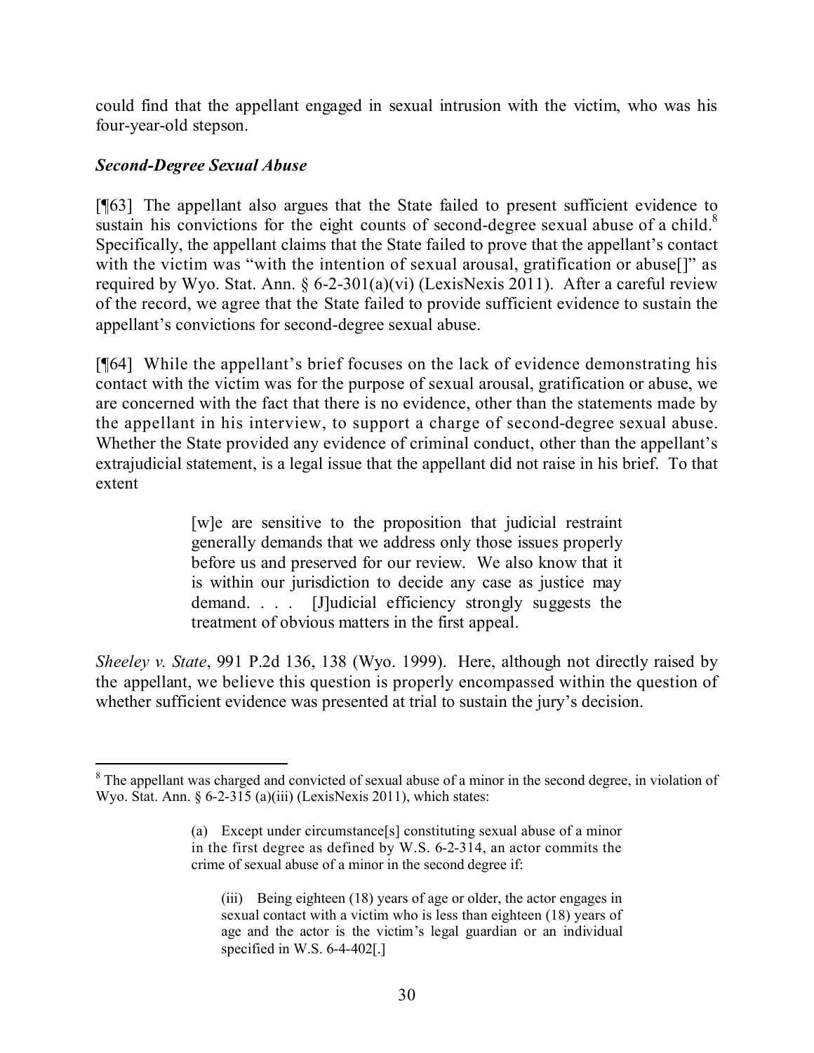could find that the appellant engaged in sexual intrusion with the victim, who was his four-year-old stepson.

### *Second-Degree Sexual Abuse*

[¶63] The appellant also argues that the State failed to present sufficient evidence to sustain his convictions for the eight counts of second-degree sexual abuse of a child.[8] Specifically, the appellant claims that the State failed to prove that the appellant's contact with the victim was "with the intention of sexual arousal, gratification or abuse[]" as required by Wyo. Stat. Ann. § 6-2-301(a)(vi) (LexisNexis 2011). After a careful review of the record, we agree that the State failed to provide sufficient evidence to sustain the appellant's convictions for second-degree sexual abuse.

[¶64] While the appellant's brief focuses on the lack of evidence demonstrating his contact with the victim was for the purpose of sexual arousal, gratification or abuse, we are concerned with the fact that there is no evidence, other than the statements made by the appellant in his interview, to support a charge of second-degree sexual abuse. Whether the State provided any evidence of criminal conduct, other than the appellant's extrajudicial statement, is a legal issue that the appellant did not raise in his brief. To that extent

> [w]e are sensitive to the proposition that judicial restraint generally demands that we address only those issues properly before us and preserved for our review. We also know that it is within our jurisdiction to decide any case as justice may demand. . . . [J]udicial efficiency strongly suggests the treatment of obvious matters in the first appeal.

*Sheeley v. State*, 991 P.2d 136, 138 (Wyo. 1999). Here, although not directly raised by the appellant, we believe this question is properly encompassed within the question of whether sufficient evidence was presented at trial to sustain the jury's decision.

---

[8] The appellant was charged and convicted of sexual abuse of a minor in the second degree, in violation of Wyo. Stat. Ann. § 6-2-315 (a)(iii) (LexisNexis 2011), which states:

> (a) Except under circumstance[s] constituting sexual abuse of a minor in the first degree as defined by W.S. 6-2-314, an actor commits the crime of sexual abuse of a minor in the second degree if:
>
> (iii) Being eighteen (18) years of age or older, the actor engages in sexual contact with a victim who is less than eighteen (18) years of age and the actor is the victim's legal guardian or an individual specified in W.S. 6-4-402[.]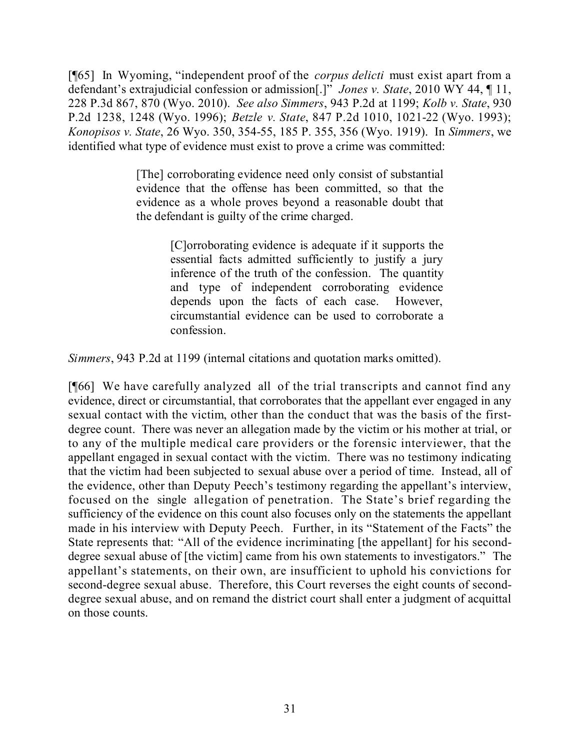[¶65] In Wyoming, "independent proof of the *corpus delicti* must exist apart from a defendant's extrajudicial confession or admission[.]" *Jones v. State*, 2010 WY 44, ¶ 11, 228 P.3d 867, 870 (Wyo. 2010). *See also Simmers*, 943 P.2d at 1199; *Kolb v. State*, 930 P.2d 1238, 1248 (Wyo. 1996); *Betzle v. State*, 847 P.2d 1010, 1021-22 (Wyo. 1993); *Konopisos v. State*, 26 Wyo. 350, 354-55, 185 P. 355, 356 (Wyo. 1919). In *Simmers*, we identified what type of evidence must exist to prove a crime was committed:

> [The] corroborating evidence need only consist of substantial evidence that the offense has been committed, so that the evidence as a whole proves beyond a reasonable doubt that the defendant is guilty of the crime charged.
>
> > [C]orroborating evidence is adequate if it supports the essential facts admitted sufficiently to justify a jury inference of the truth of the confession. The quantity and type of independent corroborating evidence depends upon the facts of each case. However, circumstantial evidence can be used to corroborate a confession.

*Simmers*, 943 P.2d at 1199 (internal citations and quotation marks omitted).

[¶66] We have carefully analyzed all of the trial transcripts and cannot find any evidence, direct or circumstantial, that corroborates that the appellant ever engaged in any sexual contact with the victim, other than the conduct that was the basis of the first-degree count. There was never an allegation made by the victim or his mother at trial, or to any of the multiple medical care providers or the forensic interviewer, that the appellant engaged in sexual contact with the victim. There was no testimony indicating that the victim had been subjected to sexual abuse over a period of time. Instead, all of the evidence, other than Deputy Peech's testimony regarding the appellant's interview, focused on the single allegation of penetration. The State's brief regarding the sufficiency of the evidence on this count also focuses only on the statements the appellant made in his interview with Deputy Peech. Further, in its "Statement of the Facts" the State represents that: "All of the evidence incriminating [the appellant] for his second-degree sexual abuse of [the victim] came from his own statements to investigators." The appellant's statements, on their own, are insufficient to uphold his convictions for second-degree sexual abuse. Therefore, this Court reverses the eight counts of second-degree sexual abuse, and on remand the district court shall enter a judgment of acquittal on those counts.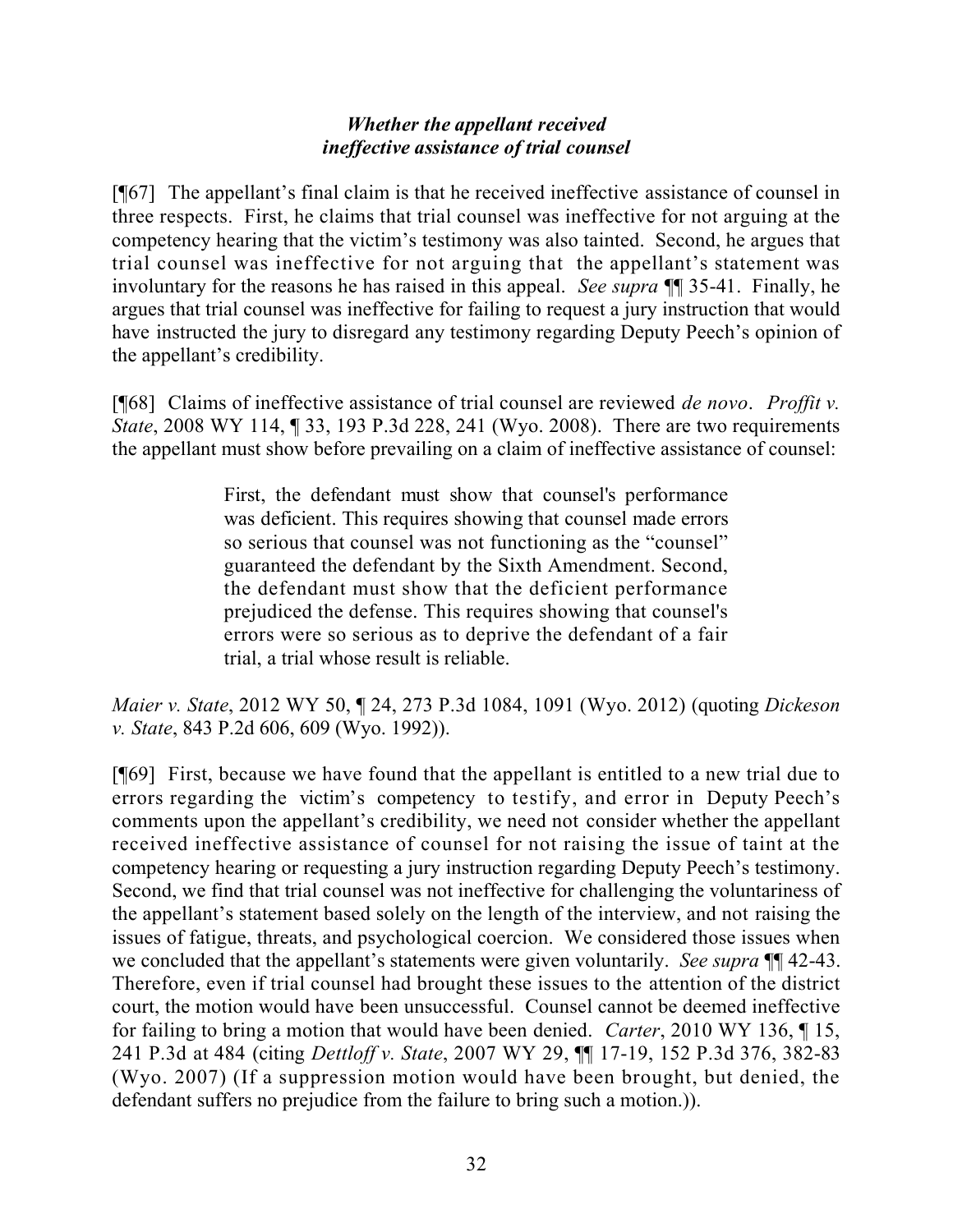### *Whether the appellant received ineffective assistance of trial counsel*

[¶67] The appellant's final claim is that he received ineffective assistance of counsel in three respects. First, he claims that trial counsel was ineffective for not arguing at the competency hearing that the victim's testimony was also tainted. Second, he argues that trial counsel was ineffective for not arguing that the appellant's statement was involuntary for the reasons he has raised in this appeal. *See supra* ¶¶ 35-41. Finally, he argues that trial counsel was ineffective for failing to request a jury instruction that would have instructed the jury to disregard any testimony regarding Deputy Peech's opinion of the appellant's credibility.

[¶68] Claims of ineffective assistance of trial counsel are reviewed *de novo*. *Proffit v. State*, 2008 WY 114, ¶ 33, 193 P.3d 228, 241 (Wyo. 2008). There are two requirements the appellant must show before prevailing on a claim of ineffective assistance of counsel:

> First, the defendant must show that counsel's performance was deficient. This requires showing that counsel made errors so serious that counsel was not functioning as the "counsel" guaranteed the defendant by the Sixth Amendment. Second, the defendant must show that the deficient performance prejudiced the defense. This requires showing that counsel's errors were so serious as to deprive the defendant of a fair trial, a trial whose result is reliable.

*Maier v. State*, 2012 WY 50, ¶ 24, 273 P.3d 1084, 1091 (Wyo. 2012) (quoting *Dickeson v. State*, 843 P.2d 606, 609 (Wyo. 1992)).

[¶69] First, because we have found that the appellant is entitled to a new trial due to errors regarding the victim's competency to testify, and error in Deputy Peech's comments upon the appellant's credibility, we need not consider whether the appellant received ineffective assistance of counsel for not raising the issue of taint at the competency hearing or requesting a jury instruction regarding Deputy Peech's testimony. Second, we find that trial counsel was not ineffective for challenging the voluntariness of the appellant's statement based solely on the length of the interview, and not raising the issues of fatigue, threats, and psychological coercion. We considered those issues when we concluded that the appellant's statements were given voluntarily. *See supra* ¶¶ 42-43. Therefore, even if trial counsel had brought these issues to the attention of the district court, the motion would have been unsuccessful. Counsel cannot be deemed ineffective for failing to bring a motion that would have been denied. *Carter*, 2010 WY 136, ¶ 15, 241 P.3d at 484 (citing *Dettloff v. State*, 2007 WY 29, ¶¶ 17-19, 152 P.3d 376, 382-83 (Wyo. 2007) (If a suppression motion would have been brought, but denied, the defendant suffers no prejudice from the failure to bring such a motion.)).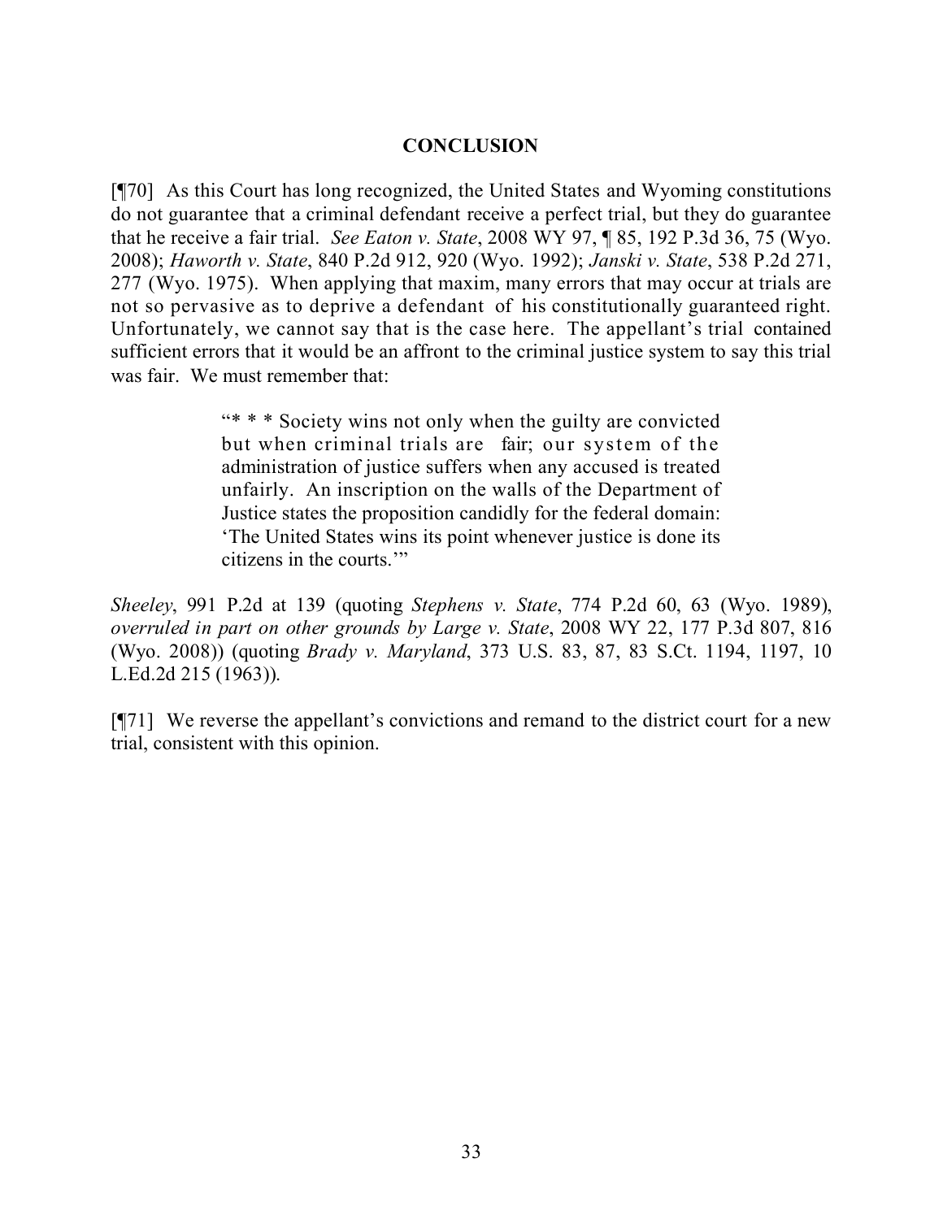## CONCLUSION

[¶70] As this Court has long recognized, the United States and Wyoming constitutions do not guarantee that a criminal defendant receive a perfect trial, but they do guarantee that he receive a fair trial. *See Eaton v. State*, 2008 WY 97, ¶ 85, 192 P.3d 36, 75 (Wyo. 2008); *Haworth v. State*, 840 P.2d 912, 920 (Wyo. 1992); *Janski v. State*, 538 P.2d 271, 277 (Wyo. 1975). When applying that maxim, many errors that may occur at trials are not so pervasive as to deprive a defendant of his constitutionally guaranteed right. Unfortunately, we cannot say that is the case here. The appellant's trial contained sufficient errors that it would be an affront to the criminal justice system to say this trial was fair. We must remember that:

> "* * * Society wins not only when the guilty are convicted but when criminal trials are fair; our system of the administration of justice suffers when any accused is treated unfairly. An inscription on the walls of the Department of Justice states the proposition candidly for the federal domain: 'The United States wins its point whenever justice is done its citizens in the courts.'"

*Sheeley*, 991 P.2d at 139 (quoting *Stephens v. State*, 774 P.2d 60, 63 (Wyo. 1989), *overruled in part on other grounds by Large v. State*, 2008 WY 22, 177 P.3d 807, 816 (Wyo. 2008)) (quoting *Brady v. Maryland*, 373 U.S. 83, 87, 83 S.Ct. 1194, 1197, 10 L.Ed.2d 215 (1963)).

[¶71] We reverse the appellant's convictions and remand to the district court for a new trial, consistent with this opinion.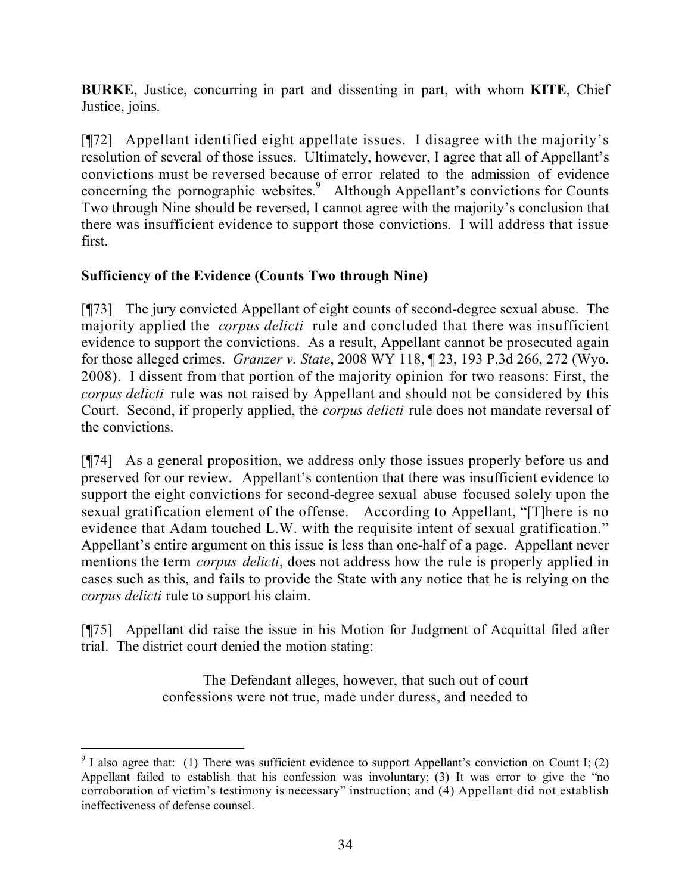**BURKE**, Justice, concurring in part and dissenting in part, with whom **KITE**, Chief Justice, joins.

[¶72] Appellant identified eight appellate issues. I disagree with the majority's resolution of several of those issues. Ultimately, however, I agree that all of Appellant's convictions must be reversed because of error related to the admission of evidence concerning the pornographic websites.[9] Although Appellant's convictions for Counts Two through Nine should be reversed, I cannot agree with the majority's conclusion that there was insufficient evidence to support those convictions. I will address that issue first.

**Sufficiency of the Evidence (Counts Two through Nine)**

[¶73] The jury convicted Appellant of eight counts of second-degree sexual abuse. The majority applied the *corpus delicti* rule and concluded that there was insufficient evidence to support the convictions. As a result, Appellant cannot be prosecuted again for those alleged crimes. *Granzer v. State*, 2008 WY 118, ¶ 23, 193 P.3d 266, 272 (Wyo. 2008). I dissent from that portion of the majority opinion for two reasons: First, the *corpus delicti* rule was not raised by Appellant and should not be considered by this Court. Second, if properly applied, the *corpus delicti* rule does not mandate reversal of the convictions.

[¶74] As a general proposition, we address only those issues properly before us and preserved for our review. Appellant's contention that there was insufficient evidence to support the eight convictions for second-degree sexual abuse focused solely upon the sexual gratification element of the offense. According to Appellant, "[T]here is no evidence that Adam touched L.W. with the requisite intent of sexual gratification." Appellant's entire argument on this issue is less than one-half of a page. Appellant never mentions the term *corpus delicti*, does not address how the rule is properly applied in cases such as this, and fails to provide the State with any notice that he is relying on the *corpus delicti* rule to support his claim.

[¶75] Appellant did raise the issue in his Motion for Judgment of Acquittal filed after trial. The district court denied the motion stating:

> The Defendant alleges, however, that such out of court confessions were not true, made under duress, and needed to

---

[9] I also agree that: (1) There was sufficient evidence to support Appellant's conviction on Count I; (2) Appellant failed to establish that his confession was involuntary; (3) It was error to give the "no corroboration of victim's testimony is necessary" instruction; and (4) Appellant did not establish ineffectiveness of defense counsel.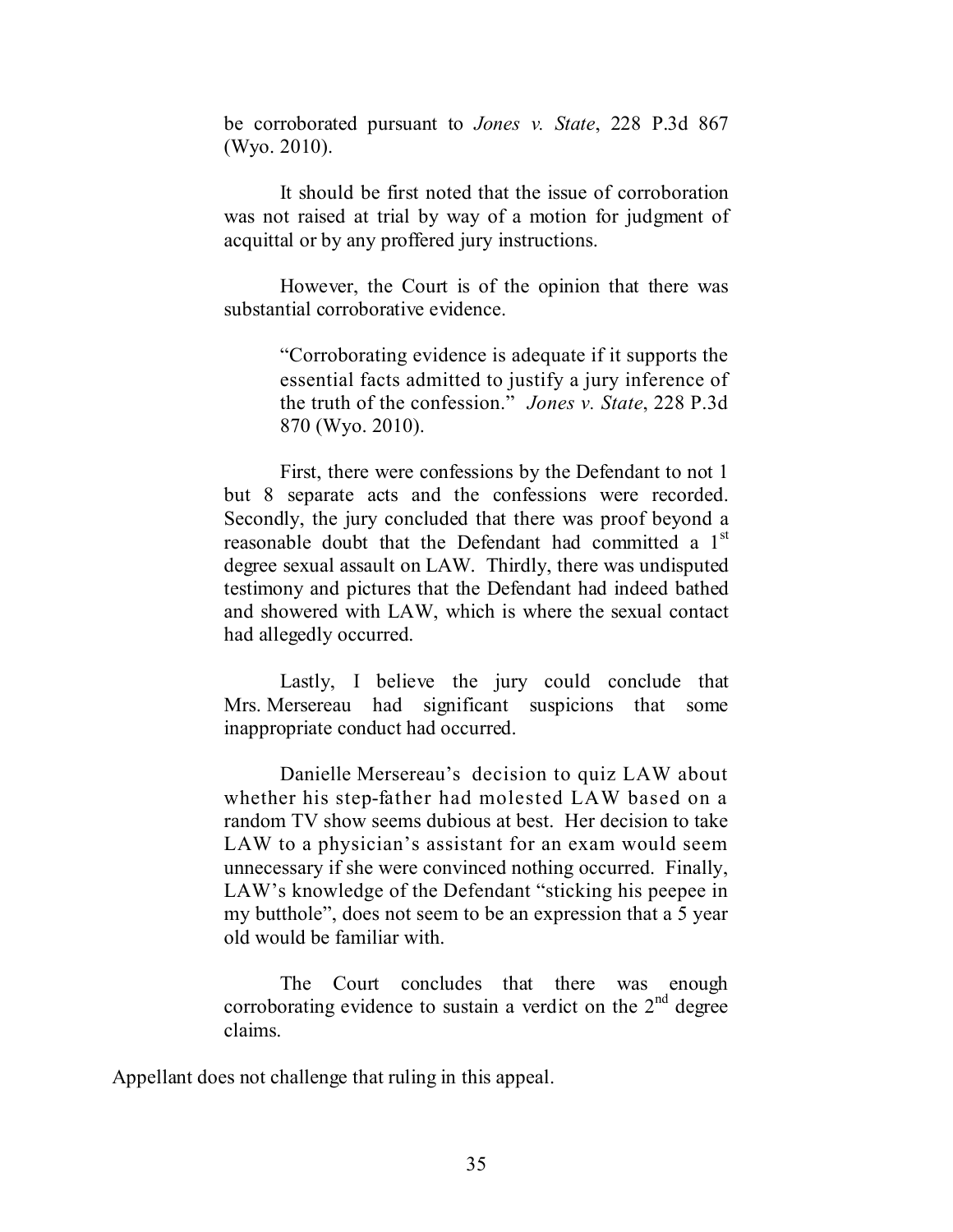be corroborated pursuant to *Jones v. State*, 228 P.3d 867 (Wyo. 2010).

> It should be first noted that the issue of corroboration was not raised at trial by way of a motion for judgment of acquittal or by any proffered jury instructions.
>
> However, the Court is of the opinion that there was substantial corroborative evidence.
>
> > "Corroborating evidence is adequate if it supports the essential facts admitted to justify a jury inference of the truth of the confession." *Jones v. State*, 228 P.3d 870 (Wyo. 2010).
>
> First, there were confessions by the Defendant to not 1 but 8 separate acts and the confessions were recorded. Secondly, the jury concluded that there was proof beyond a reasonable doubt that the Defendant had committed a 1st degree sexual assault on LAW. Thirdly, there was undisputed testimony and pictures that the Defendant had indeed bathed and showered with LAW, which is where the sexual contact had allegedly occurred.
>
> Lastly, I believe the jury could conclude that Mrs. Mersereau had significant suspicions that some inappropriate conduct had occurred.
>
> Danielle Mersereau's decision to quiz LAW about whether his step-father had molested LAW based on a random TV show seems dubious at best. Her decision to take LAW to a physician's assistant for an exam would seem unnecessary if she were convinced nothing occurred. Finally, LAW's knowledge of the Defendant "sticking his peepee in my butthole", does not seem to be an expression that a 5 year old would be familiar with.
>
> The Court concludes that there was enough corroborating evidence to sustain a verdict on the 2nd degree claims.

Appellant does not challenge that ruling in this appeal.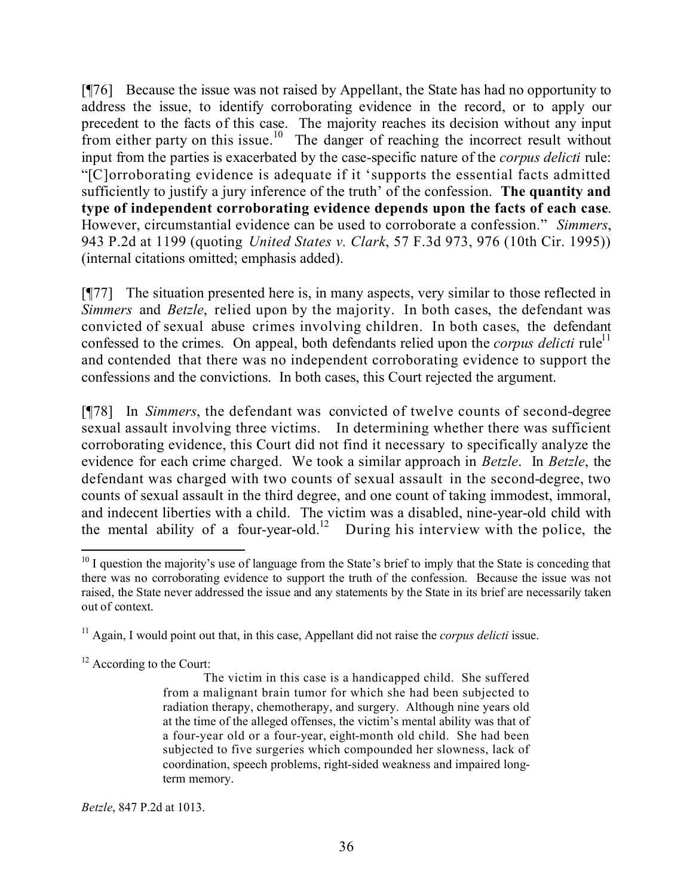[¶76] Because the issue was not raised by Appellant, the State has had no opportunity to address the issue, to identify corroborating evidence in the record, or to apply our precedent to the facts of this case. The majority reaches its decision without any input from either party on this issue.[10] The danger of reaching the incorrect result without input from the parties is exacerbated by the case-specific nature of the *corpus delicti* rule: "[C]orroborating evidence is adequate if it 'supports the essential facts admitted sufficiently to justify a jury inference of the truth' of the confession. **The quantity and type of independent corroborating evidence depends upon the facts of each case**. However, circumstantial evidence can be used to corroborate a confession." *Simmers*, 943 P.2d at 1199 (quoting *United States v. Clark*, 57 F.3d 973, 976 (10th Cir. 1995)) (internal citations omitted; emphasis added).

[¶77] The situation presented here is, in many aspects, very similar to those reflected in *Simmers* and *Betzle*, relied upon by the majority. In both cases, the defendant was convicted of sexual abuse crimes involving children. In both cases, the defendant confessed to the crimes. On appeal, both defendants relied upon the *corpus delicti* rule[11] and contended that there was no independent corroborating evidence to support the confessions and the convictions. In both cases, this Court rejected the argument.

[¶78] In *Simmers*, the defendant was convicted of twelve counts of second-degree sexual assault involving three victims. In determining whether there was sufficient corroborating evidence, this Court did not find it necessary to specifically analyze the evidence for each crime charged. We took a similar approach in *Betzle*. In *Betzle*, the defendant was charged with two counts of sexual assault in the second-degree, two counts of sexual assault in the third degree, and one count of taking immodest, immoral, and indecent liberties with a child. The victim was a disabled, nine-year-old child with the mental ability of a four-year-old.[12] During his interview with the police, the

---

[10] I question the majority's use of language from the State's brief to imply that the State is conceding that there was no corroborating evidence to support the truth of the confession. Because the issue was not raised, the State never addressed the issue and any statements by the State in its brief are necessarily taken out of context.

[11] Again, I would point out that, in this case, Appellant did not raise the *corpus delicti* issue.

[12] According to the Court:

> The victim in this case is a handicapped child. She suffered from a malignant brain tumor for which she had been subjected to radiation therapy, chemotherapy, and surgery. Although nine years old at the time of the alleged offenses, the victim's mental ability was that of a four-year old or a four-year, eight-month old child. She had been subjected to five surgeries which compounded her slowness, lack of coordination, speech problems, right-sided weakness and impaired long-term memory.

*Betzle*, 847 P.2d at 1013.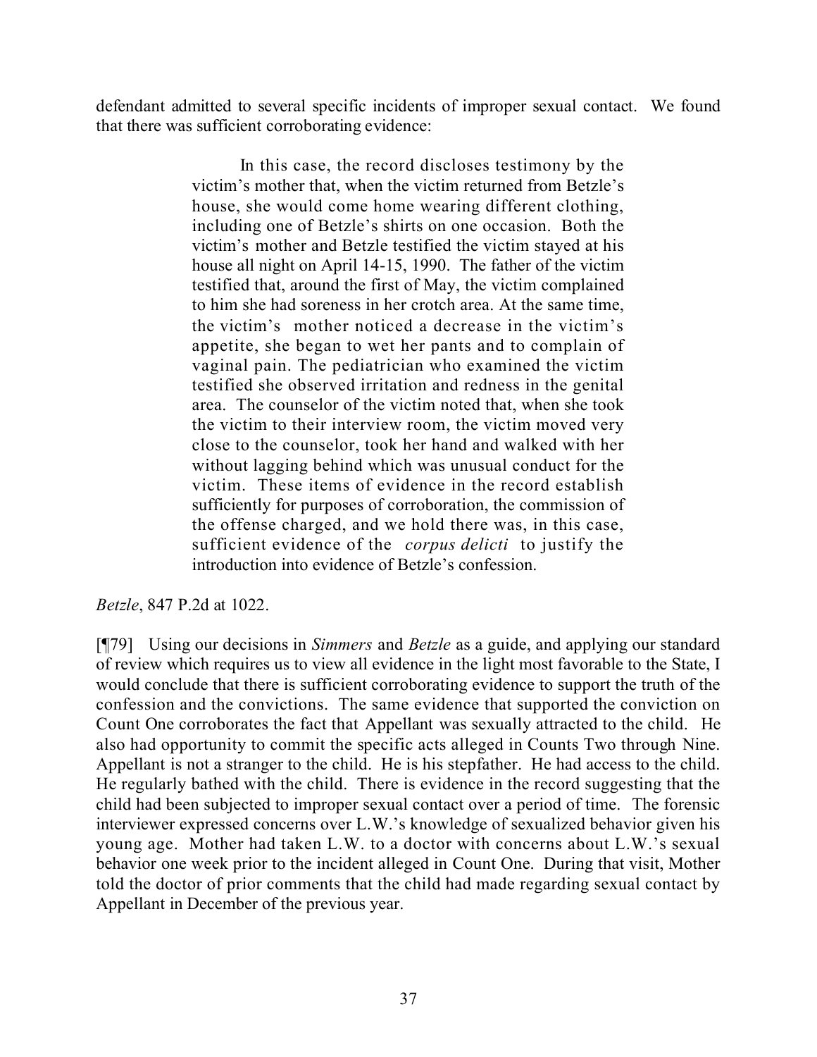defendant admitted to several specific incidents of improper sexual contact. We found that there was sufficient corroborating evidence:

> In this case, the record discloses testimony by the victim's mother that, when the victim returned from Betzle's house, she would come home wearing different clothing, including one of Betzle's shirts on one occasion. Both the victim's mother and Betzle testified the victim stayed at his house all night on April 14-15, 1990. The father of the victim testified that, around the first of May, the victim complained to him she had soreness in her crotch area. At the same time, the victim's mother noticed a decrease in the victim's appetite, she began to wet her pants and to complain of vaginal pain. The pediatrician who examined the victim testified she observed irritation and redness in the genital area. The counselor of the victim noted that, when she took the victim to their interview room, the victim moved very close to the counselor, took her hand and walked with her without lagging behind which was unusual conduct for the victim. These items of evidence in the record establish sufficiently for purposes of corroboration, the commission of the offense charged, and we hold there was, in this case, sufficient evidence of the *corpus delicti* to justify the introduction into evidence of Betzle's confession.

*Betzle*, 847 P.2d at 1022.

[¶79] Using our decisions in *Simmers* and *Betzle* as a guide, and applying our standard of review which requires us to view all evidence in the light most favorable to the State, I would conclude that there is sufficient corroborating evidence to support the truth of the confession and the convictions. The same evidence that supported the conviction on Count One corroborates the fact that Appellant was sexually attracted to the child. He also had opportunity to commit the specific acts alleged in Counts Two through Nine. Appellant is not a stranger to the child. He is his stepfather. He had access to the child. He regularly bathed with the child. There is evidence in the record suggesting that the child had been subjected to improper sexual contact over a period of time. The forensic interviewer expressed concerns over L.W.'s knowledge of sexualized behavior given his young age. Mother had taken L.W. to a doctor with concerns about L.W.'s sexual behavior one week prior to the incident alleged in Count One. During that visit, Mother told the doctor of prior comments that the child had made regarding sexual contact by Appellant in December of the previous year.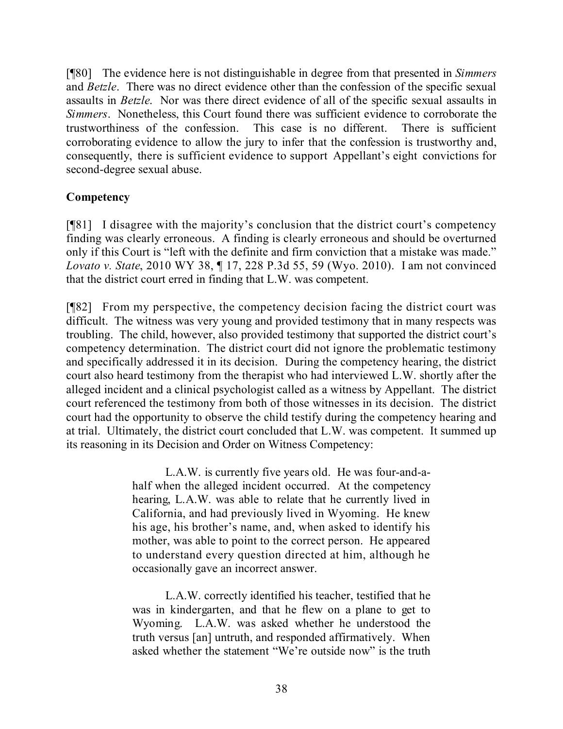[¶80] The evidence here is not distinguishable in degree from that presented in *Simmers* and *Betzle*. There was no direct evidence other than the confession of the specific sexual assaults in *Betzle*. Nor was there direct evidence of all of the specific sexual assaults in *Simmers*. Nonetheless, this Court found there was sufficient evidence to corroborate the trustworthiness of the confession. This case is no different. There is sufficient corroborating evidence to allow the jury to infer that the confession is trustworthy and, consequently, there is sufficient evidence to support Appellant's eight convictions for second-degree sexual abuse.

**Competency**

[¶81] I disagree with the majority's conclusion that the district court's competency finding was clearly erroneous. A finding is clearly erroneous and should be overturned only if this Court is "left with the definite and firm conviction that a mistake was made." *Lovato v. State*, 2010 WY 38, ¶ 17, 228 P.3d 55, 59 (Wyo. 2010). I am not convinced that the district court erred in finding that L.W. was competent.

[¶82] From my perspective, the competency decision facing the district court was difficult. The witness was very young and provided testimony that in many respects was troubling. The child, however, also provided testimony that supported the district court's competency determination. The district court did not ignore the problematic testimony and specifically addressed it in its decision. During the competency hearing, the district court also heard testimony from the therapist who had interviewed L.W. shortly after the alleged incident and a clinical psychologist called as a witness by Appellant. The district court referenced the testimony from both of those witnesses in its decision. The district court had the opportunity to observe the child testify during the competency hearing and at trial. Ultimately, the district court concluded that L.W. was competent. It summed up its reasoning in its Decision and Order on Witness Competency:

> L.A.W. is currently five years old. He was four-and-a-half when the alleged incident occurred. At the competency hearing, L.A.W. was able to relate that he currently lived in California, and had previously lived in Wyoming. He knew his age, his brother's name, and, when asked to identify his mother, was able to point to the correct person. He appeared to understand every question directed at him, although he occasionally gave an incorrect answer.
>
> L.A.W. correctly identified his teacher, testified that he was in kindergarten, and that he flew on a plane to get to Wyoming. L.A.W. was asked whether he understood the truth versus [an] untruth, and responded affirmatively. When asked whether the statement "We're outside now" is the truth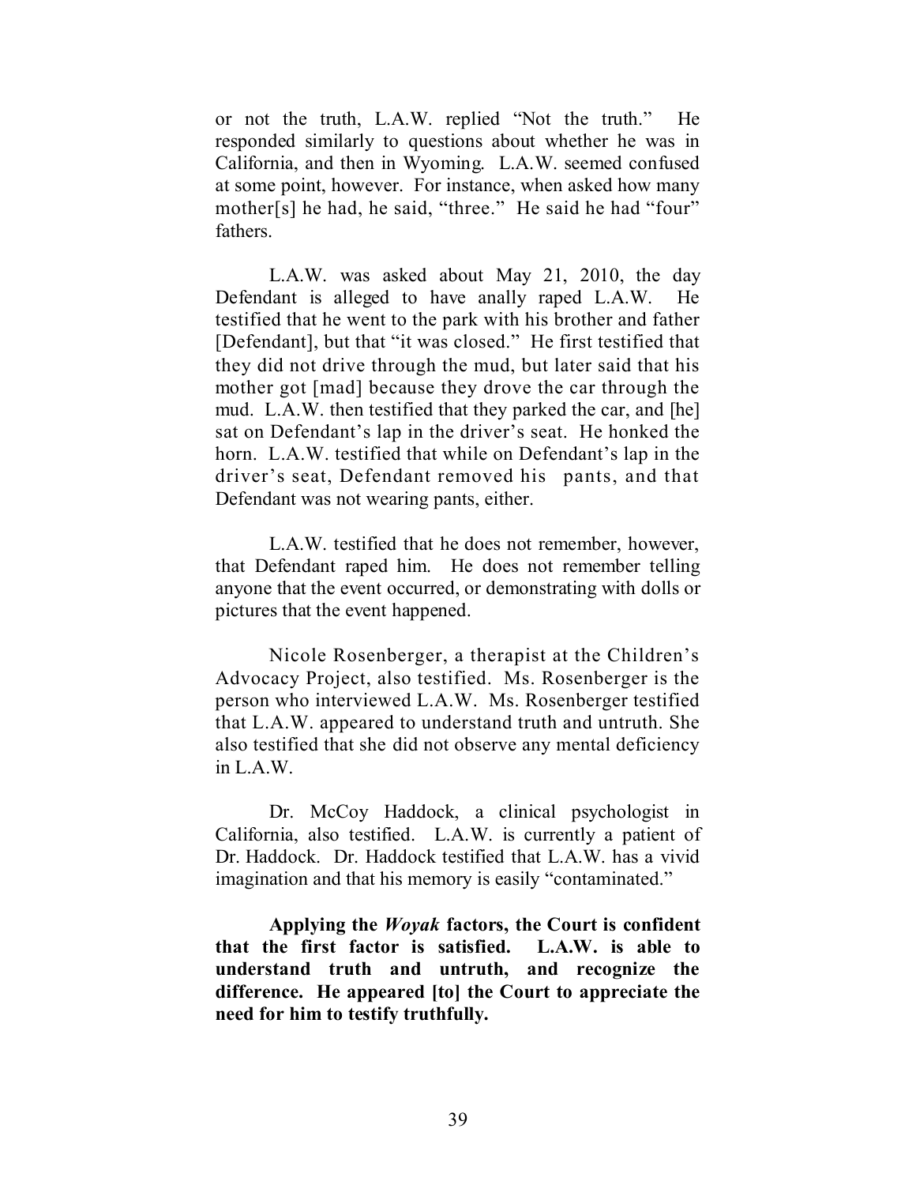or not the truth, L.A.W. replied "Not the truth." He responded similarly to questions about whether he was in California, and then in Wyoming. L.A.W. seemed confused at some point, however. For instance, when asked how many mother[s] he had, he said, "three." He said he had "four" fathers.

L.A.W. was asked about May 21, 2010, the day Defendant is alleged to have anally raped L.A.W. He testified that he went to the park with his brother and father [Defendant], but that "it was closed." He first testified that they did not drive through the mud, but later said that his mother got [mad] because they drove the car through the mud. L.A.W. then testified that they parked the car, and [he] sat on Defendant's lap in the driver's seat. He honked the horn. L.A.W. testified that while on Defendant's lap in the driver's seat, Defendant removed his pants, and that Defendant was not wearing pants, either.

L.A.W. testified that he does not remember, however, that Defendant raped him. He does not remember telling anyone that the event occurred, or demonstrating with dolls or pictures that the event happened.

Nicole Rosenberger, a therapist at the Children's Advocacy Project, also testified. Ms. Rosenberger is the person who interviewed L.A.W. Ms. Rosenberger testified that L.A.W. appeared to understand truth and untruth. She also testified that she did not observe any mental deficiency in L.A.W.

Dr. McCoy Haddock, a clinical psychologist in California, also testified. L.A.W. is currently a patient of Dr. Haddock. Dr. Haddock testified that L.A.W. has a vivid imagination and that his memory is easily "contaminated."

**Applying the *Woyak* factors, the Court is confident that the first factor is satisfied. L.A.W. is able to understand truth and untruth, and recognize the difference. He appeared [to] the Court to appreciate the need for him to testify truthfully.**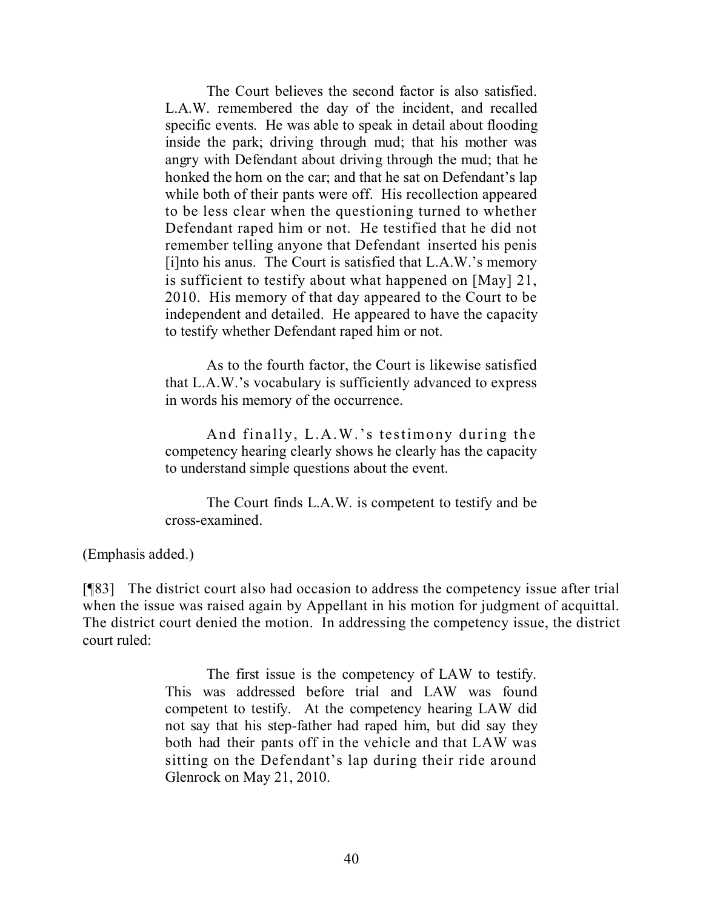> The Court believes the second factor is also satisfied. L.A.W. remembered the day of the incident, and recalled specific events. He was able to speak in detail about flooding inside the park; driving through mud; that his mother was angry with Defendant about driving through the mud; that he honked the horn on the car; and that he sat on Defendant's lap while both of their pants were off. His recollection appeared to be less clear when the questioning turned to whether Defendant raped him or not. He testified that he did not remember telling anyone that Defendant inserted his penis [i]nto his anus. The Court is satisfied that L.A.W.'s memory is sufficient to testify about what happened on [May] 21, 2010. His memory of that day appeared to the Court to be independent and detailed. He appeared to have the capacity to testify whether Defendant raped him or not.
>
> As to the fourth factor, the Court is likewise satisfied that L.A.W.'s vocabulary is sufficiently advanced to express in words his memory of the occurrence.
>
> And finally, L.A.W.'s testimony during the competency hearing clearly shows he clearly has the capacity to understand simple questions about the event.
>
> The Court finds L.A.W. is competent to testify and be cross-examined.

(Emphasis added.)

[¶83] The district court also had occasion to address the competency issue after trial when the issue was raised again by Appellant in his motion for judgment of acquittal. The district court denied the motion. In addressing the competency issue, the district court ruled:

> The first issue is the competency of LAW to testify. This was addressed before trial and LAW was found competent to testify. At the competency hearing LAW did not say that his step-father had raped him, but did say they both had their pants off in the vehicle and that LAW was sitting on the Defendant's lap during their ride around Glenrock on May 21, 2010.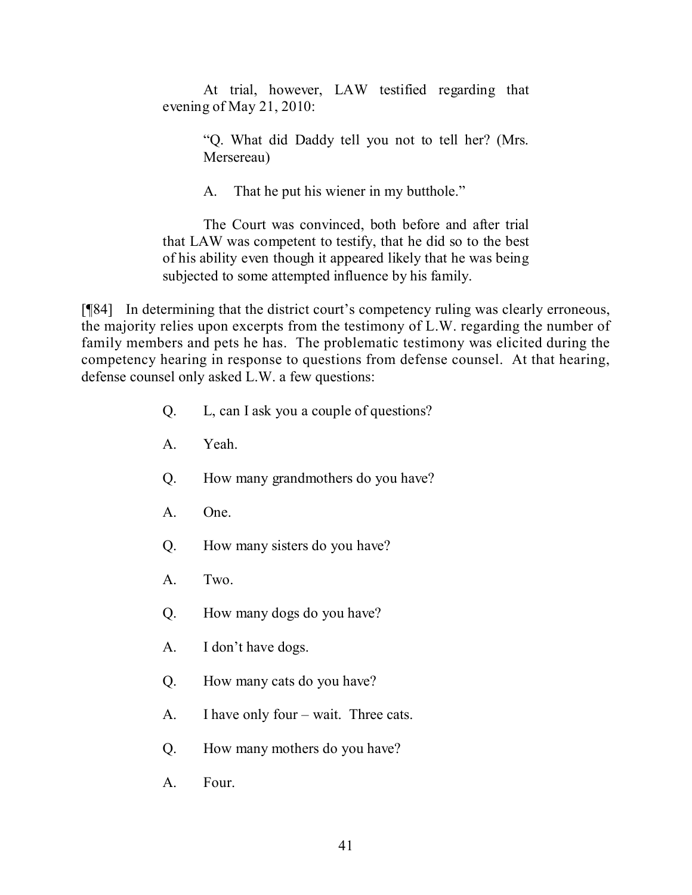> At trial, however, LAW testified regarding that evening of May 21, 2010:
>
> > "Q. What did Daddy tell you not to tell her? (Mrs. Mersereau)
> >
> > A. That he put his wiener in my butthole."
>
> The Court was convinced, both before and after trial that LAW was competent to testify, that he did so to the best of his ability even though it appeared likely that he was being subjected to some attempted influence by his family.

[¶84] In determining that the district court's competency ruling was clearly erroneous, the majority relies upon excerpts from the testimony of L.W. regarding the number of family members and pets he has. The problematic testimony was elicited during the competency hearing in response to questions from defense counsel. At that hearing, defense counsel only asked L.W. a few questions:

> Q. L, can I ask you a couple of questions?
>
> A. Yeah.
>
> Q. How many grandmothers do you have?
>
> A. One.
>
> Q. How many sisters do you have?
>
> A. Two.
>
> Q. How many dogs do you have?
>
> A. I don't have dogs.
>
> Q. How many cats do you have?
>
> A. I have only four – wait. Three cats.
>
> Q. How many mothers do you have?
>
> A. Four.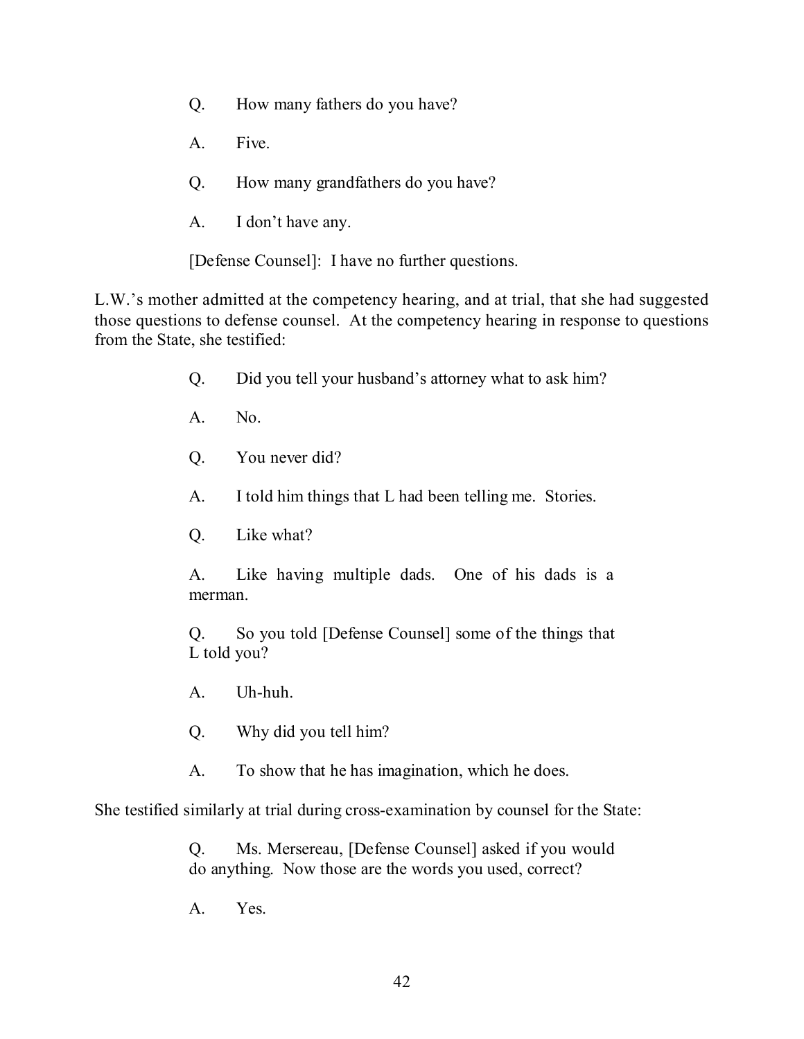Q. How many fathers do you have?

A. Five.

Q. How many grandfathers do you have?

A. I don't have any.

[Defense Counsel]: I have no further questions.

L.W.'s mother admitted at the competency hearing, and at trial, that she had suggested those questions to defense counsel. At the competency hearing in response to questions from the State, she testified:

> Q. Did you tell your husband's attorney what to ask him?
>
> A. No.
>
> Q. You never did?
>
> A. I told him things that L had been telling me. Stories.
>
> Q. Like what?
>
> A. Like having multiple dads. One of his dads is a merman.
>
> Q. So you told [Defense Counsel] some of the things that L told you?
>
> A. Uh-huh.
>
> Q. Why did you tell him?
>
> A. To show that he has imagination, which he does.

She testified similarly at trial during cross-examination by counsel for the State:

> Q. Ms. Mersereau, [Defense Counsel] asked if you would do anything. Now those are the words you used, correct?
>
> A. Yes.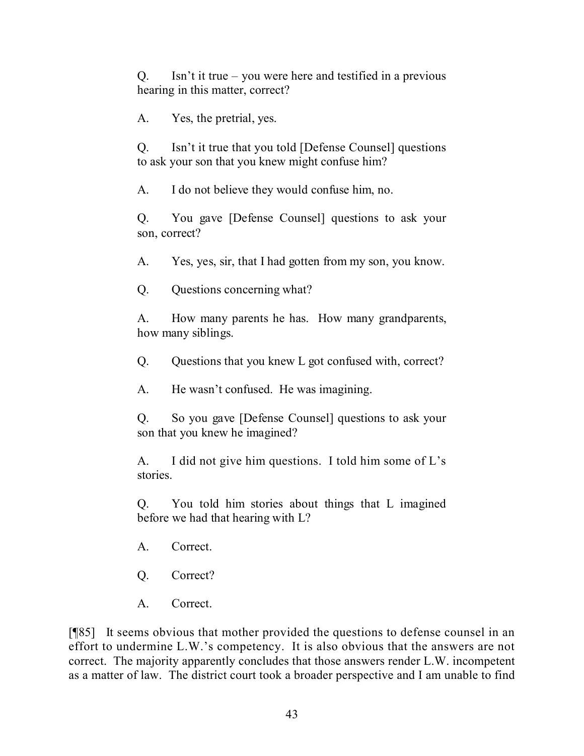> Q. Isn't it true – you were here and testified in a previous hearing in this matter, correct?
>
> A. Yes, the pretrial, yes.
>
> Q. Isn't it true that you told [Defense Counsel] questions to ask your son that you knew might confuse him?
>
> A. I do not believe they would confuse him, no.
>
> Q. You gave [Defense Counsel] questions to ask your son, correct?
>
> A. Yes, yes, sir, that I had gotten from my son, you know.
>
> Q. Questions concerning what?
>
> A. How many parents he has. How many grandparents, how many siblings.
>
> Q. Questions that you knew L got confused with, correct?
>
> A. He wasn't confused. He was imagining.
>
> Q. So you gave [Defense Counsel] questions to ask your son that you knew he imagined?
>
> A. I did not give him questions. I told him some of L's stories.
>
> Q. You told him stories about things that L imagined before we had that hearing with L?
>
> A. Correct.
>
> Q. Correct?
>
> A. Correct.

[¶85] It seems obvious that mother provided the questions to defense counsel in an effort to undermine L.W.'s competency. It is also obvious that the answers are not correct. The majority apparently concludes that those answers render L.W. incompetent as a matter of law. The district court took a broader perspective and I am unable to find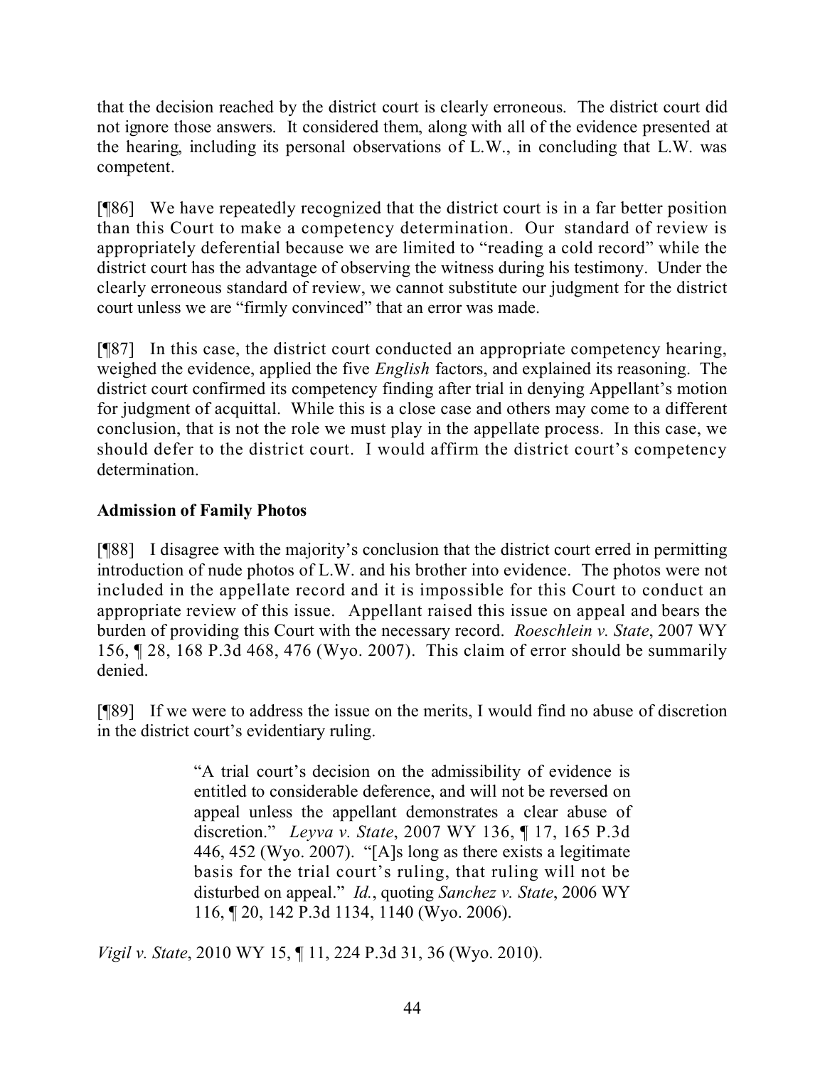that the decision reached by the district court is clearly erroneous. The district court did not ignore those answers. It considered them, along with all of the evidence presented at the hearing, including its personal observations of L.W., in concluding that L.W. was competent.

[¶86] We have repeatedly recognized that the district court is in a far better position than this Court to make a competency determination. Our standard of review is appropriately deferential because we are limited to "reading a cold record" while the district court has the advantage of observing the witness during his testimony. Under the clearly erroneous standard of review, we cannot substitute our judgment for the district court unless we are "firmly convinced" that an error was made.

[¶87] In this case, the district court conducted an appropriate competency hearing, weighed the evidence, applied the five *English* factors, and explained its reasoning. The district court confirmed its competency finding after trial in denying Appellant's motion for judgment of acquittal. While this is a close case and others may come to a different conclusion, that is not the role we must play in the appellate process. In this case, we should defer to the district court. I would affirm the district court's competency determination.

**Admission of Family Photos**

[¶88] I disagree with the majority's conclusion that the district court erred in permitting introduction of nude photos of L.W. and his brother into evidence. The photos were not included in the appellate record and it is impossible for this Court to conduct an appropriate review of this issue. Appellant raised this issue on appeal and bears the burden of providing this Court with the necessary record. *Roeschlein v. State*, 2007 WY 156, ¶ 28, 168 P.3d 468, 476 (Wyo. 2007). This claim of error should be summarily denied.

[¶89] If we were to address the issue on the merits, I would find no abuse of discretion in the district court's evidentiary ruling.

> "A trial court's decision on the admissibility of evidence is entitled to considerable deference, and will not be reversed on appeal unless the appellant demonstrates a clear abuse of discretion." *Leyva v. State*, 2007 WY 136, ¶ 17, 165 P.3d 446, 452 (Wyo. 2007). "[A]s long as there exists a legitimate basis for the trial court's ruling, that ruling will not be disturbed on appeal." *Id.*, quoting *Sanchez v. State*, 2006 WY 116, ¶ 20, 142 P.3d 1134, 1140 (Wyo. 2006).

*Vigil v. State*, 2010 WY 15, ¶ 11, 224 P.3d 31, 36 (Wyo. 2010).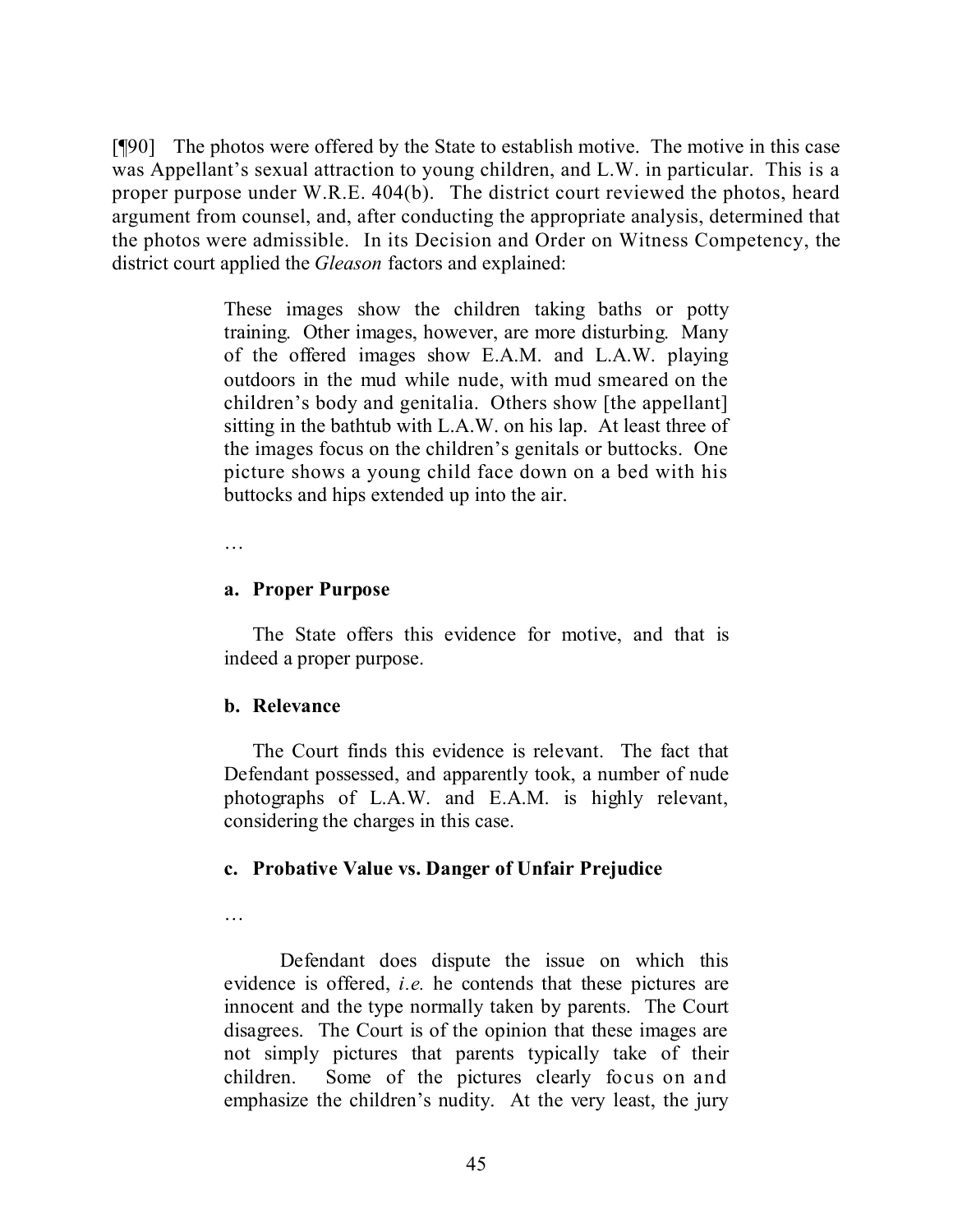[¶90] The photos were offered by the State to establish motive. The motive in this case was Appellant's sexual attraction to young children, and L.W. in particular. This is a proper purpose under W.R.E. 404(b). The district court reviewed the photos, heard argument from counsel, and, after conducting the appropriate analysis, determined that the photos were admissible. In its Decision and Order on Witness Competency, the district court applied the *Gleason* factors and explained:

> These images show the children taking baths or potty training. Other images, however, are more disturbing. Many of the offered images show E.A.M. and L.A.W. playing outdoors in the mud while nude, with mud smeared on the children's body and genitalia. Others show [the appellant] sitting in the bathtub with L.A.W. on his lap. At least three of the images focus on the children's genitals or buttocks. One picture shows a young child face down on a bed with his buttocks and hips extended up into the air.
>
> …
>
> **a. Proper Purpose**
>
> The State offers this evidence for motive, and that is indeed a proper purpose.
>
> **b. Relevance**
>
> The Court finds this evidence is relevant. The fact that Defendant possessed, and apparently took, a number of nude photographs of L.A.W. and E.A.M. is highly relevant, considering the charges in this case.
>
> **c. Probative Value vs. Danger of Unfair Prejudice**
>
> …
>
> Defendant does dispute the issue on which this evidence is offered, *i.e.* he contends that these pictures are innocent and the type normally taken by parents. The Court disagrees. The Court is of the opinion that these images are not simply pictures that parents typically take of their children. Some of the pictures clearly focus on and emphasize the children's nudity. At the very least, the jury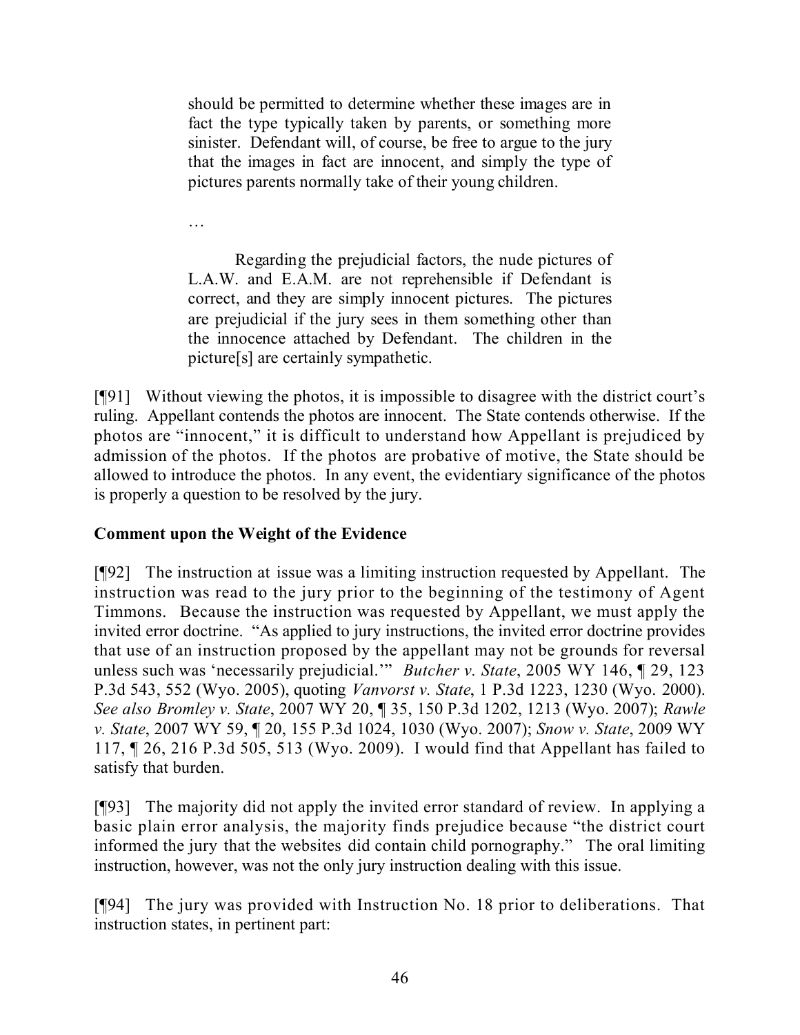> should be permitted to determine whether these images are in fact the type typically taken by parents, or something more sinister. Defendant will, of course, be free to argue to the jury that the images in fact are innocent, and simply the type of pictures parents normally take of their young children.
>
> …
>
> Regarding the prejudicial factors, the nude pictures of L.A.W. and E.A.M. are not reprehensible if Defendant is correct, and they are simply innocent pictures. The pictures are prejudicial if the jury sees in them something other than the innocence attached by Defendant. The children in the picture[s] are certainly sympathetic.

[¶91] Without viewing the photos, it is impossible to disagree with the district court's ruling. Appellant contends the photos are innocent. The State contends otherwise. If the photos are "innocent," it is difficult to understand how Appellant is prejudiced by admission of the photos. If the photos are probative of motive, the State should be allowed to introduce the photos. In any event, the evidentiary significance of the photos is properly a question to be resolved by the jury.

**Comment upon the Weight of the Evidence**

[¶92] The instruction at issue was a limiting instruction requested by Appellant. The instruction was read to the jury prior to the beginning of the testimony of Agent Timmons. Because the instruction was requested by Appellant, we must apply the invited error doctrine. "As applied to jury instructions, the invited error doctrine provides that use of an instruction proposed by the appellant may not be grounds for reversal unless such was 'necessarily prejudicial.'" *Butcher v. State*, 2005 WY 146, ¶ 29, 123 P.3d 543, 552 (Wyo. 2005), quoting *Vanvorst v. State*, 1 P.3d 1223, 1230 (Wyo. 2000). *See also Bromley v. State*, 2007 WY 20, ¶ 35, 150 P.3d 1202, 1213 (Wyo. 2007); *Rawle v. State*, 2007 WY 59, ¶ 20, 155 P.3d 1024, 1030 (Wyo. 2007); *Snow v. State*, 2009 WY 117, ¶ 26, 216 P.3d 505, 513 (Wyo. 2009). I would find that Appellant has failed to satisfy that burden.

[¶93] The majority did not apply the invited error standard of review. In applying a basic plain error analysis, the majority finds prejudice because "the district court informed the jury that the websites did contain child pornography." The oral limiting instruction, however, was not the only jury instruction dealing with this issue.

[¶94] The jury was provided with Instruction No. 18 prior to deliberations. That instruction states, in pertinent part: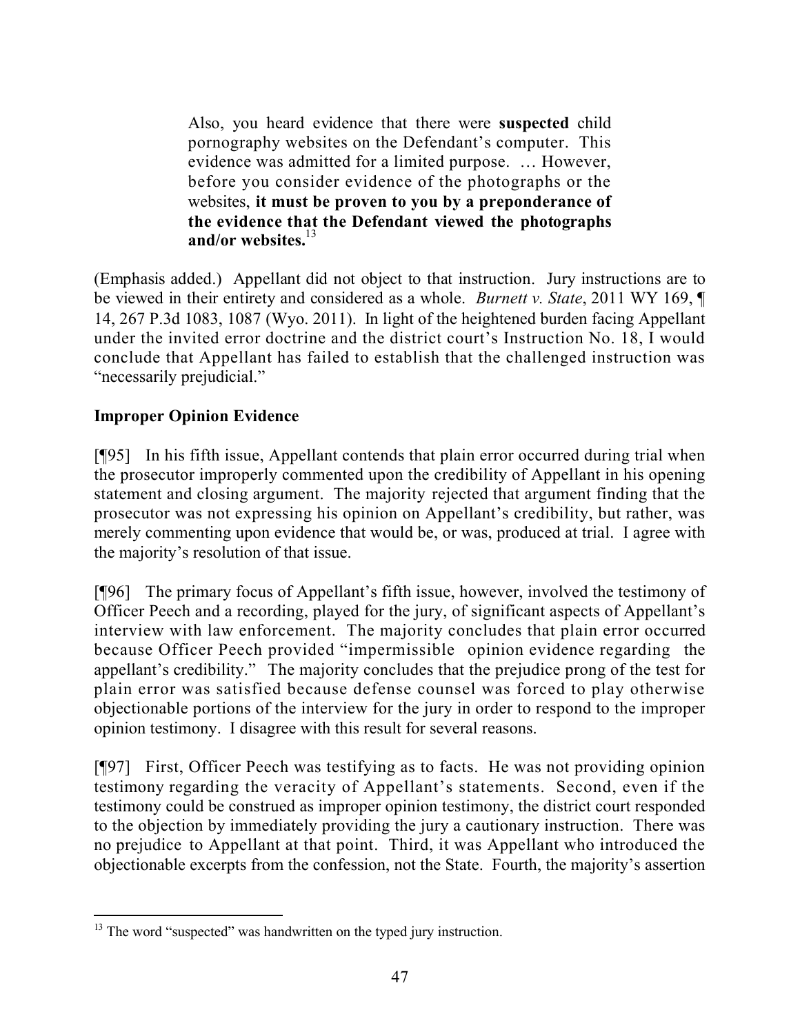> Also, you heard evidence that there were **suspected** child pornography websites on the Defendant's computer. This evidence was admitted for a limited purpose. … However, before you consider evidence of the photographs or the websites, **it must be proven to you by a preponderance of the evidence that the Defendant viewed the photographs and/or websites.**[13]

(Emphasis added.) Appellant did not object to that instruction. Jury instructions are to be viewed in their entirety and considered as a whole. *Burnett v. State*, 2011 WY 169, ¶ 14, 267 P.3d 1083, 1087 (Wyo. 2011). In light of the heightened burden facing Appellant under the invited error doctrine and the district court's Instruction No. 18, I would conclude that Appellant has failed to establish that the challenged instruction was "necessarily prejudicial."

**Improper Opinion Evidence**

[¶95] In his fifth issue, Appellant contends that plain error occurred during trial when the prosecutor improperly commented upon the credibility of Appellant in his opening statement and closing argument. The majority rejected that argument finding that the prosecutor was not expressing his opinion on Appellant's credibility, but rather, was merely commenting upon evidence that would be, or was, produced at trial. I agree with the majority's resolution of that issue.

[¶96] The primary focus of Appellant's fifth issue, however, involved the testimony of Officer Peech and a recording, played for the jury, of significant aspects of Appellant's interview with law enforcement. The majority concludes that plain error occurred because Officer Peech provided "impermissible opinion evidence regarding the appellant's credibility." The majority concludes that the prejudice prong of the test for plain error was satisfied because defense counsel was forced to play otherwise objectionable portions of the interview for the jury in order to respond to the improper opinion testimony. I disagree with this result for several reasons.

[¶97] First, Officer Peech was testifying as to facts. He was not providing opinion testimony regarding the veracity of Appellant's statements. Second, even if the testimony could be construed as improper opinion testimony, the district court responded to the objection by immediately providing the jury a cautionary instruction. There was no prejudice to Appellant at that point. Third, it was Appellant who introduced the objectionable excerpts from the confession, not the State. Fourth, the majority's assertion

---

[13] The word "suspected" was handwritten on the typed jury instruction.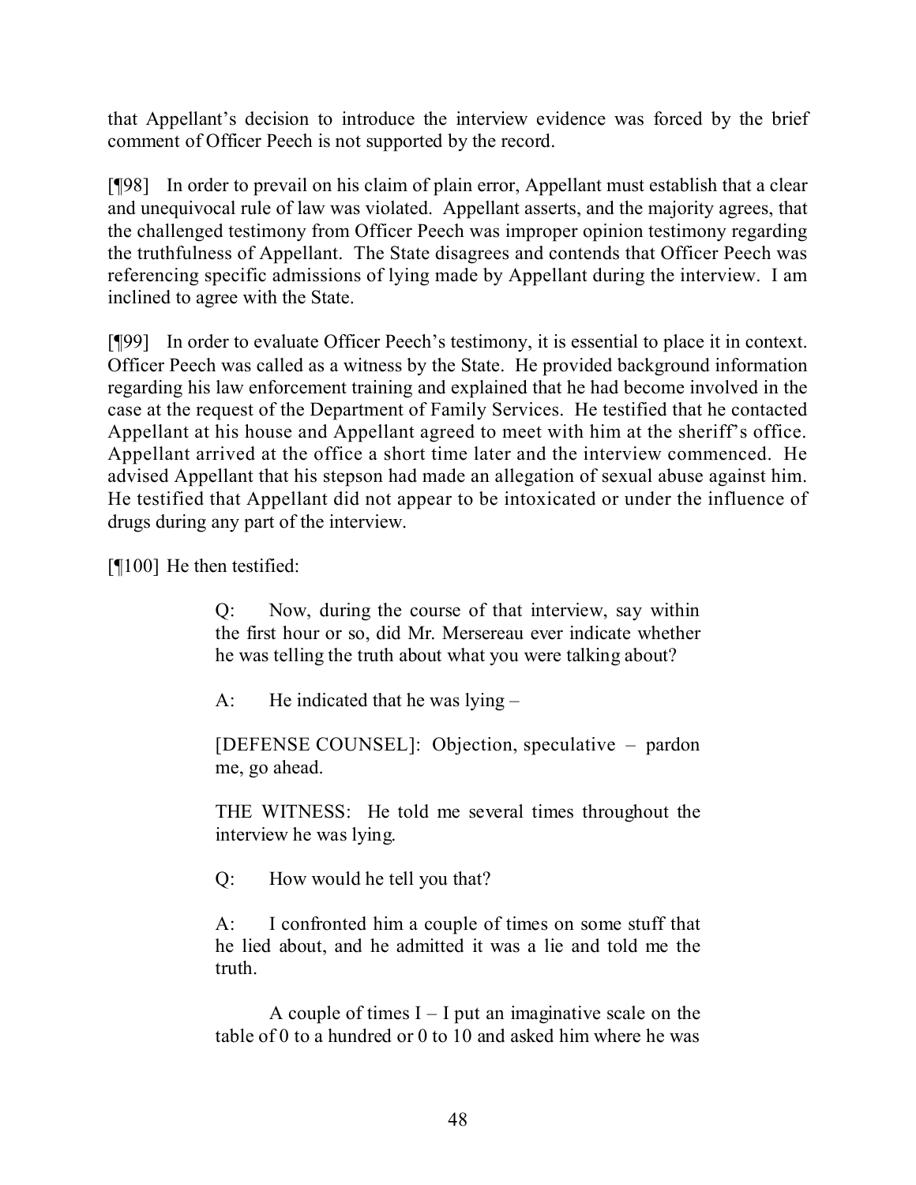that Appellant's decision to introduce the interview evidence was forced by the brief comment of Officer Peech is not supported by the record.

[¶98] In order to prevail on his claim of plain error, Appellant must establish that a clear and unequivocal rule of law was violated. Appellant asserts, and the majority agrees, that the challenged testimony from Officer Peech was improper opinion testimony regarding the truthfulness of Appellant. The State disagrees and contends that Officer Peech was referencing specific admissions of lying made by Appellant during the interview. I am inclined to agree with the State.

[¶99] In order to evaluate Officer Peech's testimony, it is essential to place it in context. Officer Peech was called as a witness by the State. He provided background information regarding his law enforcement training and explained that he had become involved in the case at the request of the Department of Family Services. He testified that he contacted Appellant at his house and Appellant agreed to meet with him at the sheriff's office. Appellant arrived at the office a short time later and the interview commenced. He advised Appellant that his stepson had made an allegation of sexual abuse against him. He testified that Appellant did not appear to be intoxicated or under the influence of drugs during any part of the interview.

[¶100] He then testified:

> Q: Now, during the course of that interview, say within the first hour or so, did Mr. Mersereau ever indicate whether he was telling the truth about what you were talking about?
>
> A: He indicated that he was lying –
>
> [DEFENSE COUNSEL]: Objection, speculative – pardon me, go ahead.
>
> THE WITNESS: He told me several times throughout the interview he was lying.
>
> Q: How would he tell you that?
>
> A: I confronted him a couple of times on some stuff that he lied about, and he admitted it was a lie and told me the truth.
>
> A couple of times I – I put an imaginative scale on the table of 0 to a hundred or 0 to 10 and asked him where he was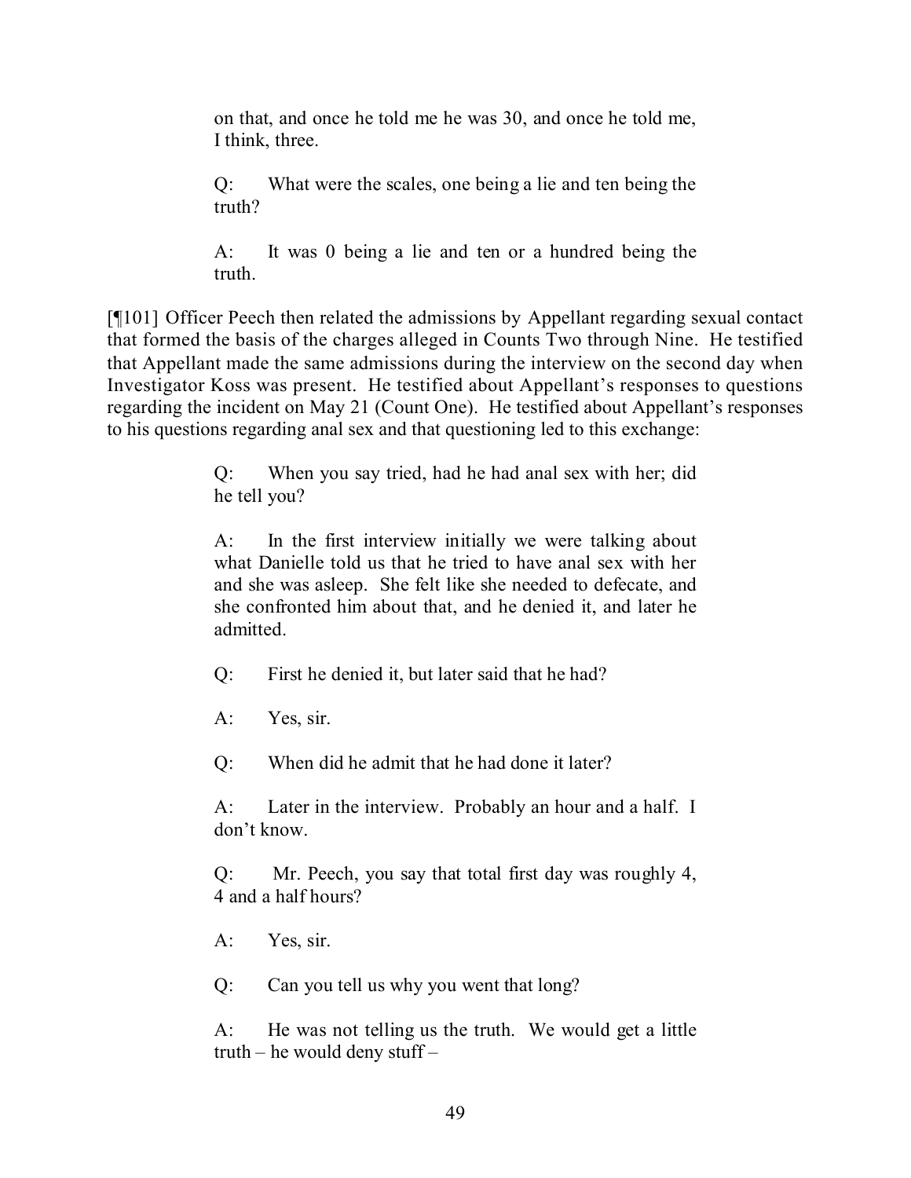> on that, and once he told me he was 30, and once he told me, I think, three.
>
> Q: What were the scales, one being a lie and ten being the truth?
>
> A: It was 0 being a lie and ten or a hundred being the truth.

[¶101] Officer Peech then related the admissions by Appellant regarding sexual contact that formed the basis of the charges alleged in Counts Two through Nine. He testified that Appellant made the same admissions during the interview on the second day when Investigator Koss was present. He testified about Appellant's responses to questions regarding the incident on May 21 (Count One). He testified about Appellant's responses to his questions regarding anal sex and that questioning led to this exchange:

> Q: When you say tried, had he had anal sex with her; did he tell you?
>
> A: In the first interview initially we were talking about what Danielle told us that he tried to have anal sex with her and she was asleep. She felt like she needed to defecate, and she confronted him about that, and he denied it, and later he admitted.
>
> Q: First he denied it, but later said that he had?
>
> A: Yes, sir.
>
> Q: When did he admit that he had done it later?
>
> A: Later in the interview. Probably an hour and a half. I don't know.
>
> Q: Mr. Peech, you say that total first day was roughly 4, 4 and a half hours?
>
> A: Yes, sir.
>
> Q: Can you tell us why you went that long?
>
> A: He was not telling us the truth. We would get a little truth – he would deny stuff –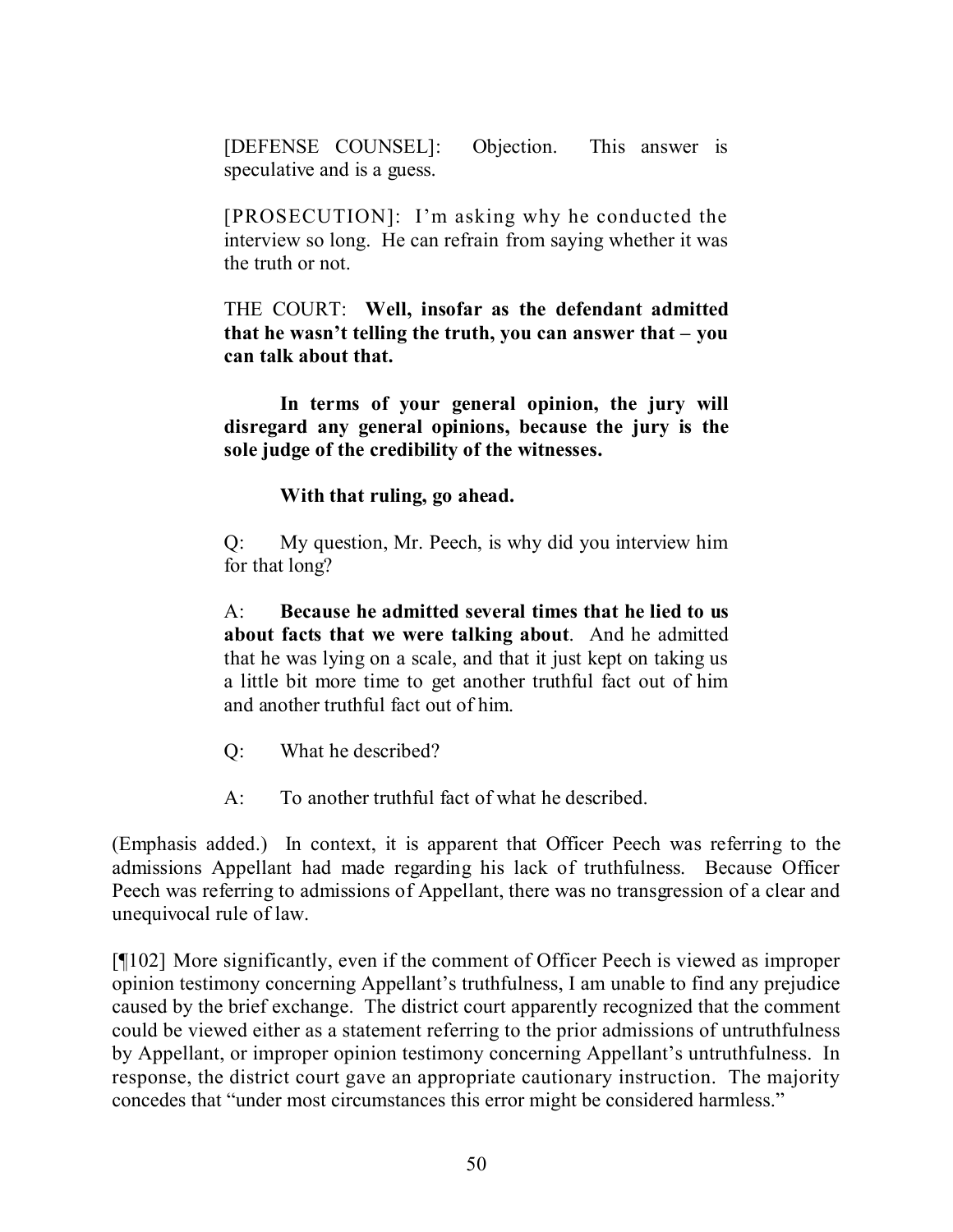> [DEFENSE COUNSEL]: Objection. This answer is speculative and is a guess.
>
> [PROSECUTION]: I'm asking why he conducted the interview so long. He can refrain from saying whether it was the truth or not.
>
> THE COURT: **Well, insofar as the defendant admitted that he wasn't telling the truth, you can answer that – you can talk about that.**
>
> **In terms of your general opinion, the jury will disregard any general opinions, because the jury is the sole judge of the credibility of the witnesses.**
>
> **With that ruling, go ahead.**
>
> Q: My question, Mr. Peech, is why did you interview him for that long?
>
> A: **Because he admitted several times that he lied to us about facts that we were talking about**. And he admitted that he was lying on a scale, and that it just kept on taking us a little bit more time to get another truthful fact out of him and another truthful fact out of him.
>
> Q: What he described?
>
> A: To another truthful fact of what he described.

(Emphasis added.) In context, it is apparent that Officer Peech was referring to the admissions Appellant had made regarding his lack of truthfulness. Because Officer Peech was referring to admissions of Appellant, there was no transgression of a clear and unequivocal rule of law.

[¶102] More significantly, even if the comment of Officer Peech is viewed as improper opinion testimony concerning Appellant's truthfulness, I am unable to find any prejudice caused by the brief exchange. The district court apparently recognized that the comment could be viewed either as a statement referring to the prior admissions of untruthfulness by Appellant, or improper opinion testimony concerning Appellant's untruthfulness. In response, the district court gave an appropriate cautionary instruction. The majority concedes that "under most circumstances this error might be considered harmless."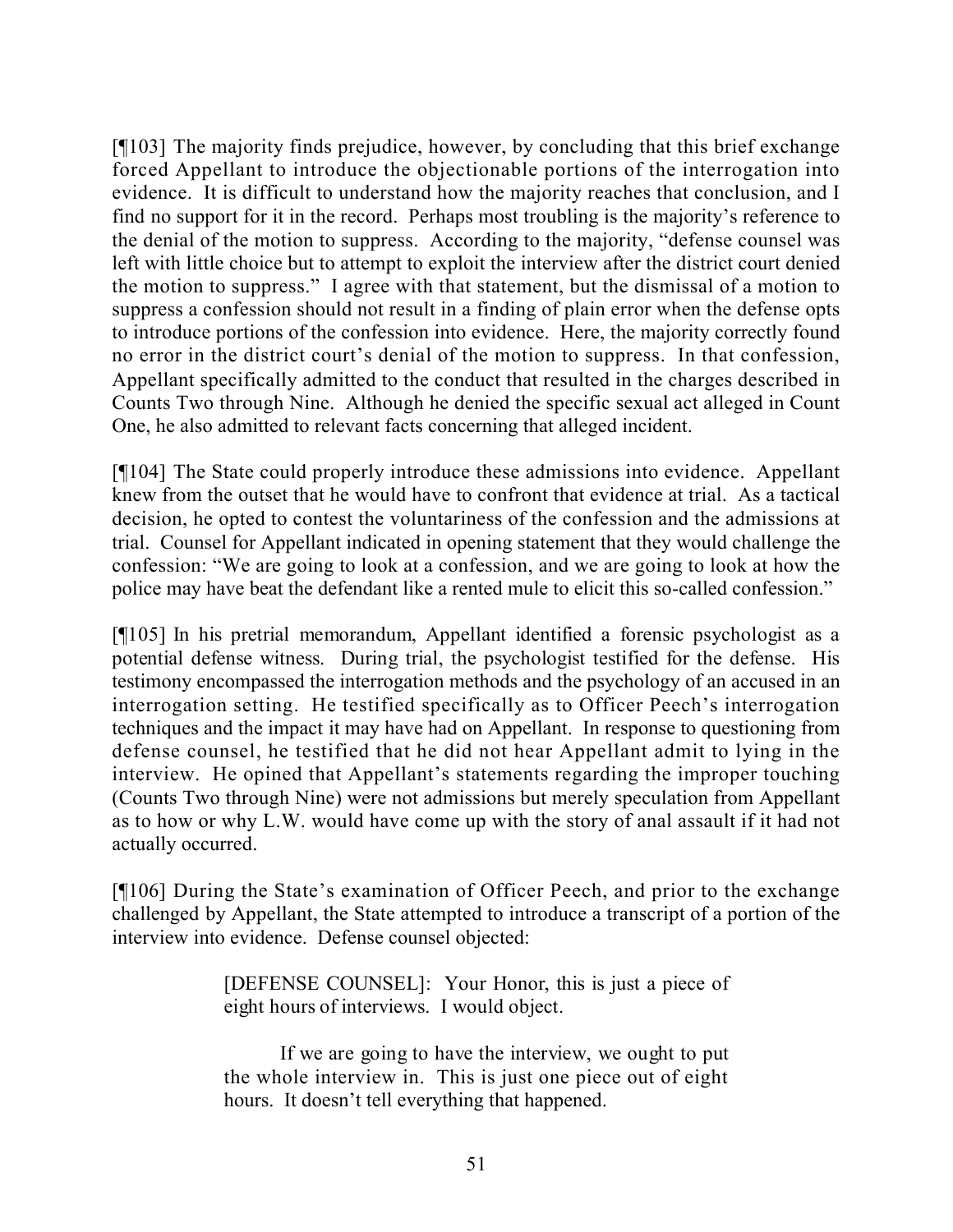[¶103] The majority finds prejudice, however, by concluding that this brief exchange forced Appellant to introduce the objectionable portions of the interrogation into evidence. It is difficult to understand how the majority reaches that conclusion, and I find no support for it in the record. Perhaps most troubling is the majority's reference to the denial of the motion to suppress. According to the majority, "defense counsel was left with little choice but to attempt to exploit the interview after the district court denied the motion to suppress." I agree with that statement, but the dismissal of a motion to suppress a confession should not result in a finding of plain error when the defense opts to introduce portions of the confession into evidence. Here, the majority correctly found no error in the district court's denial of the motion to suppress. In that confession, Appellant specifically admitted to the conduct that resulted in the charges described in Counts Two through Nine. Although he denied the specific sexual act alleged in Count One, he also admitted to relevant facts concerning that alleged incident.

[¶104] The State could properly introduce these admissions into evidence. Appellant knew from the outset that he would have to confront that evidence at trial. As a tactical decision, he opted to contest the voluntariness of the confession and the admissions at trial. Counsel for Appellant indicated in opening statement that they would challenge the confession: "We are going to look at a confession, and we are going to look at how the police may have beat the defendant like a rented mule to elicit this so-called confession."

[¶105] In his pretrial memorandum, Appellant identified a forensic psychologist as a potential defense witness. During trial, the psychologist testified for the defense. His testimony encompassed the interrogation methods and the psychology of an accused in an interrogation setting. He testified specifically as to Officer Peech's interrogation techniques and the impact it may have had on Appellant. In response to questioning from defense counsel, he testified that he did not hear Appellant admit to lying in the interview. He opined that Appellant's statements regarding the improper touching (Counts Two through Nine) were not admissions but merely speculation from Appellant as to how or why L.W. would have come up with the story of anal assault if it had not actually occurred.

[¶106] During the State's examination of Officer Peech, and prior to the exchange challenged by Appellant, the State attempted to introduce a transcript of a portion of the interview into evidence. Defense counsel objected:

> [DEFENSE COUNSEL]: Your Honor, this is just a piece of eight hours of interviews. I would object.
>
> If we are going to have the interview, we ought to put the whole interview in. This is just one piece out of eight hours. It doesn't tell everything that happened.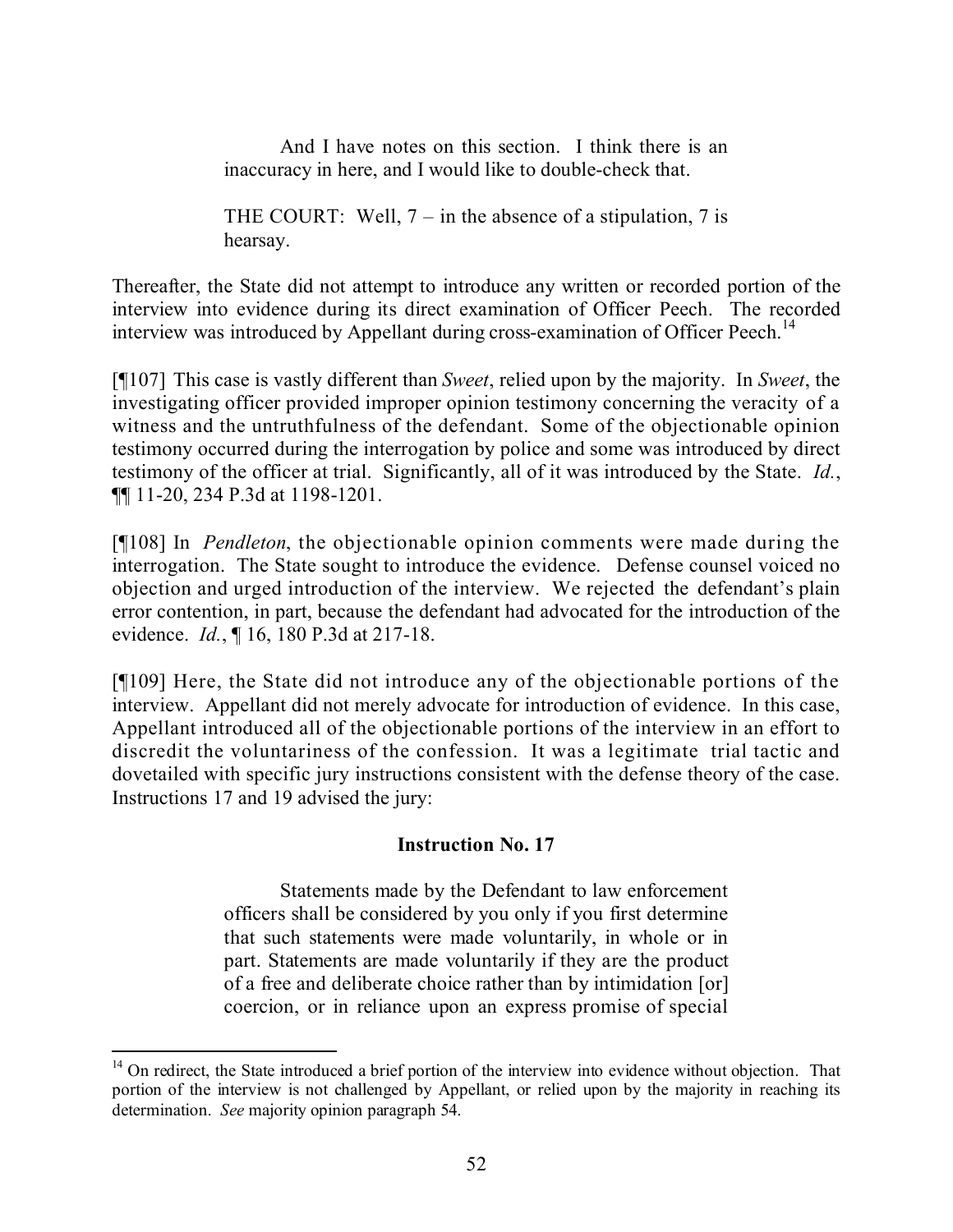> And I have notes on this section. I think there is an inaccuracy in here, and I would like to double-check that.
>
> THE COURT: Well, 7 – in the absence of a stipulation, 7 is hearsay.

Thereafter, the State did not attempt to introduce any written or recorded portion of the interview into evidence during its direct examination of Officer Peech. The recorded interview was introduced by Appellant during cross-examination of Officer Peech.[14]

[¶107] This case is vastly different than *Sweet*, relied upon by the majority. In *Sweet*, the investigating officer provided improper opinion testimony concerning the veracity of a witness and the untruthfulness of the defendant. Some of the objectionable opinion testimony occurred during the interrogation by police and some was introduced by direct testimony of the officer at trial. Significantly, all of it was introduced by the State. *Id.*, ¶¶ 11-20, 234 P.3d at 1198-1201.

[¶108] In *Pendleton*, the objectionable opinion comments were made during the interrogation. The State sought to introduce the evidence. Defense counsel voiced no objection and urged introduction of the interview. We rejected the defendant's plain error contention, in part, because the defendant had advocated for the introduction of the evidence. *Id.*, ¶ 16, 180 P.3d at 217-18.

[¶109] Here, the State did not introduce any of the objectionable portions of the interview. Appellant did not merely advocate for introduction of evidence. In this case, Appellant introduced all of the objectionable portions of the interview in an effort to discredit the voluntariness of the confession. It was a legitimate trial tactic and dovetailed with specific jury instructions consistent with the defense theory of the case. Instructions 17 and 19 advised the jury:

**Instruction No. 17**

> Statements made by the Defendant to law enforcement officers shall be considered by you only if you first determine that such statements were made voluntarily, in whole or in part. Statements are made voluntarily if they are the product of a free and deliberate choice rather than by intimidation [or] coercion, or in reliance upon an express promise of special

---

[14] On redirect, the State introduced a brief portion of the interview into evidence without objection. That portion of the interview is not challenged by Appellant, or relied upon by the majority in reaching its determination. *See* majority opinion paragraph 54.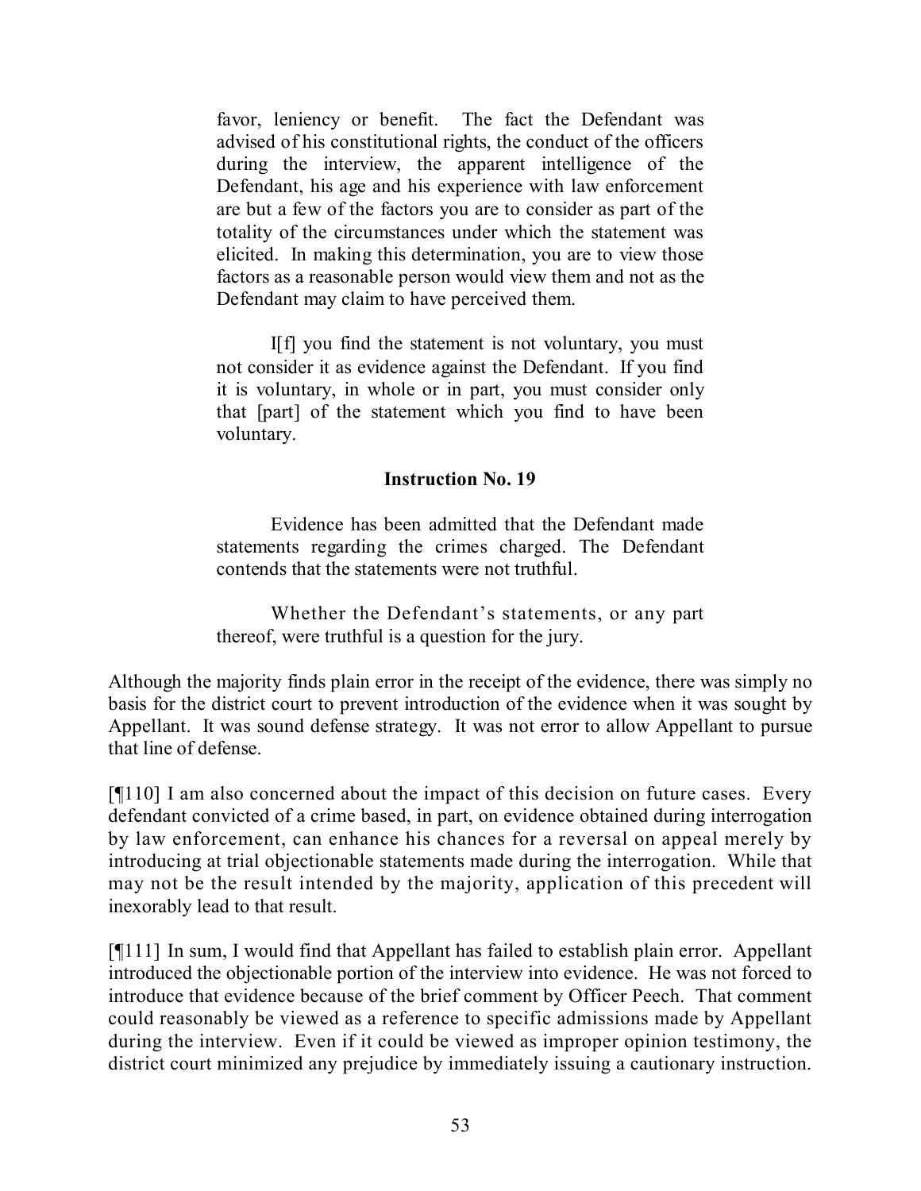> favor, leniency or benefit. The fact the Defendant was advised of his constitutional rights, the conduct of the officers during the interview, the apparent intelligence of the Defendant, his age and his experience with law enforcement are but a few of the factors you are to consider as part of the totality of the circumstances under which the statement was elicited. In making this determination, you are to view those factors as a reasonable person would view them and not as the Defendant may claim to have perceived them.
>
> I[f] you find the statement is not voluntary, you must not consider it as evidence against the Defendant. If you find it is voluntary, in whole or in part, you must consider only that [part] of the statement which you find to have been voluntary.
>
> **Instruction No. 19**
>
> Evidence has been admitted that the Defendant made statements regarding the crimes charged. The Defendant contends that the statements were not truthful.
>
> Whether the Defendant's statements, or any part thereof, were truthful is a question for the jury.

Although the majority finds plain error in the receipt of the evidence, there was simply no basis for the district court to prevent introduction of the evidence when it was sought by Appellant. It was sound defense strategy. It was not error to allow Appellant to pursue that line of defense.

[¶110] I am also concerned about the impact of this decision on future cases. Every defendant convicted of a crime based, in part, on evidence obtained during interrogation by law enforcement, can enhance his chances for a reversal on appeal merely by introducing at trial objectionable statements made during the interrogation. While that may not be the result intended by the majority, application of this precedent will inexorably lead to that result.

[¶111] In sum, I would find that Appellant has failed to establish plain error. Appellant introduced the objectionable portion of the interview into evidence. He was not forced to introduce that evidence because of the brief comment by Officer Peech. That comment could reasonably be viewed as a reference to specific admissions made by Appellant during the interview. Even if it could be viewed as improper opinion testimony, the district court minimized any prejudice by immediately issuing a cautionary instruction.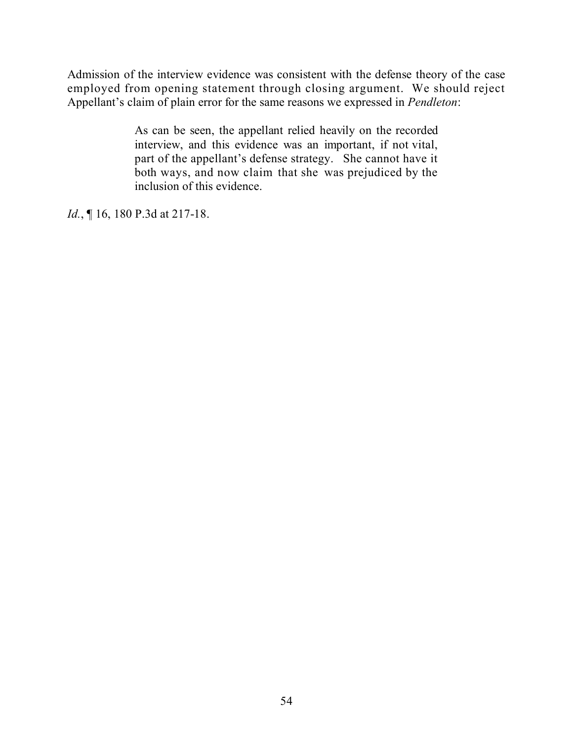Admission of the interview evidence was consistent with the defense theory of the case employed from opening statement through closing argument. We should reject Appellant's claim of plain error for the same reasons we expressed in *Pendleton*:

> As can be seen, the appellant relied heavily on the recorded interview, and this evidence was an important, if not vital, part of the appellant's defense strategy. She cannot have it both ways, and now claim that she was prejudiced by the inclusion of this evidence.

*Id.*, ¶ 16, 180 P.3d at 217-18.